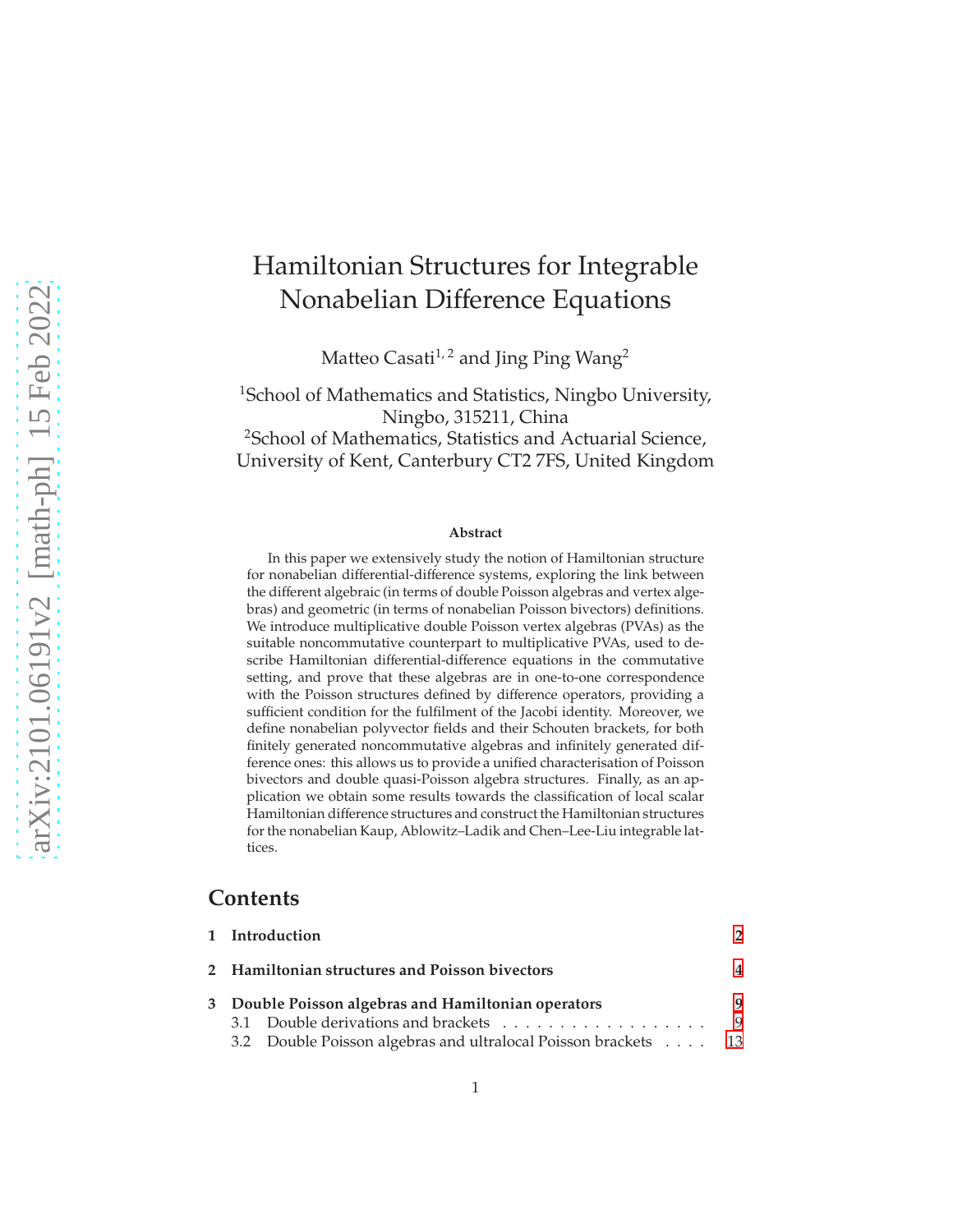# Hamiltonian Structures for Integrable Nonabelian Difference Equations

Matteo Casati[1, 2] and Jing Ping Wang[2]

[1]School of Mathematics and Statistics, Ningbo University, Ningbo, 315211, China

[2]School of Mathematics, Statistics and Actuarial Science, University of Kent, Canterbury CT2 7FS, United Kingdom

### Abstract

In this paper we extensively study the notion of Hamiltonian structure for nonabelian differential-difference systems, exploring the link between the different algebraic (in terms of double Poisson algebras and vertex algebras) and geometric (in terms of nonabelian Poisson bivectors) definitions. We introduce multiplicative double Poisson vertex algebras (PVAs) as the suitable noncommutative counterpart to multiplicative PVAs, used to describe Hamiltonian differential-difference equations in the commutative setting, and prove that these algebras are in one-to-one correspondence with the Poisson structures defined by difference operators, providing a sufficient condition for the fulfilment of the Jacobi identity. Moreover, we define nonabelian polyvector fields and their Schouten brackets, for both finitely generated noncommutative algebras and infinitely generated difference ones: this allows us to provide a unified characterisation of Poisson bivectors and double quasi-Poisson algebra structures. Finally, as an application we obtain some results towards the classification of local scalar Hamiltonian difference structures and construct the Hamiltonian structures for the nonabelian Kaup, Ablowitz–Ladik and Chen–Lee-Liu integrable lattices.

## Contents

**1 Introduction** 2

**2 Hamiltonian structures and Poisson bivectors** 4

**3 Double Poisson algebras and Hamiltonian operators** 9

3.1 Double derivations and brackets . . . . . . . . . . . . . . . . . . . 9

3.2 Double Poisson algebras and ultralocal Poisson brackets . . . . 13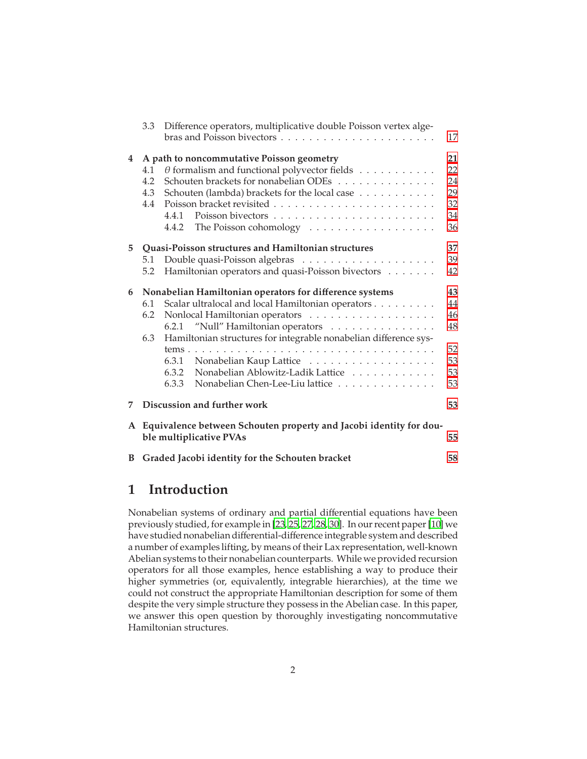3.3 Difference operators, multiplicative double Poisson vertex algebras and Poisson bivectors . . . . . . . . . . 17

**4 A path to noncommutative Poisson geometry** **21**
- 4.1 $\theta$ formalism and functional polyvector fields . . . . . . 22
- 4.2 Schouten brackets for nonabelian ODEs . . . . . . 24
- 4.3 Schouten (lambda) brackets for the local case . . . . . . 29
- 4.4 Poisson bracket revisited . . . . . . 32
  - 4.4.1 Poisson bivectors . . . . . . 34
  - 4.4.2 The Poisson cohomology . . . . . . 36

**5 Quasi-Poisson structures and Hamiltonian structures** **37**
- 5.1 Double quasi-Poisson algebras . . . . . . 39
- 5.2 Hamiltonian operators and quasi-Poisson bivectors . . . . . . 42

**6 Nonabelian Hamiltonian operators for difference systems** **43**
- 6.1 Scalar ultralocal and local Hamiltonian operators . . . . . . 44
- 6.2 Nonlocal Hamiltonian operators . . . . . . 46
  - 6.2.1 "Null" Hamiltonian operators . . . . . . 48
- 6.3 Hamiltonian structures for integrable nonabelian difference systems . . . . . . 52
  - 6.3.1 Nonabelian Kaup Lattice . . . . . . 53
  - 6.3.2 Nonabelian Ablowitz-Ladik Lattice . . . . . . 53
  - 6.3.3 Nonabelian Chen-Lee-Liu lattice . . . . . . 53

**7 Discussion and further work** **53**

**A Equivalence between Schouten property and Jacobi identity for double multiplicative PVAs** **55**

**B Graded Jacobi identity for the Schouten bracket** **58**

# 1 Introduction

Nonabelian systems of ordinary and partial differential equations have been previously studied, for example in [23, 25, 27, 28, 30]. In our recent paper [10] we have studied nonabelian differential-difference integrable system and described a number of examples lifting, by means of their Lax representation, well-known Abelian systems to their nonabelian counterparts. While we provided recursion operators for all those examples, hence establishing a way to produce their higher symmetries (or, equivalently, integrable hierarchies), at the time we could not construct the appropriate Hamiltonian description for some of them despite the very simple structure they possess in the Abelian case. In this paper, we answer this open question by thoroughly investigating noncommutative Hamiltonian structures.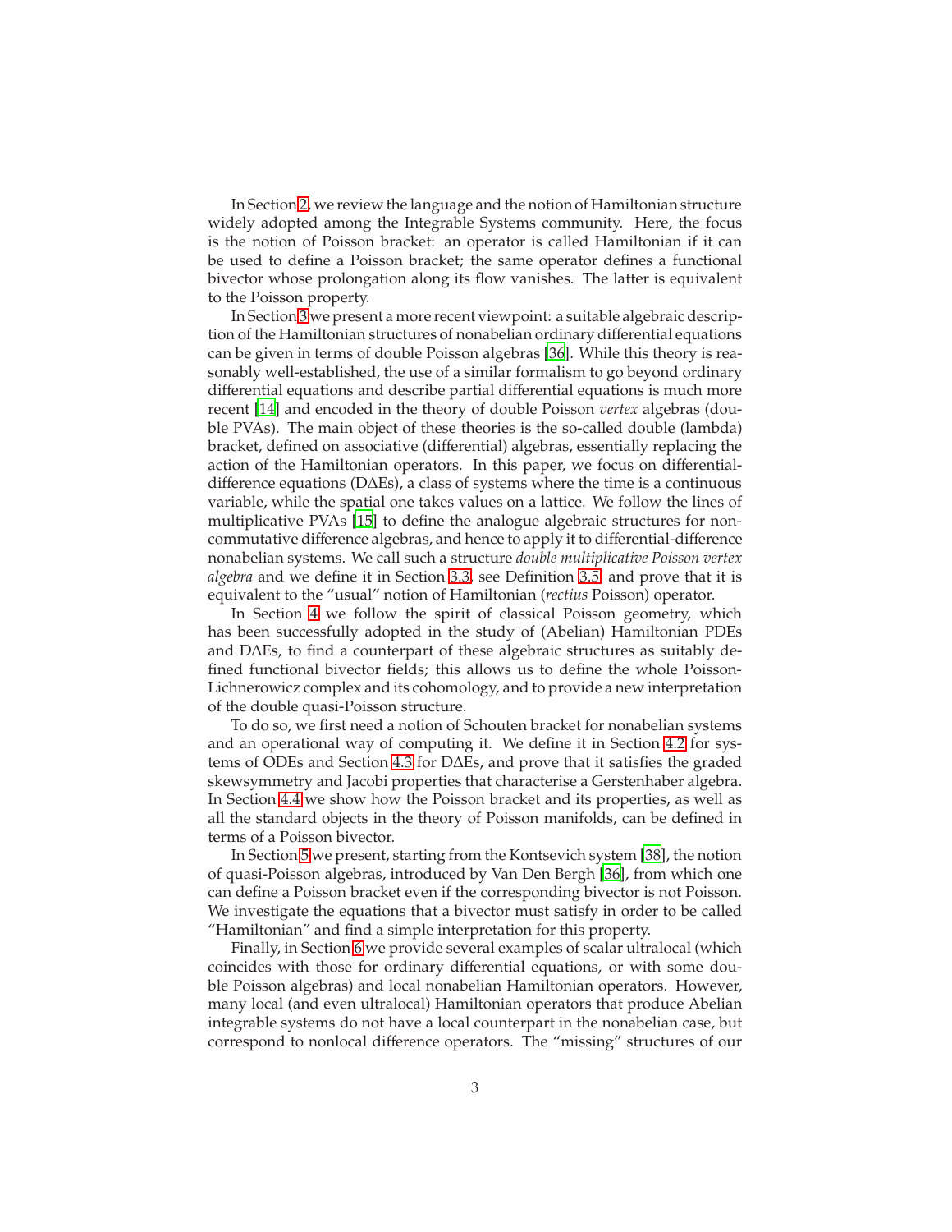In Section 2, we review the language and the notion of Hamiltonian structure widely adopted among the Integrable Systems community. Here, the focus is the notion of Poisson bracket: an operator is called Hamiltonian if it can be used to define a Poisson bracket; the same operator defines a functional bivector whose prolongation along its flow vanishes. The latter is equivalent to the Poisson property.

In Section 3 we present a more recent viewpoint: a suitable algebraic description of the Hamiltonian structures of nonabelian ordinary differential equations can be given in terms of double Poisson algebras [36]. While this theory is reasonably well-established, the use of a similar formalism to go beyond ordinary differential equations and describe partial differential equations is much more recent [14] and encoded in the theory of double Poisson *vertex* algebras (double PVAs). The main object of these theories is the so-called double (lambda) bracket, defined on associative (differential) algebras, essentially replacing the action of the Hamiltonian operators. In this paper, we focus on differential-difference equations (DΔEs), a class of systems where the time is a continuous variable, while the spatial one takes values on a lattice. We follow the lines of multiplicative PVAs [15] to define the analogue algebraic structures for non-commutative difference algebras, and hence to apply it to differential-difference nonabelian systems. We call such a structure *double multiplicative Poisson vertex algebra* and we define it in Section 3.3, see Definition 3.5, and prove that it is equivalent to the "usual" notion of Hamiltonian (*rectius* Poisson) operator.

In Section 4 we follow the spirit of classical Poisson geometry, which has been successfully adopted in the study of (Abelian) Hamiltonian PDEs and DΔEs, to find a counterpart of these algebraic structures as suitably defined functional bivector fields; this allows us to define the whole Poisson-Lichnerowicz complex and its cohomology, and to provide a new interpretation of the double quasi-Poisson structure.

To do so, we first need a notion of Schouten bracket for nonabelian systems and an operational way of computing it. We define it in Section 4.2 for systems of ODEs and Section 4.3 for DΔEs, and prove that it satisfies the graded skewsymmetry and Jacobi properties that characterise a Gerstenhaber algebra. In Section 4.4 we show how the Poisson bracket and its properties, as well as all the standard objects in the theory of Poisson manifolds, can be defined in terms of a Poisson bivector.

In Section 5 we present, starting from the Kontsevich system [38], the notion of quasi-Poisson algebras, introduced by Van Den Bergh [36], from which one can define a Poisson bracket even if the corresponding bivector is not Poisson. We investigate the equations that a bivector must satisfy in order to be called "Hamiltonian" and find a simple interpretation for this property.

Finally, in Section 6 we provide several examples of scalar ultralocal (which coincides with those for ordinary differential equations, or with some double Poisson algebras) and local nonabelian Hamiltonian operators. However, many local (and even ultralocal) Hamiltonian operators that produce Abelian integrable systems do not have a local counterpart in the nonabelian case, but correspond to nonlocal difference operators. The "missing" structures of our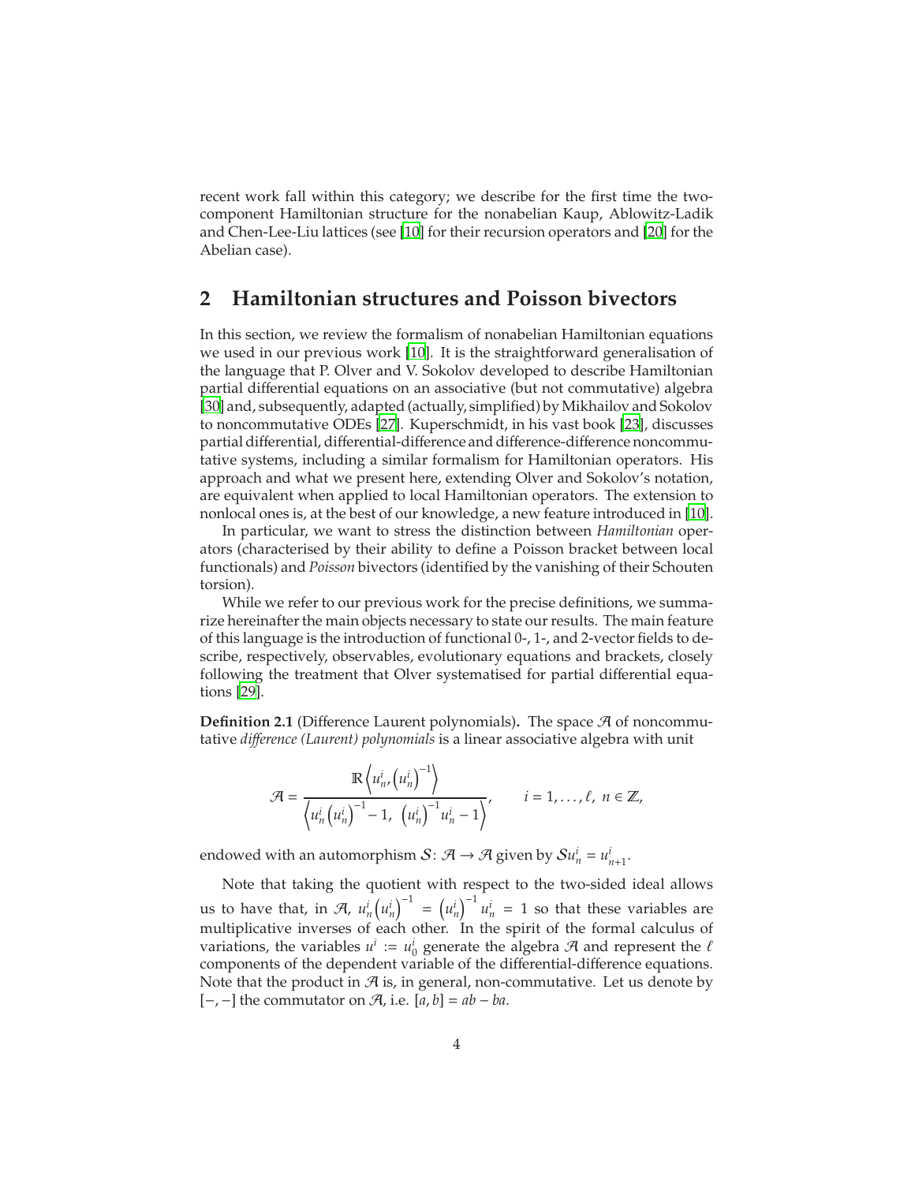recent work fall within this category; we describe for the first time the two-component Hamiltonian structure for the nonabelian Kaup, Ablowitz-Ladik and Chen-Lee-Liu lattices (see [10] for their recursion operators and [20] for the Abelian case).

## 2 Hamiltonian structures and Poisson bivectors

In this section, we review the formalism of nonabelian Hamiltonian equations we used in our previous work [10]. It is the straightforward generalisation of the language that P. Olver and V. Sokolov developed to describe Hamiltonian partial differential equations on an associative (but not commutative) algebra [30] and, subsequently, adapted (actually, simplified) by Mikhailov and Sokolov to noncommutative ODEs [27]. Kuperschmidt, in his vast book [23], discusses partial differential, differential-difference and difference-difference noncommutative systems, including a similar formalism for Hamiltonian operators. His approach and what we present here, extending Olver and Sokolov's notation, are equivalent when applied to local Hamiltonian operators. The extension to nonlocal ones is, at the best of our knowledge, a new feature introduced in [10].

In particular, we want to stress the distinction between *Hamiltonian* operators (characterised by their ability to define a Poisson bracket between local functionals) and *Poisson* bivectors (identified by the vanishing of their Schouten torsion).

While we refer to our previous work for the precise definitions, we summarize hereinafter the main objects necessary to state our results. The main feature of this language is the introduction of functional 0-, 1-, and 2-vector fields to describe, respectively, observables, evolutionary equations and brackets, closely following the treatment that Olver systematised for partial differential equations [29].

**Definition 2.1** (Difference Laurent polynomials)**.** The space $\mathcal{A}$ of noncommutative *difference (Laurent) polynomials* is a linear associative algebra with unit

$$\mathcal{A} = \frac{\mathbb{R}\left\langle u^i_n, \left(u^i_n\right)^{-1}\right\rangle}{\left\langle u^i_n \left(u^i_n\right)^{-1} - 1,\ \left(u^i_n\right)^{-1} u^i_n - 1\right\rangle}, \qquad i = 1, \dots, \ell,\ n \in \mathbb{Z},$$

endowed with an automorphism $\mathcal{S}\colon \mathcal{A} \to \mathcal{A}$ given by $\mathcal{S} u^i_n = u^i_{n+1}$.

Note that taking the quotient with respect to the two-sided ideal allows us to have that, in $\mathcal{A}$, $u^i_n \left(u^i_n\right)^{-1} = \left(u^i_n\right)^{-1} u^i_n = 1$ so that these variables are multiplicative inverses of each other. In the spirit of the formal calculus of variations, the variables $u^i := u^i_0$ generate the algebra $\mathcal{A}$ and represent the $\ell$ components of the dependent variable of the differential-difference equations. Note that the product in $\mathcal{A}$ is, in general, non-commutative. Let us denote by $[-,-]$ the commutator on $\mathcal{A}$, i.e. $[a, b] = ab - ba$.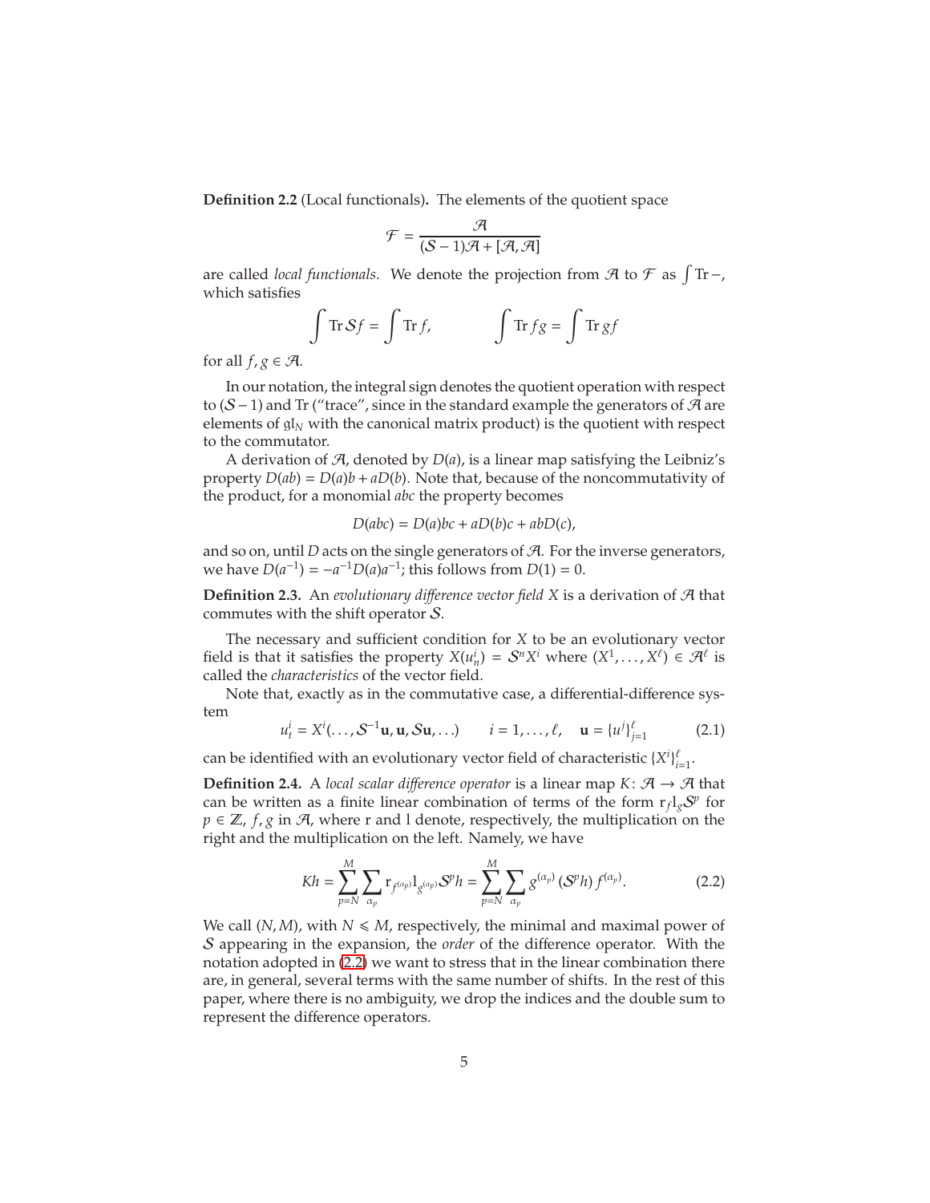**Definition 2.2** (Local functionals)**.** The elements of the quotient space

$$\mathcal{F} = \frac{\mathcal{A}}{(\mathcal{S}-1)\mathcal{A} + [\mathcal{A},\mathcal{A}]}$$

are called *local functionals*. We denote the projection from $\mathcal{A}$ to $\mathcal{F}$ as $\int \operatorname{Tr} -$, which satisfies

$$\int \operatorname{Tr} \mathcal{S}f = \int \operatorname{Tr} f, \qquad \int \operatorname{Tr} fg = \int \operatorname{Tr} gf$$

for all $f, g \in \mathcal{A}$.

In our notation, the integral sign denotes the quotient operation with respect to $(\mathcal{S}-1)$ and Tr ("trace", since in the standard example the generators of $\mathcal{A}$ are elements of $\mathfrak{gl}_N$ with the canonical matrix product) is the quotient with respect to the commutator.

A derivation of $\mathcal{A}$, denoted by $D(a)$, is a linear map satisfying the Leibniz's property $D(ab) = D(a)b + aD(b)$. Note that, because of the noncommutativity of the product, for a monomial $abc$ the property becomes

$$D(abc) = D(a)bc + aD(b)c + abD(c),$$

and so on, until $D$ acts on the single generators of $\mathcal{A}$. For the inverse generators, we have $D(a^{-1}) = -a^{-1}D(a)a^{-1}$; this follows from $D(1) = 0$.

**Definition 2.3.** An *evolutionary difference vector field* $X$ is a derivation of $\mathcal{A}$ that commutes with the shift operator $\mathcal{S}$.

The necessary and sufficient condition for $X$ to be an evolutionary vector field is that it satisfies the property $X(u^i_n) = \mathcal{S}^n X^i$ where $(X^1, \ldots, X^\ell) \in \mathcal{A}^\ell$ is called the *characteristics* of the vector field.

Note that, exactly as in the commutative case, a differential-difference system

$$u^i_t = X^i(\ldots, \mathcal{S}^{-1}\mathbf{u}, \mathbf{u}, \mathcal{S}\mathbf{u}, \ldots) \qquad i = 1, \ldots, \ell, \quad \mathbf{u} = \{u^j\}_{j=1}^{\ell} \tag{2.1}$$

can be identified with an evolutionary vector field of characteristic $\{X^i\}_{i=1}^{\ell}$.

**Definition 2.4.** A *local scalar difference operator* is a linear map $K\colon \mathcal{A} \to \mathcal{A}$ that can be written as a finite linear combination of terms of the form $\mathrm{r}_f \mathrm{l}_g \mathcal{S}^p$ for $p \in \mathbb{Z}$, $f, g$ in $\mathcal{A}$, where r and l denote, respectively, the multiplication on the right and the multiplication on the left. Namely, we have

$$Kh = \sum_{p=N}^{M} \sum_{\alpha_p} \mathrm{r}_{f^{(\alpha_p)}} \mathrm{l}_{g^{(\alpha_p)}} \mathcal{S}^p h = \sum_{p=N}^{M} \sum_{\alpha_p} g^{(\alpha_p)} \left(\mathcal{S}^p h\right) f^{(\alpha_p)}. \tag{2.2}$$

We call $(N, M)$, with $N \leqslant M$, respectively, the minimal and maximal power of $\mathcal{S}$ appearing in the expansion, the *order* of the difference operator. With the notation adopted in (2.2) we want to stress that in the linear combination there are, in general, several terms with the same number of shifts. In the rest of this paper, where there is no ambiguity, we drop the indices and the double sum to represent the difference operators.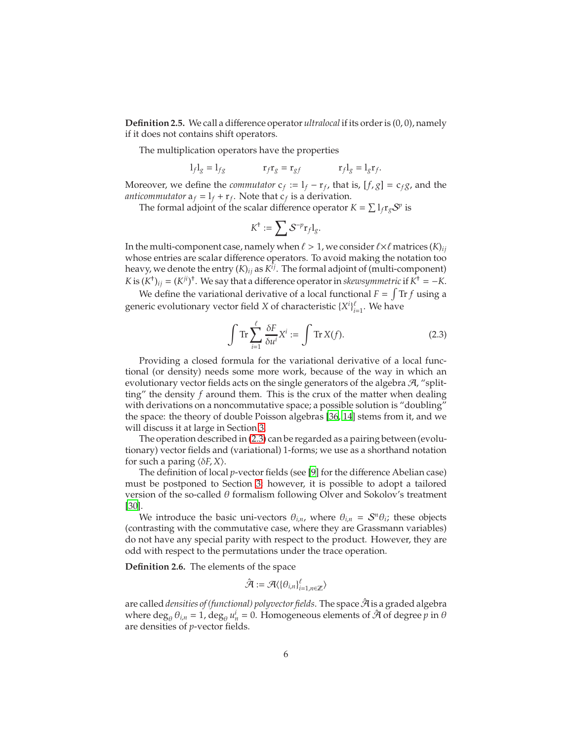**Definition 2.5.** We call a difference operator *ultralocal* if its order is $(0, 0)$, namely if it does not contains shift operators.

The multiplication operators have the properties

$$\mathrm{l}_f \mathrm{l}_g = \mathrm{l}_{fg} \qquad \mathrm{r}_f \mathrm{r}_g = \mathrm{r}_{gf} \qquad \mathrm{r}_f \mathrm{l}_g = \mathrm{l}_g \mathrm{r}_f.$$

Moreover, we define the *commutator* $\mathrm{c}_f := \mathrm{l}_f - \mathrm{r}_f$, that is, $[f, g] = \mathrm{c}_f g$, and the *anticommutator* $\mathrm{a}_f = \mathrm{l}_f + \mathrm{r}_f$. Note that $\mathrm{c}_f$ is a derivation.

The formal adjoint of the scalar difference operator $K = \sum \mathrm{l}_f \mathrm{r}_g \mathcal{S}^p$ is

$$K^\dagger := \sum \mathcal{S}^{-p} \mathrm{r}_f \mathrm{l}_g.$$

In the multi-component case, namely when $\ell > 1$, we consider $\ell \times \ell$ matrices $(K)_{ij}$ whose entries are scalar difference operators. To avoid making the notation too heavy, we denote the entry $(K)_{ij}$ as $K^{ij}$. The formal adjoint of (multi-component) $K$ is $(K^\dagger)_{ij} = (K^{ji})^\dagger$. We say that a difference operator in *skewsymmetric* if $K^\dagger = -K$.

We define the variational derivative of a local functional $F = \int \mathrm{Tr}\, f$ using a generic evolutionary vector field $X$ of characteristic $\{X^i\}_{i=1}^{\ell}$. We have

$$\int \mathrm{Tr} \sum_{i=1}^{\ell} \frac{\delta F}{\delta u^i} X^i := \int \mathrm{Tr}\, X(f). \tag{2.3}$$

Providing a closed formula for the variational derivative of a local functional (or density) needs some more work, because of the way in which an evolutionary vector fields acts on the single generators of the algebra $\mathcal{A}$, "splitting" the density $f$ around them. This is the crux of the matter when dealing with derivations on a noncommutative space; a possible solution is "doubling" the space: the theory of double Poisson algebras [36, 14] stems from it, and we will discuss it at large in Section 3.

The operation described in (2.3) can be regarded as a pairing between (evolutionary) vector fields and (variational) 1-forms; we use as a shorthand notation for such a paring $\langle \delta F, X \rangle$.

The definition of local $p$-vector fields (see [9] for the difference Abelian case) must be postponed to Section 3; however, it is possible to adopt a tailored version of the so-called $\theta$ formalism following Olver and Sokolov's treatment [30].

We introduce the basic uni-vectors $\theta_{i,n}$, where $\theta_{i,n} = \mathcal{S}^n \theta_i$; these objects (contrasting with the commutative case, where they are Grassmann variables) do not have any special parity with respect to the product. However, they are odd with respect to the permutations under the trace operation.

**Definition 2.6.** The elements of the space

$$\hat{\mathcal{A}} := \mathcal{A}\langle \{\theta_{i,n}\}_{i=1, n \in \mathbb{Z}}^{\ell} \rangle$$

are called *densities of (functional) polyvector fields*. The space $\hat{\mathcal{A}}$ is a graded algebra where $\deg_\theta \theta_{i,n} = 1$, $\deg_\theta u_n^i = 0$. Homogeneous elements of $\hat{\mathcal{A}}$ of degree $p$ in $\theta$ are densities of $p$-vector fields.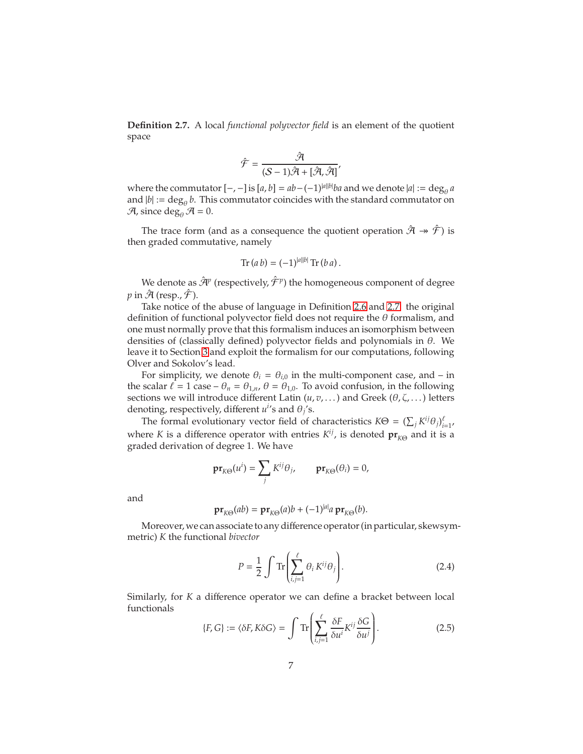**Definition 2.7.** A local *functional polyvector field* is an element of the quotient space

$$\hat{\mathcal{F}} = \frac{\hat{\mathcal{A}}}{(\mathcal{S}-1)\hat{\mathcal{A}} + [\hat{\mathcal{A}}, \hat{\mathcal{A}}]},$$

where the commutator $[-,-]$ is $[a,b] = ab - (-1)^{|a||b|}ba$ and we denote $|a| := \deg_\theta a$ and $|b| := \deg_\theta b$. This commutator coincides with the standard commutator on $\mathcal{A}$, since $\deg_\theta \mathcal{A} = 0$.

The trace form (and as a consequence the quotient operation $\hat{\mathcal{A}} \twoheadrightarrow \hat{\mathcal{F}}$) is then graded commutative, namely

$$\operatorname{Tr}(a\, b) = (-1)^{|a||b|} \operatorname{Tr}(b\, a).$$

We denote as $\hat{\mathcal{A}}^p$ (respectively, $\hat{\mathcal{F}}^p$) the homogeneous component of degree $p$ in $\hat{\mathcal{A}}$ (resp., $\hat{\mathcal{F}}$).

Take notice of the abuse of language in Definition 2.6 and 2.7: the original definition of functional polyvector field does not require the $\theta$ formalism, and one must normally prove that this formalism induces an isomorphism between densities of (classically defined) polyvector fields and polynomials in $\theta$. We leave it to Section 3 and exploit the formalism for our computations, following Olver and Sokolov's lead.

For simplicity, we denote $\theta_i = \theta_{i,0}$ in the multi-component case, and – in the scalar $\ell = 1$ case – $\theta_n = \theta_{1,n}$, $\theta = \theta_{1,0}$. To avoid confusion, in the following sections we will introduce different Latin $(u, v, \dots)$ and Greek $(\theta, \zeta, \dots)$ letters denoting, respectively, different $u^i$'s and $\theta_j$'s.

The formal evolutionary vector field of characteristics $K\Theta = (\sum_j K^{ij}\theta_j)_{i=1}^{\ell}$, where $K$ is a difference operator with entries $K^{ij}$, is denoted $\mathbf{pr}_{K\Theta}$ and it is a graded derivation of degree 1. We have

$$\mathbf{pr}_{K\Theta}(u^i) = \sum_j K^{ij}\theta_j, \qquad \mathbf{pr}_{K\Theta}(\theta_i) = 0,$$

and

$$\mathbf{pr}_{K\Theta}(ab) = \mathbf{pr}_{K\Theta}(a)b + (-1)^{|a|}a\, \mathbf{pr}_{K\Theta}(b).$$

Moreover, we can associate to any difference operator (in particular, skewsymmetric) $K$ the functional *bivector*

$$P = \frac{1}{2}\int \operatorname{Tr}\left(\sum_{i,j=1}^{\ell} \theta_i K^{ij} \theta_j\right). \tag{2.4}$$

Similarly, for $K$ a difference operator we can define a bracket between local functionals

$$\{F, G\} := \langle \delta F, K \delta G \rangle = \int \operatorname{Tr}\left(\sum_{i,j=1}^{\ell} \frac{\delta F}{\delta u^i} K^{ij} \frac{\delta G}{\delta u^j}\right). \tag{2.5}$$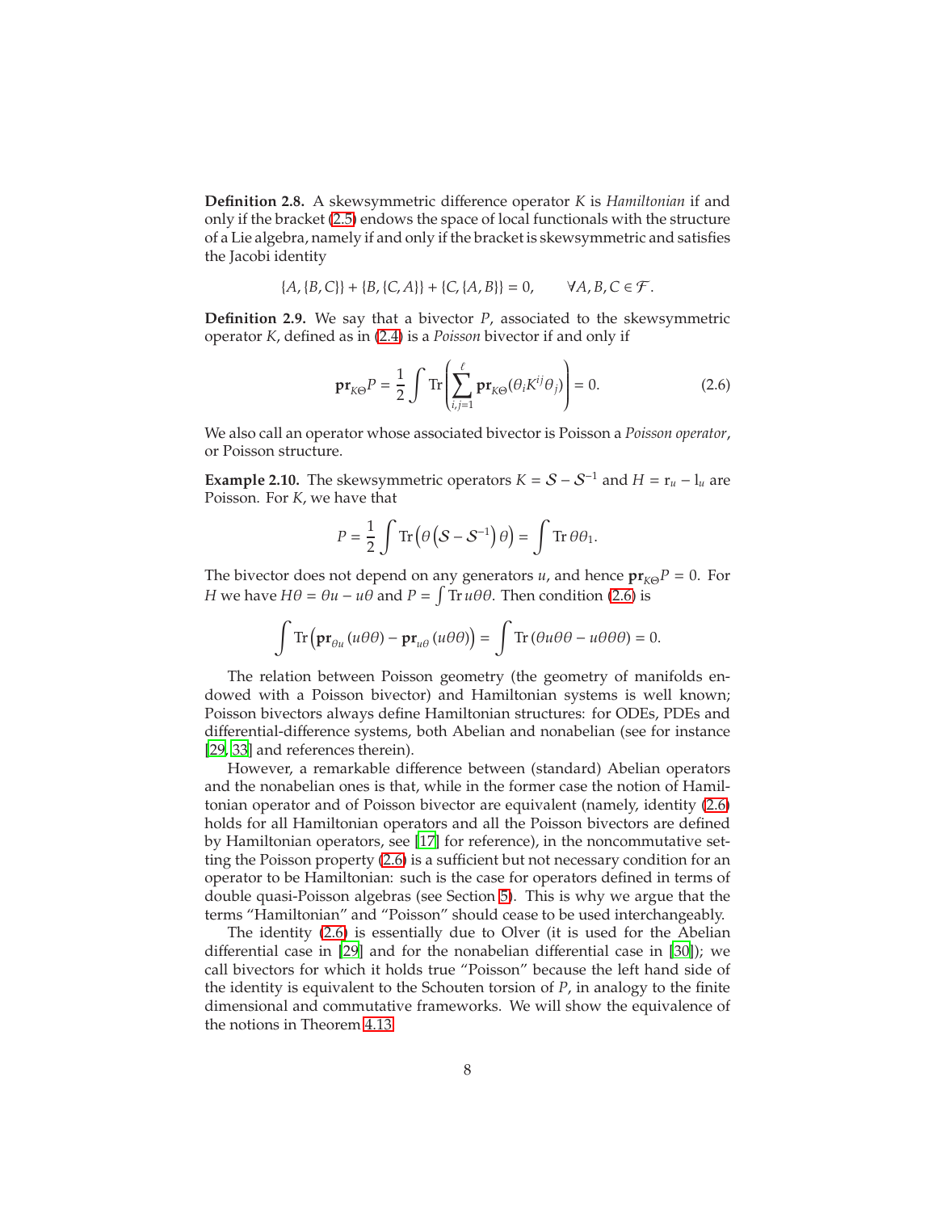**Definition 2.8.** A skewsymmetric difference operator $K$ is *Hamiltonian* if and only if the bracket (2.5) endows the space of local functionals with the structure of a Lie algebra, namely if and only if the bracket is skewsymmetric and satisfies the Jacobi identity

$$\{A,\{B,C\}\}+\{B,\{C,A\}\}+\{C,\{A,B\}\}=0,\qquad \forall A,B,C\in\mathcal{F}.$$

**Definition 2.9.** We say that a bivector $P$, associated to the skewsymmetric operator $K$, defined as in (2.4) is a *Poisson* bivector if and only if

$$\mathbf{pr}_{K\Theta}P=\frac{1}{2}\int\operatorname{Tr}\left(\sum_{i,j=1}^{\ell}\mathbf{pr}_{K\Theta}(\theta_iK^{ij}\theta_j)\right)=0. \tag{2.6}$$

We also call an operator whose associated bivector is Poisson a *Poisson operator*, or Poisson structure.

**Example 2.10.** The skewsymmetric operators $K=\mathcal{S}-\mathcal{S}^{-1}$ and $H=\mathrm{r}_u-\mathrm{l}_u$ are Poisson. For $K$, we have that

$$P=\frac{1}{2}\int\operatorname{Tr}\left(\theta\left(\mathcal{S}-\mathcal{S}^{-1}\right)\theta\right)=\int\operatorname{Tr}\theta\theta_1.$$

The bivector does not depend on any generators $u$, and hence $\mathbf{pr}_{K\Theta}P=0$. For $H$ we have $H\theta=\theta u-u\theta$ and $P=\int\operatorname{Tr}u\theta\theta$. Then condition (2.6) is

$$\int\operatorname{Tr}\left(\mathbf{pr}_{\theta u}\left(u\theta\theta\right)-\mathbf{pr}_{u\theta}\left(u\theta\theta\right)\right)=\int\operatorname{Tr}\left(\theta u\theta\theta-u\theta\theta\theta\right)=0.$$

The relation between Poisson geometry (the geometry of manifolds endowed with a Poisson bivector) and Hamiltonian systems is well known; Poisson bivectors always define Hamiltonian structures: for ODEs, PDEs and differential-difference systems, both Abelian and nonabelian (see for instance [29, 33] and references therein).

However, a remarkable difference between (standard) Abelian operators and the nonabelian ones is that, while in the former case the notion of Hamiltonian operator and of Poisson bivector are equivalent (namely, identity (2.6) holds for all Hamiltonian operators and all the Poisson bivectors are defined by Hamiltonian operators, see [17] for reference), in the noncommutative setting the Poisson property (2.6) is a sufficient but not necessary condition for an operator to be Hamiltonian: such is the case for operators defined in terms of double quasi-Poisson algebras (see Section 5). This is why we argue that the terms "Hamiltonian" and "Poisson" should cease to be used interchangeably.

The identity (2.6) is essentially due to Olver (it is used for the Abelian differential case in [29] and for the nonabelian differential case in [30]); we call bivectors for which it holds true "Poisson" because the left hand side of the identity is equivalent to the Schouten torsion of $P$, in analogy to the finite dimensional and commutative frameworks. We will show the equivalence of the notions in Theorem 4.13.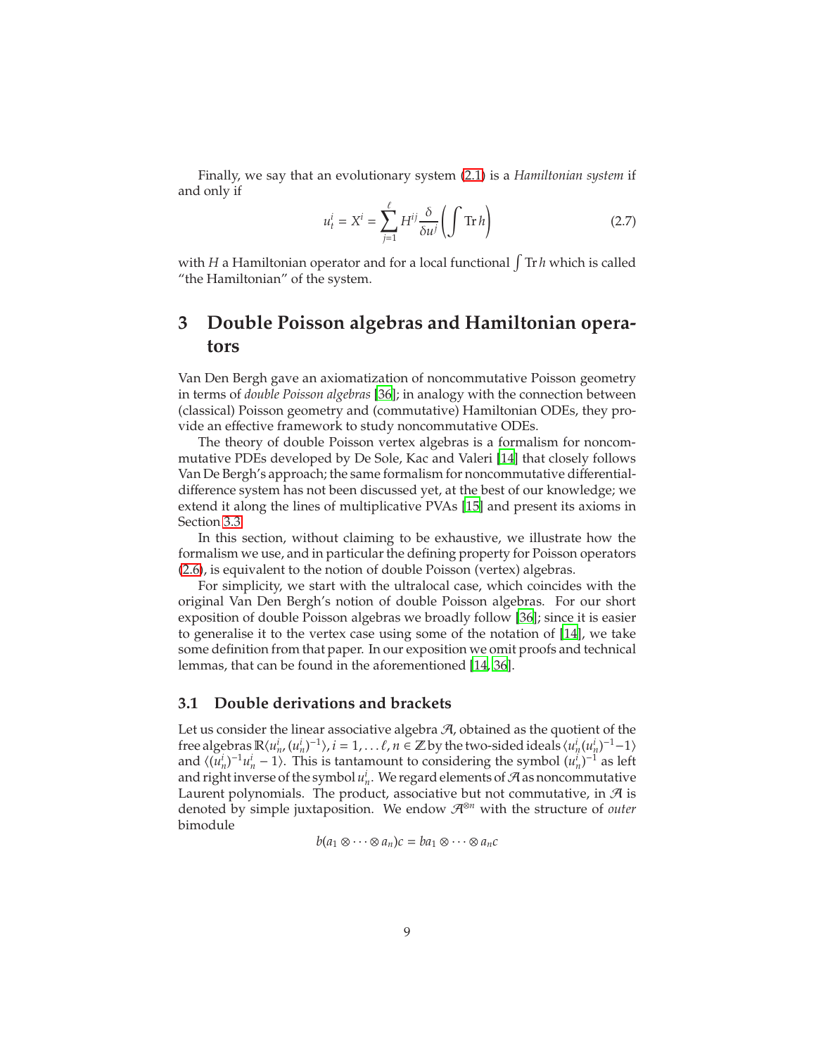Finally, we say that an evolutionary system (2.1) is a *Hamiltonian system* if and only if

$$u^i_t = X^i = \sum_{j=1}^{\ell} H^{ij} \frac{\delta}{\delta u^j}\left(\int \operatorname{Tr} h\right) \tag{2.7}$$

with $H$ a Hamiltonian operator and for a local functional $\int \operatorname{Tr} h$ which is called "the Hamiltonian" of the system.

# 3 Double Poisson algebras and Hamiltonian operators

Van Den Bergh gave an axiomatization of noncommutative Poisson geometry in terms of *double Poisson algebras* [36]; in analogy with the connection between (classical) Poisson geometry and (commutative) Hamiltonian ODEs, they provide an effective framework to study noncommutative ODEs.

The theory of double Poisson vertex algebras is a formalism for noncommutative PDEs developed by De Sole, Kac and Valeri [14] that closely follows Van De Bergh's approach; the same formalism for noncommutative differential-difference system has not been discussed yet, at the best of our knowledge; we extend it along the lines of multiplicative PVAs [15] and present its axioms in Section 3.3.

In this section, without claiming to be exhaustive, we illustrate how the formalism we use, and in particular the defining property for Poisson operators (2.6), is equivalent to the notion of double Poisson (vertex) algebras.

For simplicity, we start with the ultralocal case, which coincides with the original Van Den Bergh's notion of double Poisson algebras. For our short exposition of double Poisson algebras we broadly follow [36]; since it is easier to generalise it to the vertex case using some of the notation of [14], we take some definition from that paper. In our exposition we omit proofs and technical lemmas, that can be found in the aforementioned [14, 36].

## 3.1 Double derivations and brackets

Let us consider the linear associative algebra $\mathcal{A}$, obtained as the quotient of the free algebras $\mathbb{R}\langle u^i_n, (u^i_n)^{-1}\rangle$, $i = 1, \dots \ell$, $n \in \mathbb{Z}$ by the two-sided ideals $\langle u^i_n (u^i_n)^{-1} - 1\rangle$ and $\langle (u^i_n)^{-1} u^i_n - 1\rangle$. This is tantamount to considering the symbol $(u^i_n)^{-1}$ as left and right inverse of the symbol $u^i_n$. We regard elements of $\mathcal{A}$ as noncommutative Laurent polynomials. The product, associative but not commutative, in $\mathcal{A}$ is denoted by simple juxtaposition. We endow $\mathcal{A}^{\otimes n}$ with the structure of *outer* bimodule

$$b(a_1 \otimes \cdots \otimes a_n)c = ba_1 \otimes \cdots \otimes a_n c$$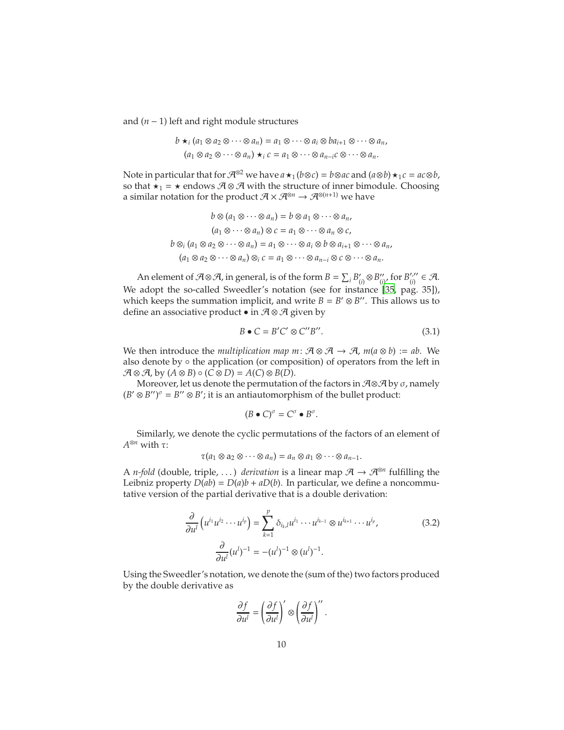and $(n-1)$ left and right module structures

$$b \star_i (a_1 \otimes a_2 \otimes \cdots \otimes a_n) = a_1 \otimes \cdots \otimes a_i \otimes b a_{i+1} \otimes \cdots \otimes a_n,$$
$$(a_1 \otimes a_2 \otimes \cdots \otimes a_n) \star_i c = a_1 \otimes \cdots \otimes a_{n-i} c \otimes \cdots \otimes a_n.$$

Note in particular that for $\mathcal{A}^{\otimes 2}$ we have $a \star_1 (b \otimes c) = b \otimes ac$ and $(a \otimes b) \star_1 c = ac \otimes b$, so that $\star_1 = \star$ endows $\mathcal{A} \otimes \mathcal{A}$ with the structure of inner bimodule. Choosing a similar notation for the product $\mathcal{A} \times \mathcal{A}^{\otimes n} \to \mathcal{A}^{\otimes (n+1)}$ we have

$$b \otimes (a_1 \otimes \cdots \otimes a_n) = b \otimes a_1 \otimes \cdots \otimes a_n,$$
$$(a_1 \otimes \cdots \otimes a_n) \otimes c = a_1 \otimes \cdots \otimes a_n \otimes c,$$
$$b \otimes_i (a_1 \otimes a_2 \otimes \cdots \otimes a_n) = a_1 \otimes \cdots \otimes a_i \otimes b \otimes a_{i+1} \otimes \cdots \otimes a_n,$$
$$(a_1 \otimes a_2 \otimes \cdots \otimes a_n) \otimes_i c = a_1 \otimes \cdots \otimes a_{n-i} \otimes c \otimes \cdots \otimes a_n.$$

An element of $\mathcal{A} \otimes \mathcal{A}$, in general, is of the form $B = \sum_i B'_{(i)} \otimes B''_{(i)}$, for $B'_{(i)}, B''_{(i)} \in \mathcal{A}$. We adopt the so-called Sweedler's notation (see for instance [35, pag. 35]), which keeps the summation implicit, and write $B = B' \otimes B''$. This allows us to define an associative product $\bullet$ in $\mathcal{A} \otimes \mathcal{A}$ given by

$$B \bullet C = B'C' \otimes C''B''. \tag{3.1}$$

We then introduce the *multiplication map* $m \colon \mathcal{A} \otimes \mathcal{A} \to \mathcal{A}$, $m(a \otimes b) := ab$. We also denote by $\circ$ the application (or composition) of operators from the left in $\mathcal{A} \otimes \mathcal{A}$, by $(A \otimes B) \circ (C \otimes D) = A(C) \otimes B(D)$.

Moreover, let us denote the permutation of the factors in $\mathcal{A} \otimes \mathcal{A}$ by $\sigma$, namely $(B' \otimes B'')^\sigma = B'' \otimes B'$; it is an antiautomorphism of the bullet product:

$$(B \bullet C)^\sigma = C^\sigma \bullet B^\sigma.$$

Similarly, we denote the cyclic permutations of the factors of an element of $A^{\otimes n}$ with $\tau$:

$$\tau(a_1 \otimes a_2 \otimes \cdots \otimes a_n) = a_n \otimes a_1 \otimes \cdots \otimes a_{n-1}.$$

A *n-fold* (double, triple, ...) *derivation* is a linear map $\mathcal{A} \to \mathcal{A}^{\otimes n}$ fulfilling the Leibniz property $D(ab) = D(a)b + aD(b)$. In particular, we define a noncommutative version of the partial derivative that is a double derivation:

$$\frac{\partial}{\partial u^l}\left(u^{i_1} u^{i_2} \cdots u^{i_p}\right) = \sum_{k=1}^{p} \delta_{i_k, l}\, u^{i_1} \cdots u^{i_{k-1}} \otimes u^{i_{k+1}} \cdots u^{i_p}, \tag{3.2}$$
$$\frac{\partial}{\partial u^l}(u^l)^{-1} = -(u^l)^{-1} \otimes (u^l)^{-1}.$$

Using the Sweedler's notation, we denote the (sum of the) two factors produced by the double derivative as

$$\frac{\partial f}{\partial u^l} = \left(\frac{\partial f}{\partial u^l}\right)' \otimes \left(\frac{\partial f}{\partial u^l}\right)''.$$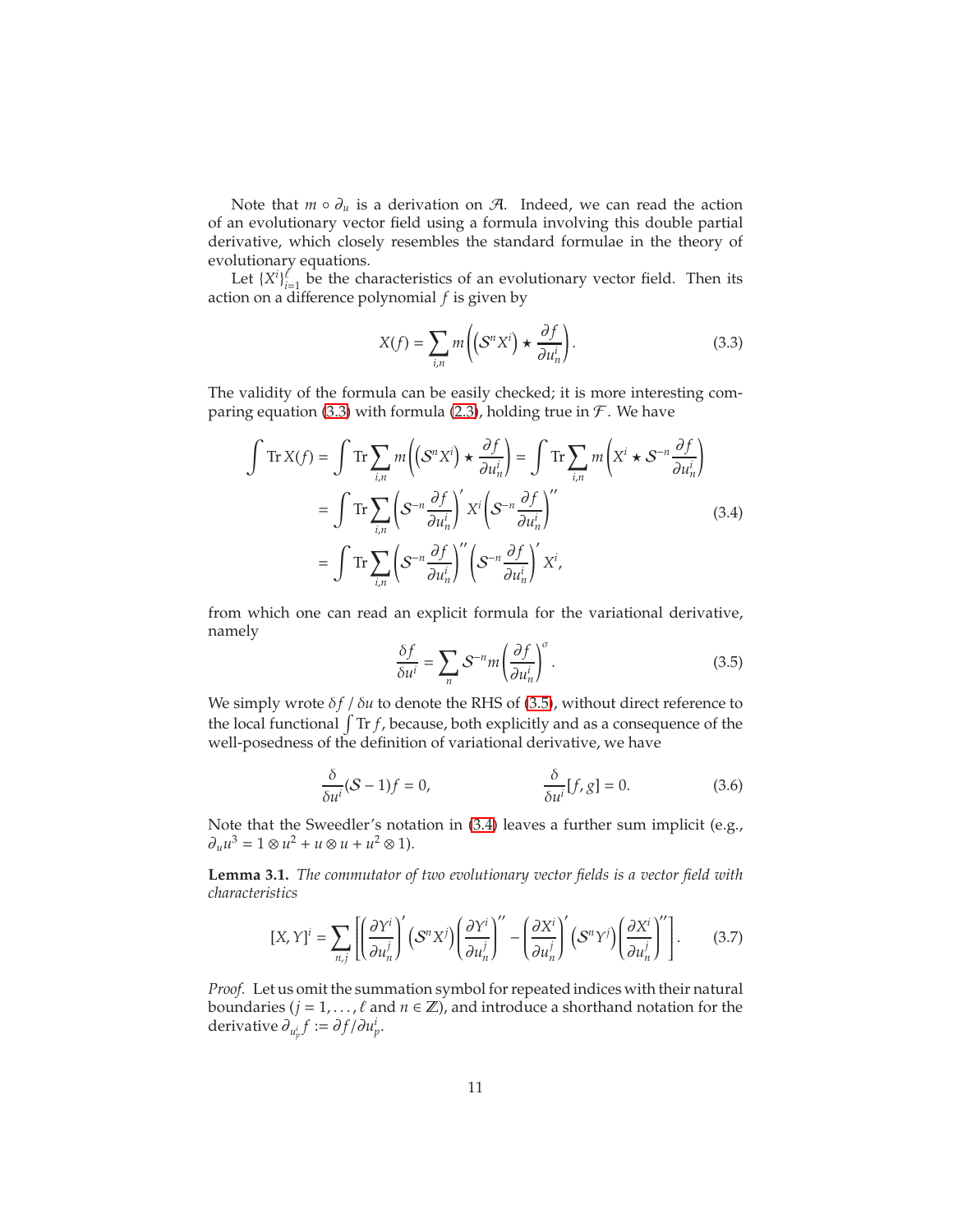Note that $m \circ \partial_u$ is a derivation on $\mathcal{A}$. Indeed, we can read the action of an evolutionary vector field using a formula involving this double partial derivative, which closely resembles the standard formulae in the theory of evolutionary equations.

Let $\{X^i\}_{i=1}^{\ell}$ be the characteristics of an evolutionary vector field. Then its action on a difference polynomial $f$ is given by

$$X(f) = \sum_{i,n} m\left(\left(\mathcal{S}^n X^i\right) \star \frac{\partial f}{\partial u^i_n}\right). \tag{3.3}$$

The validity of the formula can be easily checked; it is more interesting comparing equation (3.3) with formula (2.3), holding true in $\mathcal{F}$. We have

$$\begin{aligned}
\int \operatorname{Tr} X(f) &= \int \operatorname{Tr} \sum_{i,n} m\left(\left(\mathcal{S}^n X^i\right) \star \frac{\partial f}{\partial u^i_n}\right) = \int \operatorname{Tr} \sum_{i,n} m\left(X^i \star \mathcal{S}^{-n} \frac{\partial f}{\partial u^i_n}\right) \\
&= \int \operatorname{Tr} \sum_{i,n} \left(\mathcal{S}^{-n} \frac{\partial f}{\partial u^i_n}\right)' X^i \left(\mathcal{S}^{-n} \frac{\partial f}{\partial u^i_n}\right)'' \\
&= \int \operatorname{Tr} \sum_{i,n} \left(\mathcal{S}^{-n} \frac{\partial f}{\partial u^i_n}\right)'' \left(\mathcal{S}^{-n} \frac{\partial f}{\partial u^i_n}\right)' X^i,
\end{aligned} \tag{3.4}$$

from which one can read an explicit formula for the variational derivative, namely

$$\frac{\delta f}{\delta u^i} = \sum_n \mathcal{S}^{-n} m \left(\frac{\partial f}{\partial u^i_n}\right)^{\sigma}. \tag{3.5}$$

We simply wrote $\delta f \,/\, \delta u$ to denote the RHS of (3.5), without direct reference to the local functional $\int \operatorname{Tr} f$, because, both explicitly and as a consequence of the well-posedness of the definition of variational derivative, we have

$$\frac{\delta}{\delta u^i}(\mathcal{S} - 1) f = 0, \qquad\qquad \frac{\delta}{\delta u^i}[f, g] = 0. \tag{3.6}$$

Note that the Sweedler's notation in (3.4) leaves a further sum implicit (e.g., $\partial_u u^3 = 1 \otimes u^2 + u \otimes u + u^2 \otimes 1$).

**Lemma 3.1.** *The commutator of two evolutionary vector fields is a vector field with characteristics*

$$[X, Y]^i = \sum_{n,j} \left[\left(\frac{\partial Y^i}{\partial u^j_n}\right)' \left(\mathcal{S}^n X^j\right) \left(\frac{\partial Y^i}{\partial u^j_n}\right)'' - \left(\frac{\partial X^i}{\partial u^j_n}\right)' \left(\mathcal{S}^n Y^j\right) \left(\frac{\partial X^i}{\partial u^j_n}\right)''\right]. \tag{3.7}$$

*Proof.* Let us omit the summation symbol for repeated indices with their natural boundaries ($j = 1, \dots, \ell$ and $n \in \mathbb{Z}$), and introduce a shorthand notation for the derivative $\partial_{u^i_p} f := \partial f / \partial u^i_p$.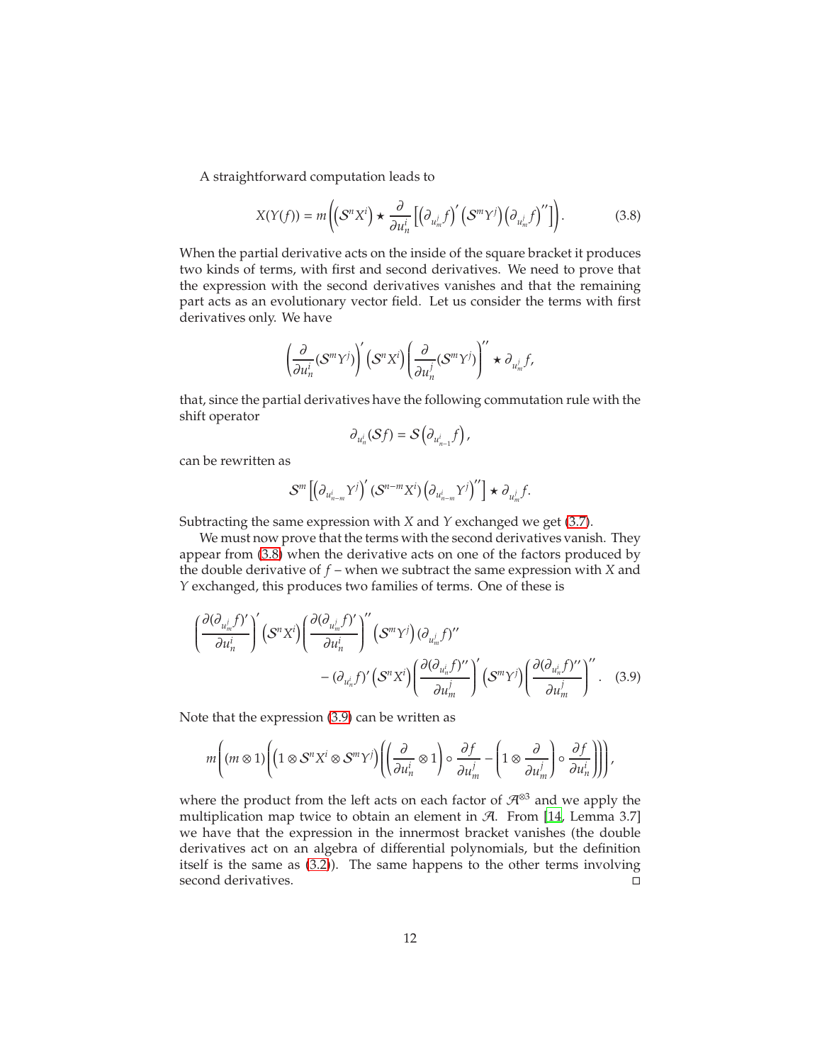A straightforward computation leads to

$$X(Y(f)) = m\left(\left(\mathcal{S}^n X^i\right) \star \frac{\partial}{\partial u_n^i}\left[\left(\partial_{u_m^j} f\right)' \left(\mathcal{S}^m Y^j\right)\left(\partial_{u_m^j} f\right)''\right]\right). \tag{3.8}$$

When the partial derivative acts on the inside of the square bracket it produces two kinds of terms, with first and second derivatives. We need to prove that the expression with the second derivatives vanishes and that the remaining part acts as an evolutionary vector field. Let us consider the terms with first derivatives only. We have

$$\left(\frac{\partial}{\partial u_n^i}(\mathcal{S}^m Y^j)\right)' \left(\mathcal{S}^n X^i\right)\left(\frac{\partial}{\partial u_n^j}(\mathcal{S}^m Y^j)\right)'' \star \partial_{u_m^j} f,$$

that, since the partial derivatives have the following commutation rule with the shift operator

$$\partial_{u_n^i}(\mathcal{S}f) = \mathcal{S}\left(\partial_{u_{n-1}^i} f\right),$$

can be rewritten as

$$\mathcal{S}^m\left[\left(\partial_{u_{n-m}^i} Y^j\right)' (\mathcal{S}^{n-m} X^i)\left(\partial_{u_{n-m}^i} Y^j\right)''\right] \star \partial_{u_m^j} f.$$

Subtracting the same expression with $X$ and $Y$ exchanged we get (3.7).

We must now prove that the terms with the second derivatives vanish. They appear from (3.8) when the derivative acts on one of the factors produced by the double derivative of $f$ – when we subtract the same expression with $X$ and $Y$ exchanged, this produces two families of terms. One of these is

$$\left(\frac{\partial(\partial_{u_m^j} f)'}{\partial u_n^i}\right)' \left(\mathcal{S}^n X^i\right)\left(\frac{\partial(\partial_{u_m^j} f)'}{\partial u_n^i}\right)'' \left(\mathcal{S}^m Y^j\right)(\partial_{u_m^j} f)''$$
$$- (\partial_{u_n^i} f)' \left(\mathcal{S}^n X^i\right)\left(\frac{\partial(\partial_{u_n^i} f)''}{\partial u_m^j}\right)' \left(\mathcal{S}^m Y^j\right)\left(\frac{\partial(\partial_{u_n^i} f)''}{\partial u_m^j}\right)''. \tag{3.9}$$

Note that the expression (3.9) can be written as

$$m\left((m \otimes 1)\left(\left(1 \otimes \mathcal{S}^n X^i \otimes \mathcal{S}^m Y^j\right)\left(\left(\frac{\partial}{\partial u_n^i} \otimes 1\right) \circ \frac{\partial f}{\partial u_m^j} - \left(1 \otimes \frac{\partial}{\partial u_m^j}\right) \circ \frac{\partial f}{\partial u_n^i}\right)\right)\right),$$

where the product from the left acts on each factor of $\mathcal{A}^{\otimes 3}$ and we apply the multiplication map twice to obtain an element in $\mathcal{A}$. From [14, Lemma 3.7] we have that the expression in the innermost bracket vanishes (the double derivatives act on an algebra of differential polynomials, but the definition itself is the same as (3.2)). The same happens to the other terms involving second derivatives. $\square$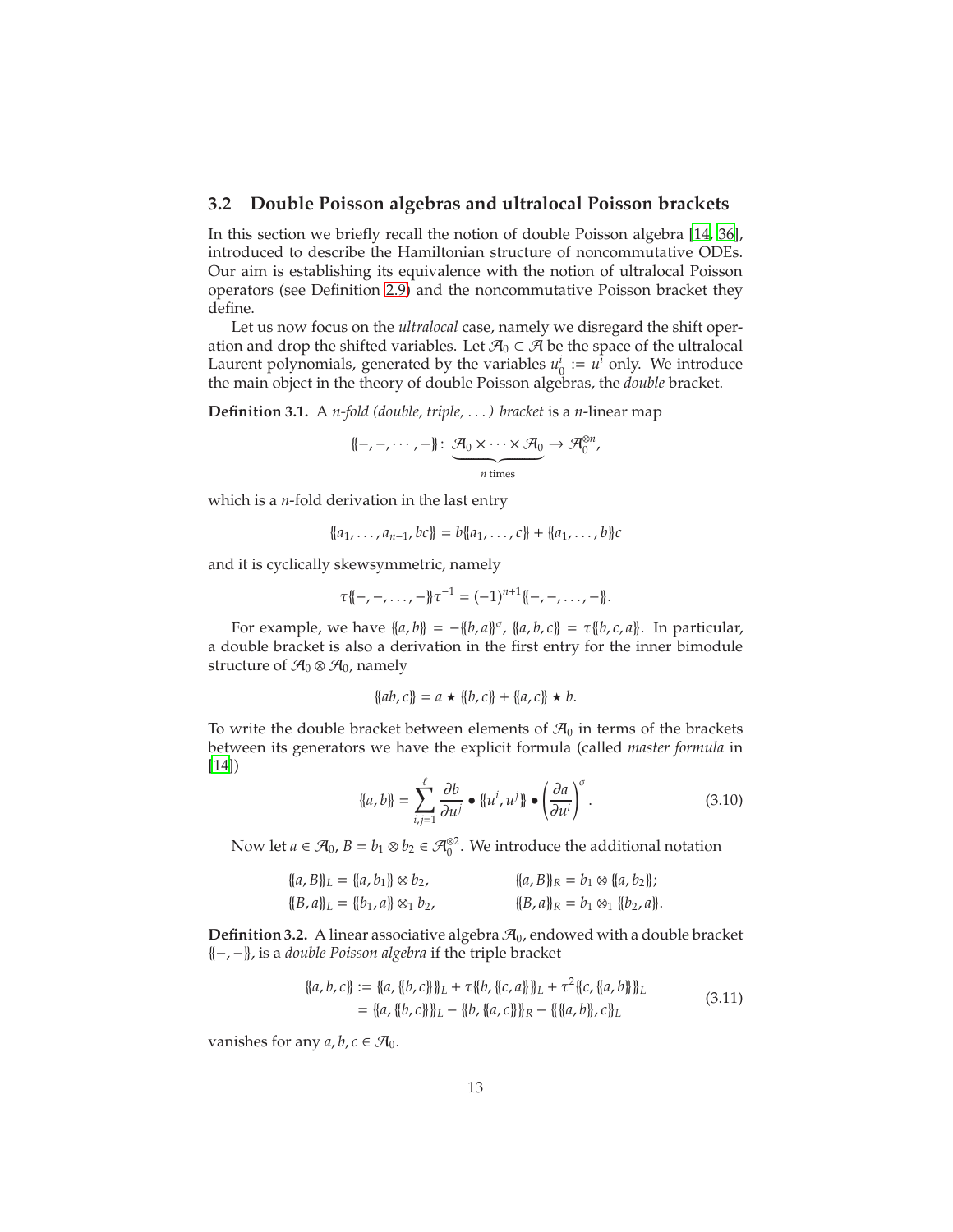## 3.2 Double Poisson algebras and ultralocal Poisson brackets

In this section we briefly recall the notion of double Poisson algebra [14, 36], introduced to describe the Hamiltonian structure of noncommutative ODEs. Our aim is establishing its equivalence with the notion of ultralocal Poisson operators (see Definition 2.9) and the noncommutative Poisson bracket they define.

Let us now focus on the *ultralocal* case, namely we disregard the shift operation and drop the shifted variables. Let $\mathcal{A}_0 \subset \mathcal{A}$ be the space of the ultralocal Laurent polynomials, generated by the variables $u^i_0 := u^i$ only. We introduce the main object in the theory of double Poisson algebras, the *double* bracket.

**Definition 3.1.** A *n-fold (double, triple, ...) bracket* is a $n$-linear map

$$\{\!\{-,-,\cdots,-\}\!\}\colon \underbrace{\mathcal{A}_0 \times \cdots \times \mathcal{A}_0}_{n \text{ times}} \to \mathcal{A}_0^{\otimes n},$$

which is a $n$-fold derivation in the last entry

$$\{\!\{a_1,\dots,a_{n-1},bc\}\!\} = b\{\!\{a_1,\dots,c\}\!\} + \{\!\{a_1,\dots,b\}\!\}c$$

and it is cyclically skewsymmetric, namely

$$\tau\{\!\{-,-,\dots,-\}\!\}\tau^{-1} = (-1)^{n+1}\{\!\{-,-,\dots,-\}\!\}.$$

For example, we have $\{\!\{a,b\}\!\} = -\{\!\{b,a\}\!\}^\sigma$, $\{\!\{a,b,c\}\!\} = \tau\{\!\{b,c,a\}\!\}$. In particular, a double bracket is also a derivation in the first entry for the inner bimodule structure of $\mathcal{A}_0 \otimes \mathcal{A}_0$, namely

$$\{\!\{ab,c\}\!\} = a \star \{\!\{b,c\}\!\} + \{\!\{a,c\}\!\} \star b.$$

To write the double bracket between elements of $\mathcal{A}_0$ in terms of the brackets between its generators we have the explicit formula (called *master formula* in [14])

$$\{\!\{a,b\}\!\} = \sum_{i,j=1}^{\ell} \frac{\partial b}{\partial u^j} \bullet \{\!\{u^i,u^j\}\!\} \bullet \left(\frac{\partial a}{\partial u^i}\right)^\sigma. \tag{3.10}$$

Now let $a \in \mathcal{A}_0$, $B = b_1 \otimes b_2 \in \mathcal{A}_0^{\otimes 2}$. We introduce the additional notation

$$\begin{aligned}
\{\!\{a,B\}\!\}_L &= \{\!\{a,b_1\}\!\} \otimes b_2, & \{\!\{a,B\}\!\}_R &= b_1 \otimes \{\!\{a,b_2\}\!\};\\
\{\!\{B,a\}\!\}_L &= \{\!\{b_1,a\}\!\} \otimes_1 b_2, & \{\!\{B,a\}\!\}_R &= b_1 \otimes_1 \{\!\{b_2,a\}\!\}.
\end{aligned}$$

**Definition 3.2.** A linear associative algebra $\mathcal{A}_0$, endowed with a double bracket $\{\!\{-,-\}\!\}$, is a *double Poisson algebra* if the triple bracket

$$\begin{aligned}
\{\!\{a,b,c\}\!\} &:= \{\!\{a,\{\!\{b,c\}\!\}\}\!\}_L + \tau\{\!\{b,\{\!\{c,a\}\!\}\}\!\}_L + \tau^2\{\!\{c,\{\!\{a,b\}\!\}\}\!\}_L\\
&= \{\!\{a,\{\!\{b,c\}\!\}\}\!\}_L - \{\!\{b,\{\!\{a,c\}\!\}\}\!\}_R - \{\!\{\{\!\{a,b\}\!\},c\}\!\}_L
\end{aligned} \tag{3.11}$$

vanishes for any $a,b,c \in \mathcal{A}_0$.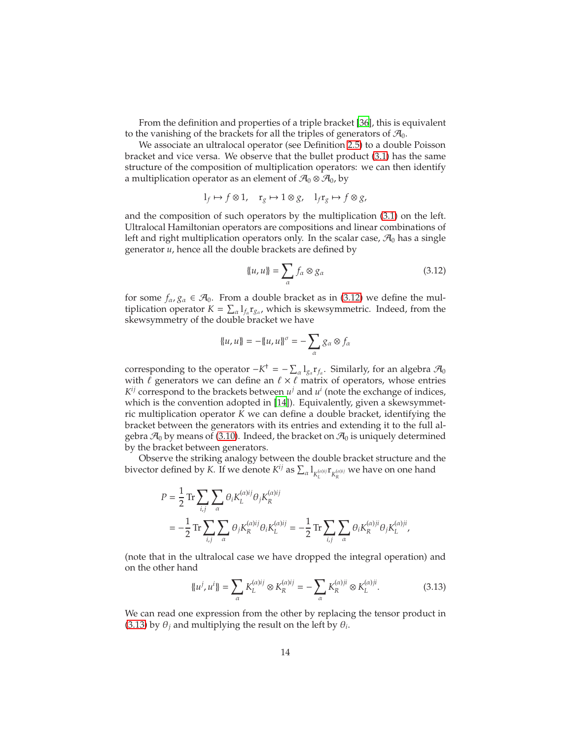From the definition and properties of a triple bracket [36], this is equivalent to the vanishing of the brackets for all the triples of generators of $\mathcal{A}_0$.

We associate an ultralocal operator (see Definition 2.5) to a double Poisson bracket and vice versa. We observe that the bullet product (3.1) has the same structure of the composition of multiplication operators: we can then identify a multiplication operator as an element of $\mathcal{A}_0 \otimes \mathcal{A}_0$, by

$$\mathrm{l}_f \mapsto f \otimes 1, \quad \mathrm{r}_g \mapsto 1 \otimes g, \quad \mathrm{l}_f \mathrm{r}_g \mapsto f \otimes g,$$

and the composition of such operators by the multiplication (3.1) on the left. Ultralocal Hamiltonian operators are compositions and linear combinations of left and right multiplication operators only. In the scalar case, $\mathcal{A}_0$ has a single generator $u$, hence all the double brackets are defined by

$$\{\!\{u, u\}\!\} = \sum_\alpha f_\alpha \otimes g_\alpha \tag{3.12}$$

for some $f_\alpha, g_\alpha \in \mathcal{A}_0$. From a double bracket as in (3.12) we define the multiplication operator $K = \sum_\alpha \mathrm{l}_{f_\alpha} \mathrm{r}_{g_\alpha}$, which is skewsymmetric. Indeed, from the skewsymmetry of the double bracket we have

$$\{\!\{u, u\}\!\} = -\{\!\{u, u\}\!\}^\sigma = -\sum_\alpha g_\alpha \otimes f_\alpha$$

corresponding to the operator $-K^\dagger = -\sum_\alpha \mathrm{l}_{g_\alpha} \mathrm{r}_{f_\alpha}$. Similarly, for an algebra $\mathcal{A}_0$ with $\ell$ generators we can define an $\ell \times \ell$ matrix of operators, whose entries $K^{ij}$ correspond to the brackets between $u^j$ and $u^i$ (note the exchange of indices, which is the convention adopted in [14]). Equivalently, given a skewsymmetric multiplication operator $K$ we can define a double bracket, identifying the bracket between the generators with its entries and extending it to the full algebra $\mathcal{A}_0$ by means of (3.10). Indeed, the bracket on $\mathcal{A}_0$ is uniquely determined by the bracket between generators.

Observe the striking analogy between the double bracket structure and the bivector defined by $K$. If we denote $K^{ij}$ as $\sum_\alpha \mathrm{l}_{K_L^{(\alpha)ij}} \mathrm{r}_{K_R^{(\alpha)ij}}$ we have on one hand

$$\begin{aligned}
P &= \frac{1}{2} \operatorname{Tr} \sum_{i,j} \sum_\alpha \theta_i K_L^{(\alpha)ij} \theta_j K_R^{(\alpha)ij} \\
&= -\frac{1}{2} \operatorname{Tr} \sum_{i,j} \sum_\alpha \theta_j K_R^{(\alpha)ij} \theta_i K_L^{(\alpha)ij} = -\frac{1}{2} \operatorname{Tr} \sum_{i,j} \sum_\alpha \theta_i K_R^{(\alpha)ji} \theta_j K_L^{(\alpha)ji},
\end{aligned}$$

(note that in the ultralocal case we have dropped the integral operation) and on the other hand

$$\{\!\{u^j, u^i\}\!\} = \sum_\alpha K_L^{(\alpha)ij} \otimes K_R^{(\alpha)ij} = -\sum_\alpha K_R^{(\alpha)ji} \otimes K_L^{(\alpha)ji}. \tag{3.13}$$

We can read one expression from the other by replacing the tensor product in (3.13) by $\theta_j$ and multiplying the result on the left by $\theta_i$.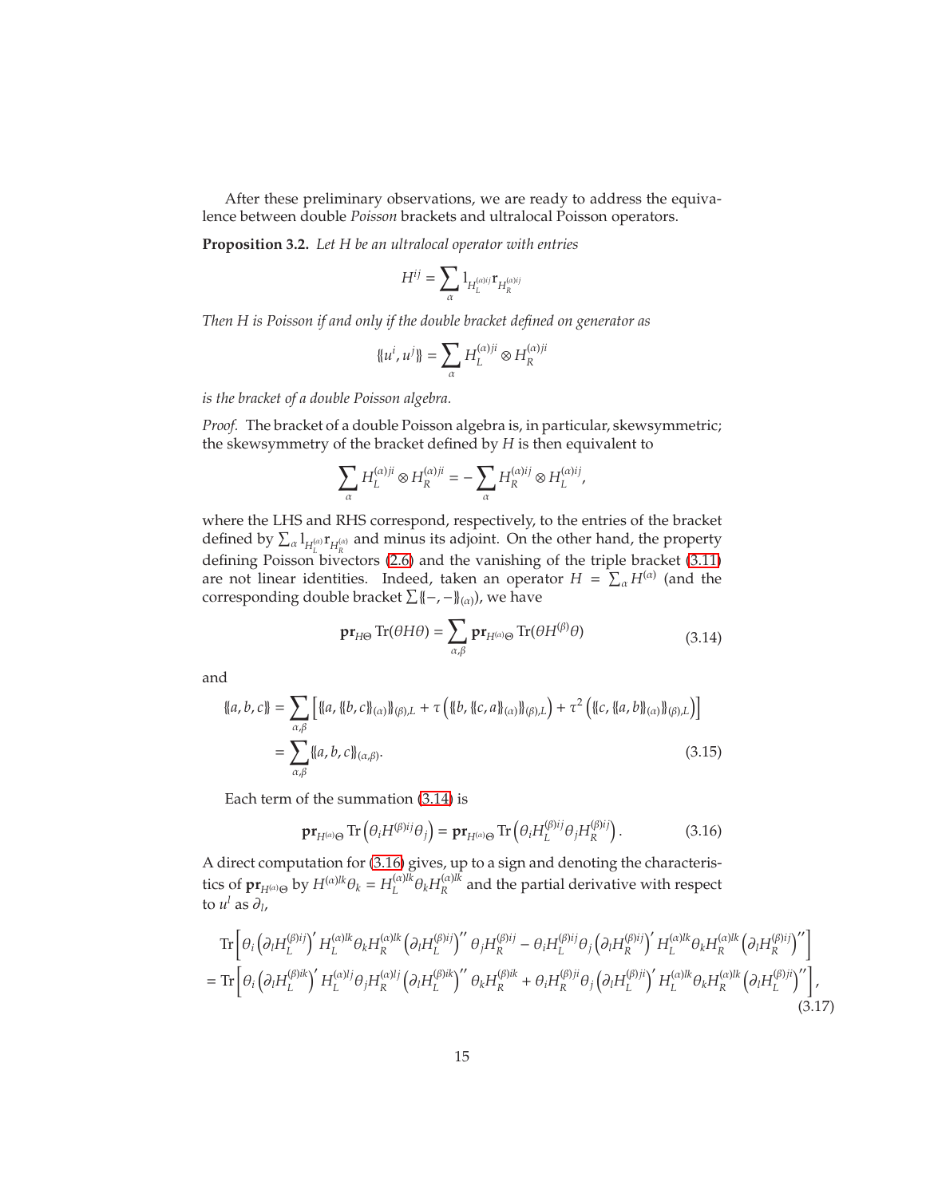After these preliminary observations, we are ready to address the equivalence between double *Poisson* brackets and ultralocal Poisson operators.

**Proposition 3.2.** *Let $H$ be an ultralocal operator with entries*

$$H^{ij} = \sum_{\alpha} \mathrm{l}_{H_L^{(\alpha)ij}} \mathrm{r}_{H_R^{(\alpha)ij}}$$

*Then $H$ is Poisson if and only if the double bracket defined on generator as*

$$\{\!\{u^i, u^j\}\!\} = \sum_{\alpha} H_L^{(\alpha)ji} \otimes H_R^{(\alpha)ji}$$

*is the bracket of a double Poisson algebra.*

*Proof.* The bracket of a double Poisson algebra is, in particular, skewsymmetric; the skewsymmetry of the bracket defined by $H$ is then equivalent to

$$\sum_{\alpha} H_L^{(\alpha)ji} \otimes H_R^{(\alpha)ji} = -\sum_{\alpha} H_R^{(\alpha)ij} \otimes H_L^{(\alpha)ij},$$

where the LHS and RHS correspond, respectively, to the entries of the bracket defined by $\sum_\alpha \mathrm{l}_{H_L^{(\alpha)}} \mathrm{r}_{H_R^{(\alpha)}}$ and minus its adjoint. On the other hand, the property defining Poisson bivectors (2.6) and the vanishing of the triple bracket (3.11) are not linear identities. Indeed, taken an operator $H = \sum_\alpha H^{(\alpha)}$ (and the corresponding double bracket $\sum \{\!\{-,-\}\!\}_{(\alpha)}$), we have

$$\mathbf{pr}_{H\Theta} \operatorname{Tr}(\theta H \theta) = \sum_{\alpha,\beta} \mathbf{pr}_{H^{(\alpha)}\Theta} \operatorname{Tr}(\theta H^{(\beta)} \theta) \tag{3.14}$$

and

$$\begin{aligned}
\{\!\{a,b,c\}\!\} &= \sum_{\alpha,\beta} \left[ \{\!\{a, \{\!\{b,c\}\!\}_{(\alpha)}\}\!\}_{(\beta),L} + \tau\left(\{\!\{b, \{\!\{c,a\}\!\}_{(\alpha)}\}\!\}_{(\beta),L}\right) + \tau^2\left(\{\!\{c, \{\!\{a,b\}\!\}_{(\alpha)}\}\!\}_{(\beta),L}\right)\right] \\
&= \sum_{\alpha,\beta} \{\!\{a,b,c\}\!\}_{(\alpha,\beta)}.
\end{aligned} \tag{3.15}$$

Each term of the summation (3.14) is

$$\mathbf{pr}_{H^{(\alpha)}\Theta} \operatorname{Tr}\left(\theta_i H^{(\beta)ij} \theta_j\right) = \mathbf{pr}_{H^{(\alpha)}\Theta} \operatorname{Tr}\left(\theta_i H_L^{(\beta)ij} \theta_j H_R^{(\beta)ij}\right). \tag{3.16}$$

A direct computation for (3.16) gives, up to a sign and denoting the characteristics of $\mathbf{pr}_{H^{(\alpha)}\Theta}$ by $H^{(\alpha)lk}\theta_k = H_L^{(\alpha)lk}\theta_k H_R^{(\alpha)lk}$ and the partial derivative with respect to $u^l$ as $\partial_l$,

$$\begin{aligned}
&\operatorname{Tr}\left[\theta_i \left(\partial_l H_L^{(\beta)ij}\right)' H_L^{(\alpha)lk} \theta_k H_R^{(\alpha)lk} \left(\partial_l H_L^{(\beta)ij}\right)'' \theta_j H_R^{(\beta)ij} - \theta_i H_L^{(\beta)ij} \theta_j \left(\partial_l H_R^{(\beta)ij}\right)' H_L^{(\alpha)lk} \theta_k H_R^{(\alpha)lk} \left(\partial_l H_R^{(\beta)ij}\right)''\right] \\
= &\operatorname{Tr}\left[\theta_i \left(\partial_l H_L^{(\beta)ik}\right)' H_L^{(\alpha)lj} \theta_j H_R^{(\alpha)lj} \left(\partial_l H_L^{(\beta)ik}\right)'' \theta_k H_R^{(\beta)ik} + \theta_i H_R^{(\beta)ji} \theta_j \left(\partial_l H_L^{(\beta)ji}\right)' H_L^{(\alpha)lk} \theta_k H_R^{(\alpha)lk} \left(\partial_l H_L^{(\beta)ji}\right)''\right],
\end{aligned} \tag{3.17}$$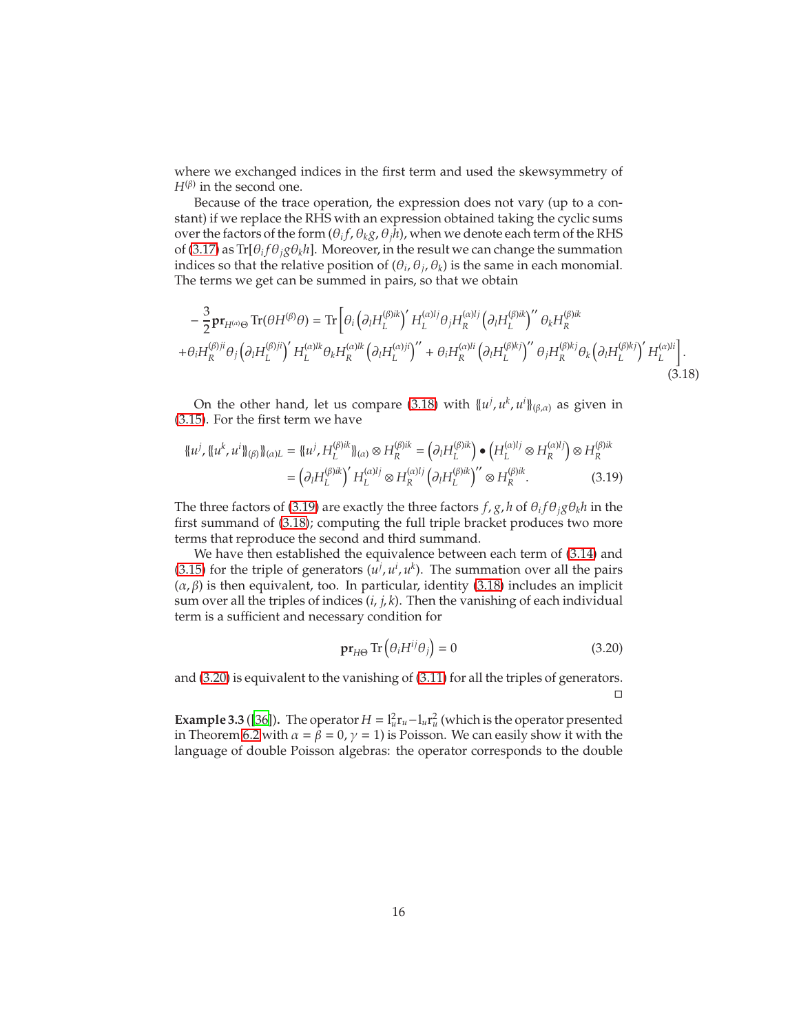where we exchanged indices in the first term and used the skewsymmetry of $H^{(\beta)}$ in the second one.

Because of the trace operation, the expression does not vary (up to a constant) if we replace the RHS with an expression obtained taking the cyclic sums over the factors of the form $(\theta_i f, \theta_k g, \theta_j h)$, when we denote each term of the RHS of (3.17) as $\mathrm{Tr}[\theta_i f \theta_j g \theta_k h]$. Moreover, in the result we can change the summation indices so that the relative position of $(\theta_i, \theta_j, \theta_k)$ is the same in each monomial. The terms we get can be summed in pairs, so that we obtain

$$
\begin{aligned}
-\frac{3}{2}\mathbf{pr}_{H^{(\alpha)}\Theta}\,\mathrm{Tr}(\theta H^{(\beta)}\theta) = \mathrm{Tr}\Big[&\theta_i \left(\partial_l H_L^{(\beta)ik}\right)' H_L^{(\alpha)lj} \theta_j H_R^{(\alpha)lj} \left(\partial_l H_L^{(\beta)ik}\right)'' \theta_k H_R^{(\beta)ik} \\
+\theta_i H_R^{(\beta)ji} \theta_j \left(\partial_l H_L^{(\beta)ji}\right)' H_L^{(\alpha)lk} \theta_k H_R^{(\alpha)lk} \left(\partial_l H_L^{(\alpha)ji}\right)'' &+ \theta_i H_R^{(\alpha)li} \left(\partial_l H_L^{(\beta)kj}\right)'' \theta_j H_R^{(\beta)kj} \theta_k \left(\partial_l H_L^{(\beta)kj}\right)' H_L^{(\alpha)li}\Big].
\end{aligned}
\tag{3.18}
$$

On the other hand, let us compare (3.18) with $\{\!\{u^j, u^k, u^i\}\!\}_{(\beta,\alpha)}$ as given in (3.15). For the first term we have

$$
\begin{aligned}
\{\!\{u^j, \{\!\{u^k, u^i\}\!\}_{(\beta)}\}\!\}_{(\alpha)L} &= \{\!\{u^j, H_L^{(\beta)ik}\}\!\}_{(\alpha)} \otimes H_R^{(\beta)ik} = \left(\partial_l H_L^{(\beta)ik}\right) \bullet \left(H_L^{(\alpha)lj} \otimes H_R^{(\alpha)lj}\right) \otimes H_R^{(\beta)ik} \\
&= \left(\partial_l H_L^{(\beta)ik}\right)' H_L^{(\alpha)lj} \otimes H_R^{(\alpha)lj} \left(\partial_l H_L^{(\beta)ik}\right)'' \otimes H_R^{(\beta)ik}.
\end{aligned}
\tag{3.19}
$$

The three factors of (3.19) are exactly the three factors $f, g, h$ of $\theta_i f \theta_j g \theta_k h$ in the first summand of (3.18); computing the full triple bracket produces two more terms that reproduce the second and third summand.

We have then established the equivalence between each term of (3.14) and (3.15) for the triple of generators $(u^j, u^i, u^k)$. The summation over all the pairs $(\alpha, \beta)$ is then equivalent, too. In particular, identity (3.18) includes an implicit sum over all the triples of indices $(i, j, k)$. Then the vanishing of each individual term is a sufficient and necessary condition for

$$
\mathbf{pr}_{H\Theta}\,\mathrm{Tr}\left(\theta_i H^{ij} \theta_j\right) = 0 \tag{3.20}
$$

and (3.20) is equivalent to the vanishing of (3.11) for all the triples of generators. □

**Example 3.3** ([36]). The operator $H = \mathrm{l}_u^2 \mathrm{r}_u - \mathrm{l}_u \mathrm{r}_u^2$ (which is the operator presented in Theorem 6.2 with $\alpha = \beta = 0, \gamma = 1$) is Poisson. We can easily show it with the language of double Poisson algebras: the operator corresponds to the double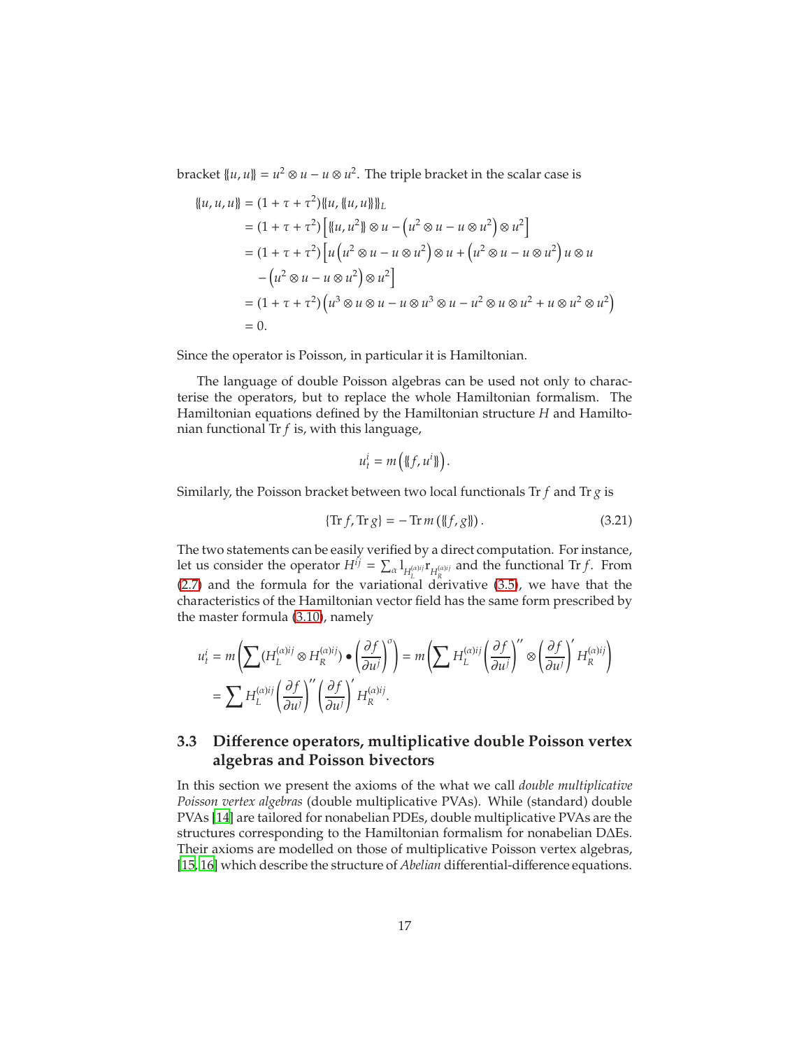bracket $\{\!\{u,u\}\!\} = u^2 \otimes u - u \otimes u^2$. The triple bracket in the scalar case is

$$
\begin{aligned}
\{\!\{u,u,u\}\!\} &= (1+\tau+\tau^2)\{\!\{u,\{\!\{u,u\}\!\}\}\!\}_L \\
&= (1+\tau+\tau^2)\left[\{\!\{u,u^2\}\!\}\otimes u - \left(u^2\otimes u - u\otimes u^2\right)\otimes u^2\right] \\
&= (1+\tau+\tau^2)\Big[u\left(u^2\otimes u - u\otimes u^2\right)\otimes u + \left(u^2\otimes u - u\otimes u^2\right)u\otimes u \\
&\quad - \left(u^2\otimes u - u\otimes u^2\right)\otimes u^2\Big] \\
&= (1+\tau+\tau^2)\left(u^3\otimes u\otimes u - u\otimes u^3\otimes u - u^2\otimes u\otimes u^2 + u\otimes u^2\otimes u^2\right) \\
&= 0.
\end{aligned}
$$

Since the operator is Poisson, in particular it is Hamiltonian.

The language of double Poisson algebras can be used not only to characterise the operators, but to replace the whole Hamiltonian formalism. The Hamiltonian equations defined by the Hamiltonian structure $H$ and Hamiltonian functional $\operatorname{Tr} f$ is, with this language,

$$
u^i_t = m\left(\{\!\{f,u^i\}\!\}\right).
$$

Similarly, the Poisson bracket between two local functionals $\operatorname{Tr} f$ and $\operatorname{Tr} g$ is

$$
\{\operatorname{Tr} f, \operatorname{Tr} g\} = -\operatorname{Tr} m\left(\{\!\{f,g\}\!\}\right). \tag{3.21}
$$

The two statements can be easily verified by a direct computation. For instance, let us consider the operator $H^{ij} = \sum_\alpha \mathrm{l}_{H_L^{(\alpha)ij}}\mathrm{r}_{H_R^{(\alpha)ij}}$ and the functional $\operatorname{Tr} f$. From (2.7) and the formula for the variational derivative (3.5), we have that the characteristics of the Hamiltonian vector field has the same form prescribed by the master formula (3.10), namely

$$
\begin{aligned}
u^i_t &= m\left(\sum (H_L^{(\alpha)ij}\otimes H_R^{(\alpha)ij})\bullet\left(\frac{\partial f}{\partial u^j}\right)^\sigma\right) = m\left(\sum H_L^{(\alpha)ij}\left(\frac{\partial f}{\partial u^j}\right)''\otimes\left(\frac{\partial f}{\partial u^j}\right)' H_R^{(\alpha)ij}\right) \\
&= \sum H_L^{(\alpha)ij}\left(\frac{\partial f}{\partial u^j}\right)''\left(\frac{\partial f}{\partial u^j}\right)' H_R^{(\alpha)ij}.
\end{aligned}
$$

### 3.3 Difference operators, multiplicative double Poisson vertex algebras and Poisson bivectors

In this section we present the axioms of the what we call *double multiplicative Poisson vertex algebras* (double multiplicative PVAs). While (standard) double PVAs [14] are tailored for nonabelian PDEs, double multiplicative PVAs are the structures corresponding to the Hamiltonian formalism for nonabelian DΔEs. Their axioms are modelled on those of multiplicative Poisson vertex algebras, [15, 16] which describe the structure of *Abelian* differential-difference equations.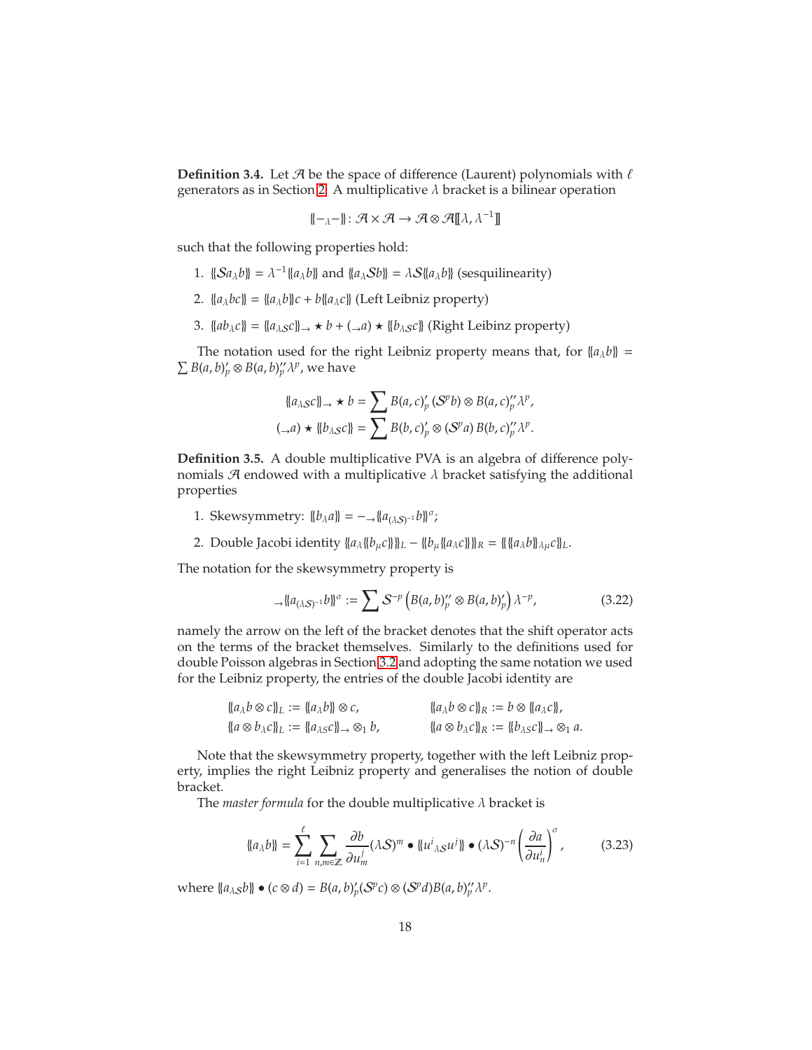**Definition 3.4.** Let $\mathcal{A}$ be the space of difference (Laurent) polynomials with $\ell$ generators as in Section 2. A multiplicative $\lambda$ bracket is a bilinear operation

$$\{\!\{-_\lambda-\}\!\}\colon \mathcal{A}\times\mathcal{A}\to\mathcal{A}\otimes\mathcal{A}[\![\lambda,\lambda^{-1}]\!]$$

such that the following properties hold:

1. $\{\!\{\mathcal{S}a_\lambda b\}\!\} = \lambda^{-1}\{\!\{a_\lambda b\}\!\}$ and $\{\!\{a_\lambda \mathcal{S}b\}\!\} = \lambda\mathcal{S}\{\!\{a_\lambda b\}\!\}$ (sesquilinearity)
2. $\{\!\{a_\lambda bc\}\!\} = \{\!\{a_\lambda b\}\!\}c + b\{\!\{a_\lambda c\}\!\}$ (Left Leibniz property)
3. $\{\!\{ab_\lambda c\}\!\} = \{\!\{a_{\lambda\mathcal{S}}c\}\!\}_\rightarrow \star b + ({}_\rightarrow a)\star\{\!\{b_{\lambda\mathcal{S}}c\}\!\}$ (Right Leibinz property)

The notation used for the right Leibniz property means that, for $\{\!\{a_\lambda b\}\!\} = \sum B(a,b)'_p\otimes B(a,b)''_p\lambda^p$, we have

$$\{\!\{a_{\lambda\mathcal{S}}c\}\!\}_\rightarrow \star b = \sum B(a,c)'_p\,(\mathcal{S}^p b)\otimes B(a,c)''_p\lambda^p,$$
$$({}_\rightarrow a)\star\{\!\{b_{\lambda\mathcal{S}}c\}\!\} = \sum B(b,c)'_p\otimes(\mathcal{S}^p a)\,B(b,c)''_p\lambda^p.$$

**Definition 3.5.** A double multiplicative PVA is an algebra of difference polynomials $\mathcal{A}$ endowed with a multiplicative $\lambda$ bracket satisfying the additional properties

1. Skewsymmetry: $\{\!\{b_\lambda a\}\!\} = -{}_\rightarrow\{\!\{a_{(\lambda\mathcal{S})^{-1}}b\}\!\}^\sigma$;
2. Double Jacobi identity $\{\!\{a_\lambda\{\!\{b_\mu c\}\!\}\}\!\}_L - \{\!\{b_\mu\{\!\{a_\lambda c\}\!\}\}\!\}_R = \{\!\{\{\!\{a_\lambda b\}\!\}_{\lambda\mu}c\}\!\}_L$.

The notation for the skewsymmetry property is

$$ {}_\rightarrow\{\!\{a_{(\lambda\mathcal{S})^{-1}}b\}\!\}^\sigma := \sum \mathcal{S}^{-p}\left(B(a,b)''_p\otimes B(a,b)'_p\right)\lambda^{-p}, \tag{3.22}$$

namely the arrow on the left of the bracket denotes that the shift operator acts on the terms of the bracket themselves. Similarly to the definitions used for double Poisson algebras in Section 3.2 and adopting the same notation we used for the Leibniz property, the entries of the double Jacobi identity are

$$\{\!\{a_\lambda b\otimes c\}\!\}_L := \{\!\{a_\lambda b\}\!\}\otimes c, \qquad \{\!\{a_\lambda b\otimes c\}\!\}_R := b\otimes\{\!\{a_\lambda c\}\!\},$$
$$\{\!\{a\otimes b_\lambda c\}\!\}_L := \{\!\{a_{\lambda\mathcal{S}}c\}\!\}_\rightarrow\otimes_1 b, \qquad \{\!\{a\otimes b_\lambda c\}\!\}_R := \{\!\{b_{\lambda\mathcal{S}}c\}\!\}_\rightarrow\otimes_1 a.$$

Note that the skewsymmetry property, together with the left Leibniz property, implies the right Leibniz property and generalises the notion of double bracket.

The *master formula* for the double multiplicative $\lambda$ bracket is

$$\{\!\{a_\lambda b\}\!\} = \sum_{i=1}^{\ell}\sum_{n,m\in\mathbb{Z}}\frac{\partial b}{\partial u^j_m}(\lambda\mathcal{S})^m\bullet\{\!\{u^i{}_{\lambda\mathcal{S}}u^j\}\!\}\bullet(\lambda\mathcal{S})^{-n}\left(\frac{\partial a}{\partial u^i_n}\right)^\sigma, \tag{3.23}$$

where $\{\!\{a_{\lambda\mathcal{S}}b\}\!\}\bullet(c\otimes d) = B(a,b)'_p(\mathcal{S}^p c)\otimes(\mathcal{S}^p d)B(a,b)''_p\lambda^p$.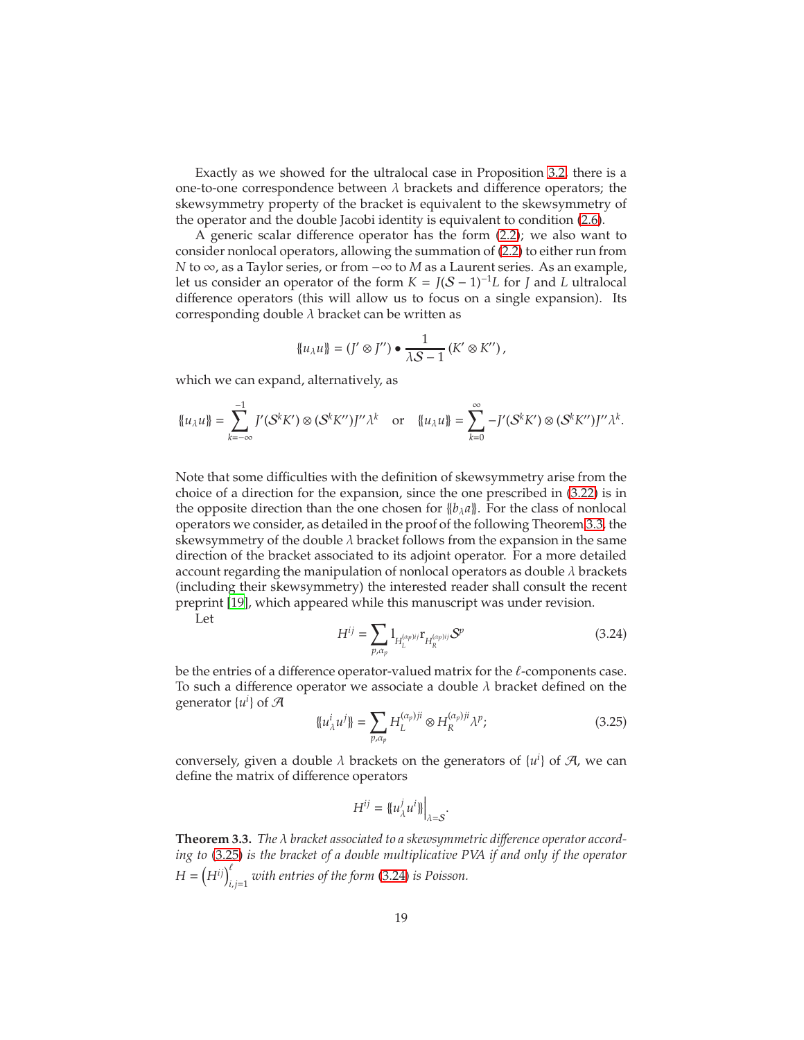Exactly as we showed for the ultralocal case in Proposition 3.2, there is a one-to-one correspondence between $\lambda$ brackets and difference operators; the skewsymmetry property of the bracket is equivalent to the skewsymmetry of the operator and the double Jacobi identity is equivalent to condition (2.6).

A generic scalar difference operator has the form (2.2); we also want to consider nonlocal operators, allowing the summation of (2.2) to either run from $N$ to $\infty$, as a Taylor series, or from $-\infty$ to $M$ as a Laurent series. As an example, let us consider an operator of the form $K = J(\mathcal{S}-1)^{-1}L$ for $J$ and $L$ ultralocal difference operators (this will allow us to focus on a single expansion). Its corresponding double $\lambda$ bracket can be written as

$$\{\!\{u_\lambda u\}\!\} = (J' \otimes J'') \bullet \frac{1}{\lambda\mathcal{S}-1}(K' \otimes K''),$$

which we can expand, alternatively, as

$$\{\!\{u_\lambda u\}\!\} = \sum_{k=-\infty}^{-1} J'(\mathcal{S}^k K') \otimes (\mathcal{S}^k K'')J''\lambda^k \quad \text{or} \quad \{\!\{u_\lambda u\}\!\} = \sum_{k=0}^{\infty} -J'(\mathcal{S}^k K') \otimes (\mathcal{S}^k K'')J''\lambda^k.$$

Note that some difficulties with the definition of skewsymmetry arise from the choice of a direction for the expansion, since the one prescribed in (3.22) is in the opposite direction than the one chosen for $\{\!\{b_\lambda a\}\!\}$. For the class of nonlocal operators we consider, as detailed in the proof of the following Theorem 3.3, the skewsymmetry of the double $\lambda$ bracket follows from the expansion in the same direction of the bracket associated to its adjoint operator. For a more detailed account regarding the manipulation of nonlocal operators as double $\lambda$ brackets (including their skewsymmetry) the interested reader shall consult the recent preprint [19], which appeared while this manuscript was under revision.

Let

$$H^{ij} = \sum_{p,\alpha_p} \mathrm{l}_{H_L^{(\alpha_p)ij}} \mathrm{r}_{H_R^{(\alpha_p)ij}} \mathcal{S}^p \tag{3.24}$$

be the entries of a difference operator-valued matrix for the $\ell$-components case. To such a difference operator we associate a double $\lambda$ bracket defined on the generator $\{u^i\}$ of $\mathcal{A}$

$$\{\!\{u^i_\lambda u^j\}\!\} = \sum_{p,\alpha_p} H_L^{(\alpha_p)ji} \otimes H_R^{(\alpha_p)ji}\lambda^p; \tag{3.25}$$

conversely, given a double $\lambda$ brackets on the generators of $\{u^i\}$ of $\mathcal{A}$, we can define the matrix of difference operators

$$H^{ij} = \{\!\{u^j_\lambda u^i\}\!\}\Big|_{\lambda=\mathcal{S}}.$$

**Theorem 3.3.** *The $\lambda$ bracket associated to a skewsymmetric difference operator according to (3.25) is the bracket of a double multiplicative PVA if and only if the operator $H = \left(H^{ij}\right)_{i,j=1}^{\ell}$ with entries of the form (3.24) is Poisson.*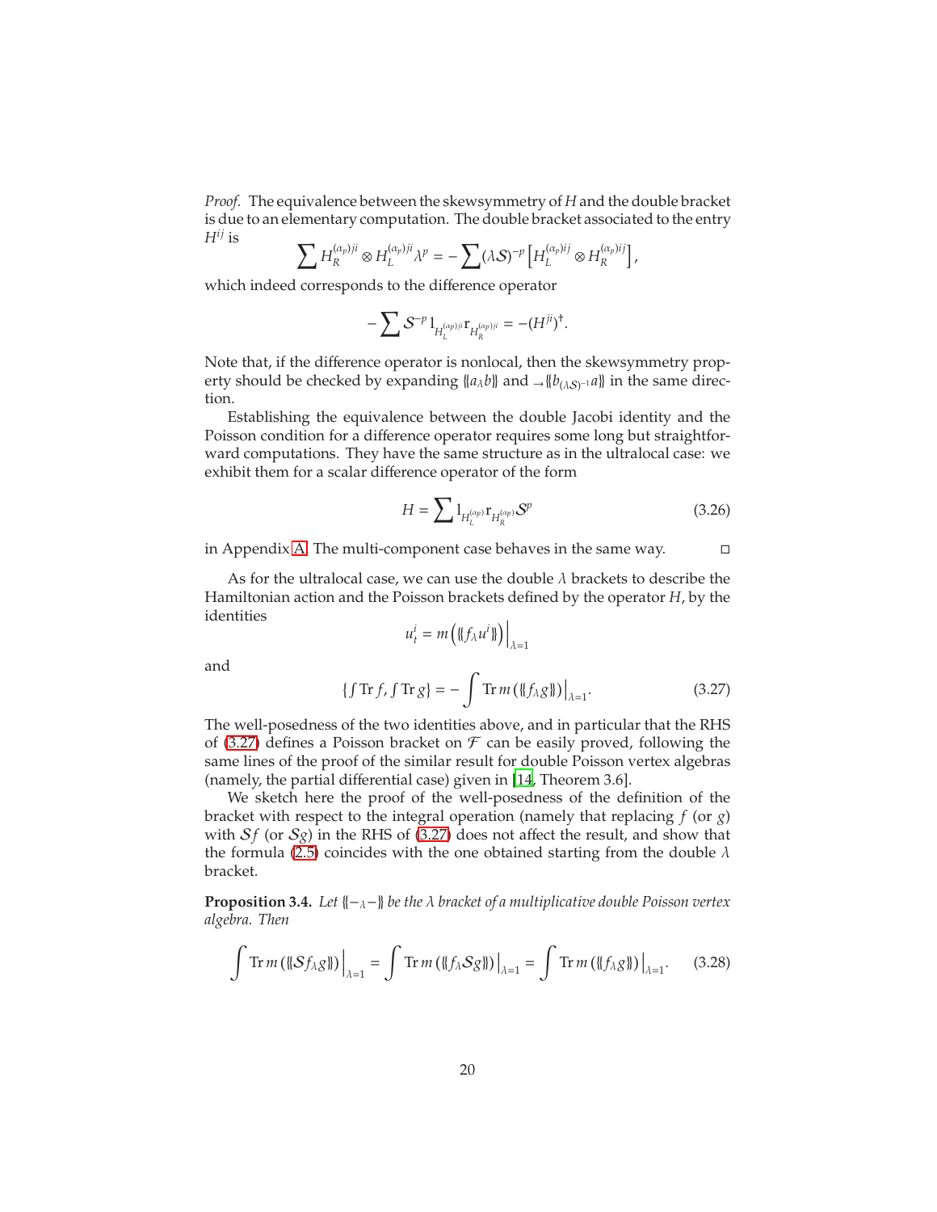*Proof.* The equivalence between the skewsymmetry of $H$ and the double bracket is due to an elementary computation. The double bracket associated to the entry $H^{ij}$ is

$$\sum H_R^{(\alpha_p)ji} \otimes H_L^{(\alpha_p)ji} \lambda^p = -\sum (\lambda \mathcal{S})^{-p} \left[ H_L^{(\alpha_p)ij} \otimes H_R^{(\alpha_p)ij} \right],$$

which indeed corresponds to the difference operator

$$-\sum \mathcal{S}^{-p} \mathrm{l}_{H_L^{(\alpha_p)ji}} \mathrm{r}_{H_R^{(\alpha_p)ji}} = -(H^{ji})^{\dagger}.$$

Note that, if the difference operator is nonlocal, then the skewsymmetry property should be checked by expanding $\{\!\{a_\lambda b\}\!\}$ and ${}_{\rightarrow}\{\!\{b_{(\lambda\mathcal{S})^{-1}} a\}\!\}$ in the same direction.

Establishing the equivalence between the double Jacobi identity and the Poisson condition for a difference operator requires some long but straightforward computations. They have the same structure as in the ultralocal case: we exhibit them for a scalar difference operator of the form

$$H = \sum \mathrm{l}_{H_L^{(\alpha_p)}} \mathrm{r}_{H_R^{(\alpha_p)}} \mathcal{S}^p \tag{3.26}$$

in Appendix A. The multi-component case behaves in the same way. □

As for the ultralocal case, we can use the double $\lambda$ brackets to describe the Hamiltonian action and the Poisson brackets defined by the operator $H$, by the identities

$$u_t^i = m\left(\{\!\{f_\lambda u^i\}\!\}\right)\Big|_{\lambda=1}$$

and

$$\left\{\textstyle\int \operatorname{Tr} f, \int \operatorname{Tr} g\right\} = -\int \operatorname{Tr} m\left(\{\!\{f_\lambda g\}\!\}\right)\big|_{\lambda=1}. \tag{3.27}$$

The well-posedness of the two identities above, and in particular that the RHS of (3.27) defines a Poisson bracket on $\mathcal{F}$ can be easily proved, following the same lines of the proof of the similar result for double Poisson vertex algebras (namely, the partial differential case) given in [14, Theorem 3.6].

We sketch here the proof of the well-posedness of the definition of the bracket with respect to the integral operation (namely that replacing $f$ (or $g$) with $\mathcal{S}f$ (or $\mathcal{S}g$) in the RHS of (3.27) does not affect the result, and show that the formula (2.5) coincides with the one obtained starting from the double $\lambda$ bracket.

**Proposition 3.4.** *Let $\{\!\{-_\lambda-\}\!\}$ be the $\lambda$ bracket of a multiplicative double Poisson vertex algebra. Then*

$$\int \operatorname{Tr} m\left(\{\!\{\mathcal{S}f_\lambda g\}\!\}\right)\big|_{\lambda=1} = \int \operatorname{Tr} m\left(\{\!\{f_\lambda \mathcal{S}g\}\!\}\right)\big|_{\lambda=1} = \int \operatorname{Tr} m\left(\{\!\{f_\lambda g\}\!\}\right)\big|_{\lambda=1}. \tag{3.28}$$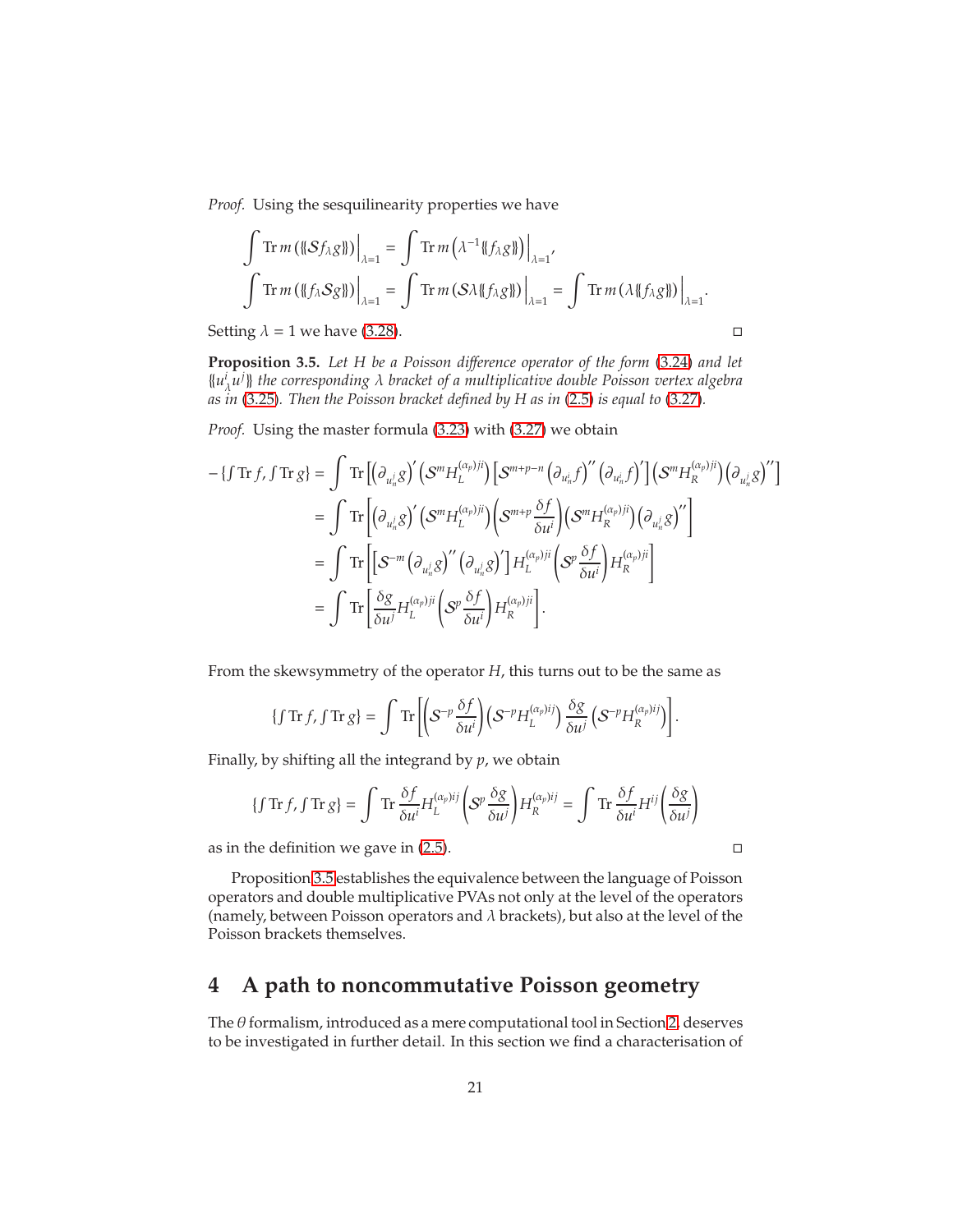*Proof.* Using the sesquilinearity properties we have

$$
\begin{aligned}
\int \operatorname{Tr} m\left(\{\!\{\mathcal{S}f{}_\lambda g\}\!\}\right)\Big|_{\lambda=1} &= \int \operatorname{Tr} m\left(\lambda^{-1}\{\!\{f{}_\lambda g\}\!\}\right)\Big|_{\lambda=1},\\
\int \operatorname{Tr} m\left(\{\!\{f{}_\lambda \mathcal{S}g\}\!\}\right)\Big|_{\lambda=1} &= \int \operatorname{Tr} m\left(\mathcal{S}\lambda\{\!\{f{}_\lambda g\}\!\}\right)\Big|_{\lambda=1} = \int \operatorname{Tr} m\left(\lambda\{\!\{f{}_\lambda g\}\!\}\right)\Big|_{\lambda=1}.
\end{aligned}
$$

Setting $\lambda = 1$ we have (3.28). □

**Proposition 3.5.** *Let $H$ be a Poisson difference operator of the form (3.24) and let $\{\!\{u^i{}_\lambda u^j\}\!\}$ the corresponding $\lambda$ bracket of a multiplicative double Poisson vertex algebra as in (3.25). Then the Poisson bracket defined by $H$ as in (2.5) is equal to (3.27).*

*Proof.* Using the master formula (3.23) with (3.27) we obtain

$$
\begin{aligned}
-\{\textstyle\int \operatorname{Tr} f, \int \operatorname{Tr} g\} &= \int \operatorname{Tr}\left[\left(\partial_{u^j_n} g\right)'\left(\mathcal{S}^m H_L^{(\alpha_p)ji}\right)\left[\mathcal{S}^{m+p-n}\left(\partial_{u^i_n} f\right)''\left(\partial_{u^i_n} f\right)'\right]\left(\mathcal{S}^m H_R^{(\alpha_p)ji}\right)\left(\partial_{u^j_n} g\right)''\right]\\
&= \int \operatorname{Tr}\left[\left(\partial_{u^j_n} g\right)'\left(\mathcal{S}^m H_L^{(\alpha_p)ji}\right)\left(\mathcal{S}^{m+p}\frac{\delta f}{\delta u^i}\right)\left(\mathcal{S}^m H_R^{(\alpha_p)ji}\right)\left(\partial_{u^j_n} g\right)''\right]\\
&= \int \operatorname{Tr}\left[\left[\mathcal{S}^{-m}\left(\partial_{u^j_n} g\right)''\left(\partial_{u^j_n} g\right)'\right] H_L^{(\alpha_p)ji}\left(\mathcal{S}^p\frac{\delta f}{\delta u^i}\right) H_R^{(\alpha_p)ji}\right]\\
&= \int \operatorname{Tr}\left[\frac{\delta g}{\delta u^j} H_L^{(\alpha_p)ji}\left(\mathcal{S}^p\frac{\delta f}{\delta u^i}\right) H_R^{(\alpha_p)ji}\right].
\end{aligned}
$$

From the skewsymmetry of the operator $H$, this turns out to be the same as

$$
\{\textstyle\int \operatorname{Tr} f, \int \operatorname{Tr} g\} = \int \operatorname{Tr}\left[\left(\mathcal{S}^{-p}\frac{\delta f}{\delta u^i}\right)\left(\mathcal{S}^{-p}H_L^{(\alpha_p)ij}\right)\frac{\delta g}{\delta u^j}\left(\mathcal{S}^{-p}H_R^{(\alpha_p)ij}\right)\right].
$$

Finally, by shifting all the integrand by $p$, we obtain

$$
\{\textstyle\int \operatorname{Tr} f, \int \operatorname{Tr} g\} = \int \operatorname{Tr}\frac{\delta f}{\delta u^i} H_L^{(\alpha_p)ij}\left(\mathcal{S}^p\frac{\delta g}{\delta u^j}\right) H_R^{(\alpha_p)ij} = \int \operatorname{Tr}\frac{\delta f}{\delta u^i} H^{ij}\left(\frac{\delta g}{\delta u^j}\right)
$$

as in the definition we gave in (2.5). □

Proposition 3.5 establishes the equivalence between the language of Poisson operators and double multiplicative PVAs not only at the level of the operators (namely, between Poisson operators and $\lambda$ brackets), but also at the level of the Poisson brackets themselves.

## 4 A path to noncommutative Poisson geometry

The $\theta$ formalism, introduced as a mere computational tool in Section 2, deserves to be investigated in further detail. In this section we find a characterisation of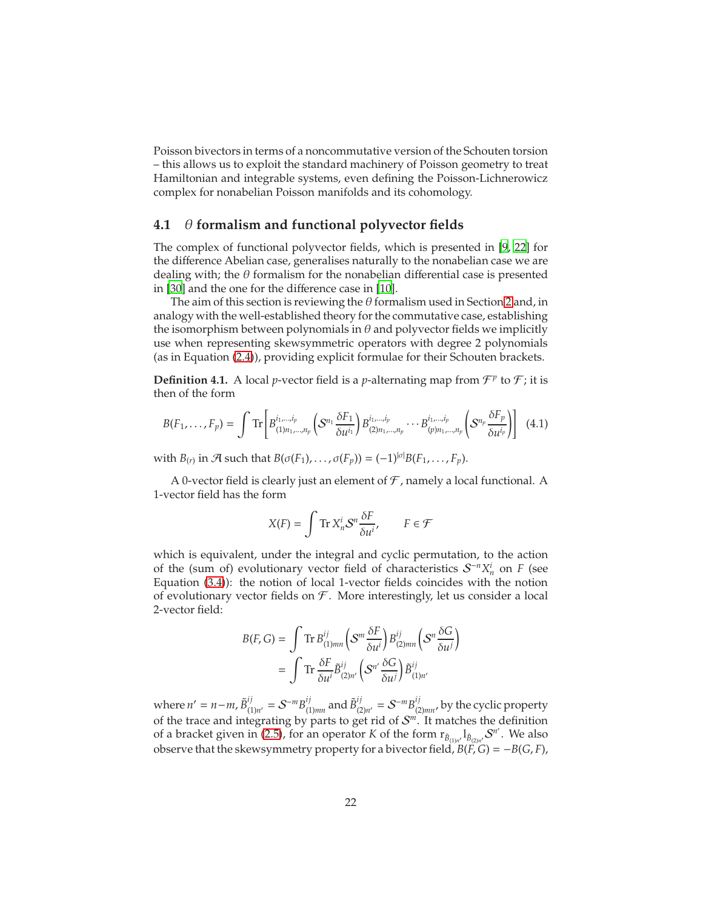Poisson bivectors in terms of a noncommutative version of the Schouten torsion – this allows us to exploit the standard machinery of Poisson geometry to treat Hamiltonian and integrable systems, even defining the Poisson-Lichnerowicz complex for nonabelian Poisson manifolds and its cohomology.

## 4.1 $\theta$ formalism and functional polyvector fields

The complex of functional polyvector fields, which is presented in [9, 22] for the difference Abelian case, generalises naturally to the nonabelian case we are dealing with; the $\theta$ formalism for the nonabelian differential case is presented in [30] and the one for the difference case in [10].

The aim of this section is reviewing the $\theta$ formalism used in Section 2 and, in analogy with the well-established theory for the commutative case, establishing the isomorphism between polynomials in $\theta$ and polyvector fields we implicitly use when representing skewsymmetric operators with degree 2 polynomials (as in Equation (2.4)), providing explicit formulae for their Schouten brackets.

**Definition 4.1.** A local $p$-vector field is a $p$-alternating map from $\mathcal{F}^p$ to $\mathcal{F}$; it is then of the form

$$B(F_1,\dots,F_p) = \int \mathrm{Tr}\left[ B^{i_1,\dots,i_p}_{(1)n_1,\dots,n_p}\left(\mathcal{S}^{n_1}\frac{\delta F_1}{\delta u^{i_1}}\right) B^{i_1,\dots,i_p}_{(2)n_1,\dots,n_p} \cdots B^{i_1,\dots,i_p}_{(p)n_1,\dots,n_p}\left(\mathcal{S}^{n_p}\frac{\delta F_p}{\delta u^{i_p}}\right)\right] \quad (4.1)$$

with $B_{(r)}$ in $\mathcal{A}$ such that $B(\sigma(F_1),\dots,\sigma(F_p)) = (-1)^{|\sigma|}B(F_1,\dots,F_p)$.

A 0-vector field is clearly just an element of $\mathcal{F}$, namely a local functional. A 1-vector field has the form

$$X(F) = \int \mathrm{Tr}\, X^i_n \mathcal{S}^n \frac{\delta F}{\delta u^i}, \qquad F \in \mathcal{F}$$

which is equivalent, under the integral and cyclic permutation, to the action of the (sum of) evolutionary vector field of characteristics $\mathcal{S}^{-n}X^i_n$ on $F$ (see Equation (3.4)): the notion of local 1-vector fields coincides with the notion of evolutionary vector fields on $\mathcal{F}$. More interestingly, let us consider a local 2-vector field:

$$\begin{aligned} B(F,G) &= \int \mathrm{Tr}\, B^{ij}_{(1)mn}\left(\mathcal{S}^m \frac{\delta F}{\delta u^i}\right) B^{ij}_{(2)mn}\left(\mathcal{S}^n\frac{\delta G}{\delta u^j}\right) \\ &= \int \mathrm{Tr}\,\frac{\delta F}{\delta u^i}\tilde{B}^{ij}_{(2)n'}\left(\mathcal{S}^{n'}\frac{\delta G}{\delta u^j}\right)\tilde{B}^{ij}_{(1)n'} \end{aligned}$$

where $n' = n-m$, $\tilde{B}^{ij}_{(1)n'} = \mathcal{S}^{-m}B^{ij}_{(1)mn}$ and $\tilde{B}^{ij}_{(2)n'} = \mathcal{S}^{-m}B^{ij}_{(2)mn}$, by the cyclic property of the trace and integrating by parts to get rid of $\mathcal{S}^m$. It matches the definition of a bracket given in (2.5), for an operator $K$ of the form $\mathrm{r}_{\tilde{B}_{(1)n'}}\mathrm{l}_{\tilde{B}_{(2)n'}}\mathcal{S}^{n'}$. We also observe that the skewsymmetry property for a bivector field, $B(F,G) = -B(G,F)$,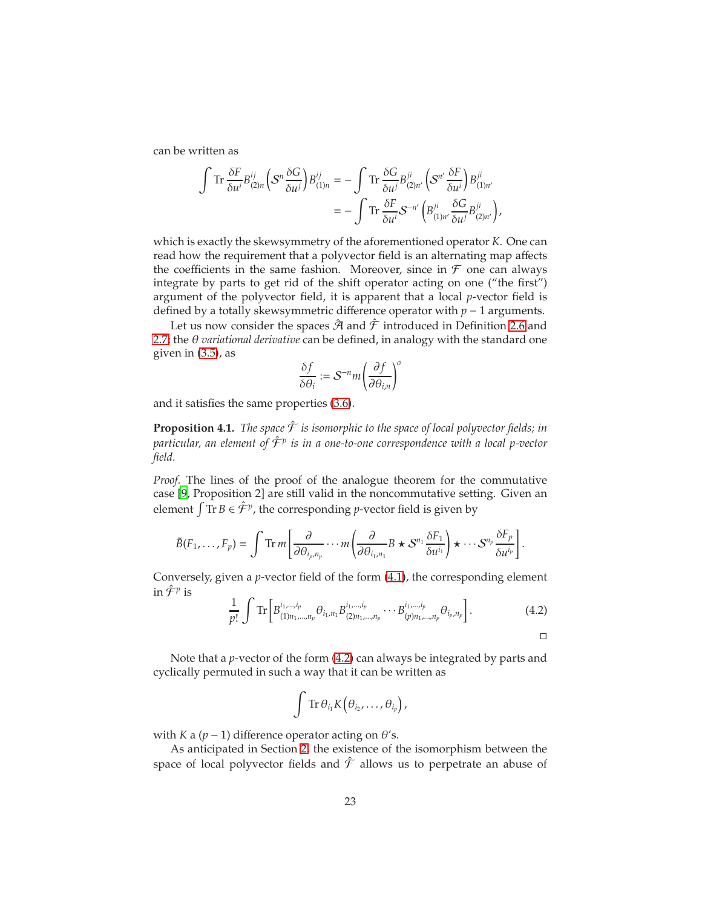can be written as

$$\int \operatorname{Tr} \frac{\delta F}{\delta u^i} B^{ij}_{(2)n} \left( \mathcal{S}^n \frac{\delta G}{\delta u^j} \right) B^{ij}_{(1)n} = - \int \operatorname{Tr} \frac{\delta G}{\delta u^j} B^{ji}_{(2)n'} \left( \mathcal{S}^{n'} \frac{\delta F}{\delta u^i} \right) B^{ji}_{(1)n'}$$
$$= - \int \operatorname{Tr} \frac{\delta F}{\delta u^i} \mathcal{S}^{-n'} \left( B^{ji}_{(1)n'} \frac{\delta G}{\delta u^j} B^{ji}_{(2)n'} \right),$$

which is exactly the skewsymmetry of the aforementioned operator $K$. One can read how the requirement that a polyvector field is an alternating map affects the coefficients in the same fashion. Moreover, since in $\mathcal{F}$ one can always integrate by parts to get rid of the shift operator acting on one ("the first") argument of the polyvector field, it is apparent that a local $p$-vector field is defined by a totally skewsymmetric difference operator with $p-1$ arguments.

Let us now consider the spaces $\hat{\mathcal{A}}$ and $\hat{\mathcal{F}}$ introduced in Definition 2.6 and 2.7; the $\theta$ *variational derivative* can be defined, in analogy with the standard one given in (3.5), as

$$\frac{\delta f}{\delta \theta_i} := \mathcal{S}^{-n} m \left( \frac{\partial f}{\partial \theta_{i,n}} \right)^{\sigma}$$

and it satisfies the same properties (3.6).

**Proposition 4.1.** *The space $\hat{\mathcal{F}}$ is isomorphic to the space of local polyvector fields; in particular, an element of $\hat{\mathcal{F}}^p$ is in a one-to-one correspondence with a local $p$-vector field.*

*Proof.* The lines of the proof of the analogue theorem for the commutative case [9, Proposition 2] are still valid in the noncommutative setting. Given an element $\int \operatorname{Tr} B \in \hat{\mathcal{F}}^p$, the corresponding $p$-vector field is given by

$$\tilde{B}(F_1, \dots, F_p) = \int \operatorname{Tr} m \left[ \frac{\partial}{\partial \theta_{i_p, n_p}} \cdots m \left( \frac{\partial}{\partial \theta_{i_1, n_1}} B \star \mathcal{S}^{n_1} \frac{\delta F_1}{\delta u^{i_1}} \right) \star \cdots \mathcal{S}^{n_p} \frac{\delta F_p}{\delta u^{i_p}} \right].$$

Conversely, given a $p$-vector field of the form (4.1), the corresponding element in $\hat{\mathcal{F}}^p$ is

$$\frac{1}{p!} \int \operatorname{Tr} \left[ B^{i_1, \dots, i_p}_{(1)n_1, \dots, n_p} \theta_{i_1, n_1} B^{i_1, \dots, i_p}_{(2)n_1, \dots, n_p} \cdots B^{i_1, \dots, i_p}_{(p)n_1, \dots, n_p} \theta_{i_p, n_p} \right]. \tag{4.2}$$

□

Note that a $p$-vector of the form (4.2) can always be integrated by parts and cyclically permuted in such a way that it can be written as

$$\int \operatorname{Tr} \theta_{i_1} K \left( \theta_{i_2}, \dots, \theta_{i_p} \right),$$

with $K$ a $(p-1)$ difference operator acting on $\theta$'s.

As anticipated in Section 2, the existence of the isomorphism between the space of local polyvector fields and $\hat{\mathcal{F}}$ allows us to perpetrate an abuse of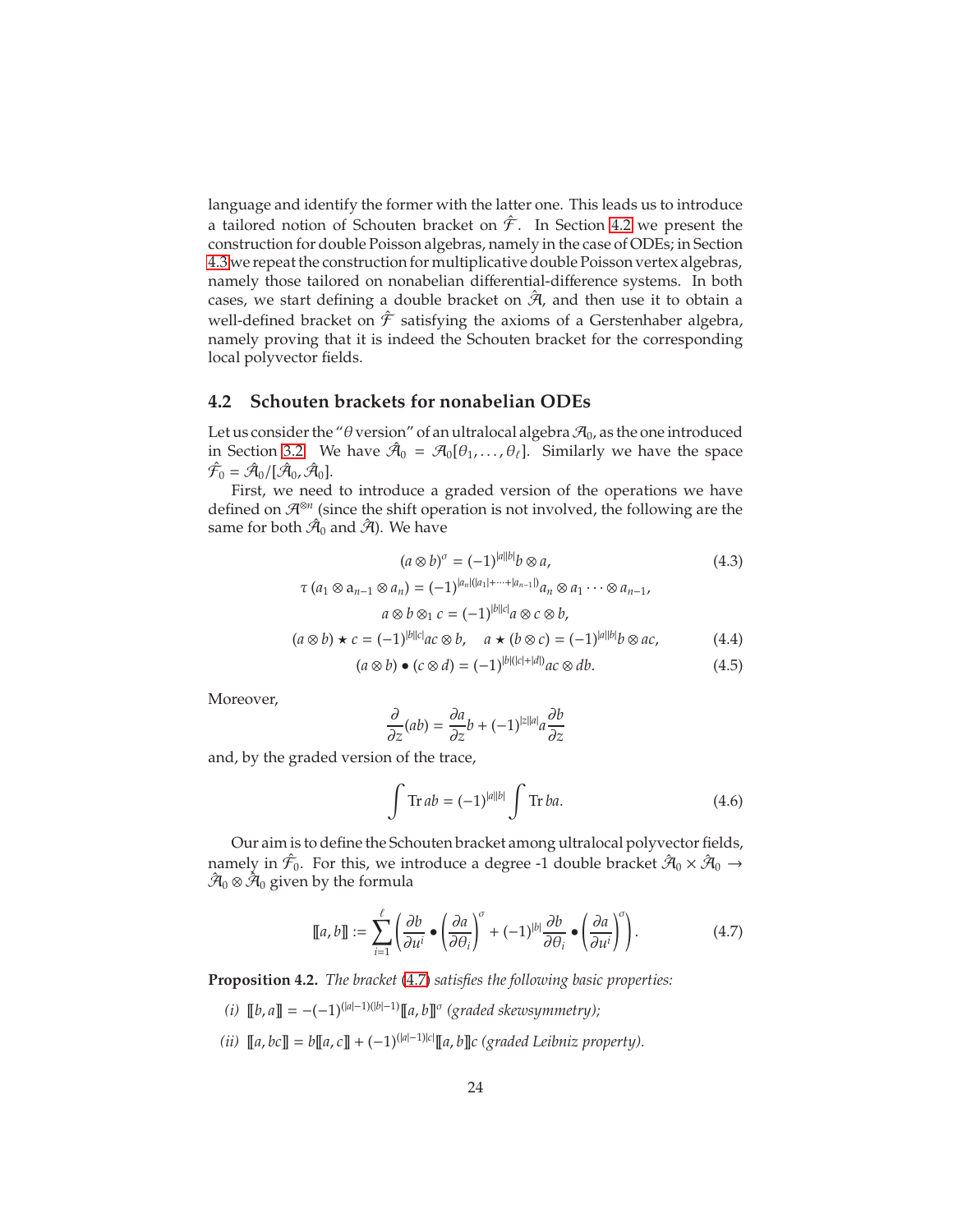language and identify the former with the latter one. This leads us to introduce a tailored notion of Schouten bracket on $\hat{\mathcal{F}}$. In Section 4.2 we present the construction for double Poisson algebras, namely in the case of ODEs; in Section 4.3 we repeat the construction for multiplicative double Poisson vertex algebras, namely those tailored on nonabelian differential-difference systems. In both cases, we start defining a double bracket on $\hat{\mathcal{A}}$, and then use it to obtain a well-defined bracket on $\hat{\mathcal{F}}$ satisfying the axioms of a Gerstenhaber algebra, namely proving that it is indeed the Schouten bracket for the corresponding local polyvector fields.

## 4.2 Schouten brackets for nonabelian ODEs

Let us consider the "$\theta$ version" of an ultralocal algebra $\mathcal{A}_0$, as the one introduced in Section 3.2. We have $\hat{\mathcal{A}}_0 = \mathcal{A}_0[\theta_1, \dots, \theta_\ell]$. Similarly we have the space $\hat{\mathcal{F}}_0 = \hat{\mathcal{A}}_0/[\hat{\mathcal{A}}_0, \hat{\mathcal{A}}_0]$.

First, we need to introduce a graded version of the operations we have defined on $\mathcal{A}^{\otimes n}$ (since the shift operation is not involved, the following are the same for both $\hat{\mathcal{A}}_0$ and $\hat{\mathcal{A}}$). We have

$$(a \otimes b)^\sigma = (-1)^{|a||b|} b \otimes a, \tag{4.3}$$

$$\tau\left(a_1 \otimes a_{n-1} \otimes a_n\right) = (-1)^{|a_n|(|a_1|+\cdots+|a_{n-1}|)} a_n \otimes a_1 \cdots \otimes a_{n-1},$$

$$a \otimes b \otimes_1 c = (-1)^{|b||c|} a \otimes c \otimes b,$$

$$(a \otimes b) \star c = (-1)^{|b||c|} ac \otimes b, \quad a \star (b \otimes c) = (-1)^{|a||b|} b \otimes ac, \tag{4.4}$$

$$(a \otimes b) \bullet (c \otimes d) = (-1)^{|b|(|c|+|d|)} ac \otimes db. \tag{4.5}$$

Moreover,

$$\frac{\partial}{\partial z}(ab) = \frac{\partial a}{\partial z} b + (-1)^{|z||a|} a \frac{\partial b}{\partial z}$$

and, by the graded version of the trace,

$$\int \operatorname{Tr} ab = (-1)^{|a||b|} \int \operatorname{Tr} ba. \tag{4.6}$$

Our aim is to define the Schouten bracket among ultralocal polyvector fields, namely in $\hat{\mathcal{F}}_0$. For this, we introduce a degree -1 double bracket $\hat{\mathcal{A}}_0 \times \hat{\mathcal{A}}_0 \to \hat{\mathcal{A}}_0 \otimes \hat{\mathcal{A}}_0$ given by the formula

$$[\![a, b]\!] := \sum_{i=1}^{\ell} \left( \frac{\partial b}{\partial u^i} \bullet \left( \frac{\partial a}{\partial \theta_i} \right)^\sigma + (-1)^{|b|} \frac{\partial b}{\partial \theta_i} \bullet \left( \frac{\partial a}{\partial u^i} \right)^\sigma \right). \tag{4.7}$$

**Proposition 4.2.** *The bracket (4.7) satisfies the following basic properties:*

*(i)* $[\![b, a]\!] = -(-1)^{(|a|-1)(|b|-1)} [\![a, b]\!]^\sigma$ *(graded skewsymmetry);*

*(ii)* $[\![a, bc]\!] = b[\![a, c]\!] + (-1)^{(|a|-1)|c|} [\![a, b]\!] c$ *(graded Leibniz property).*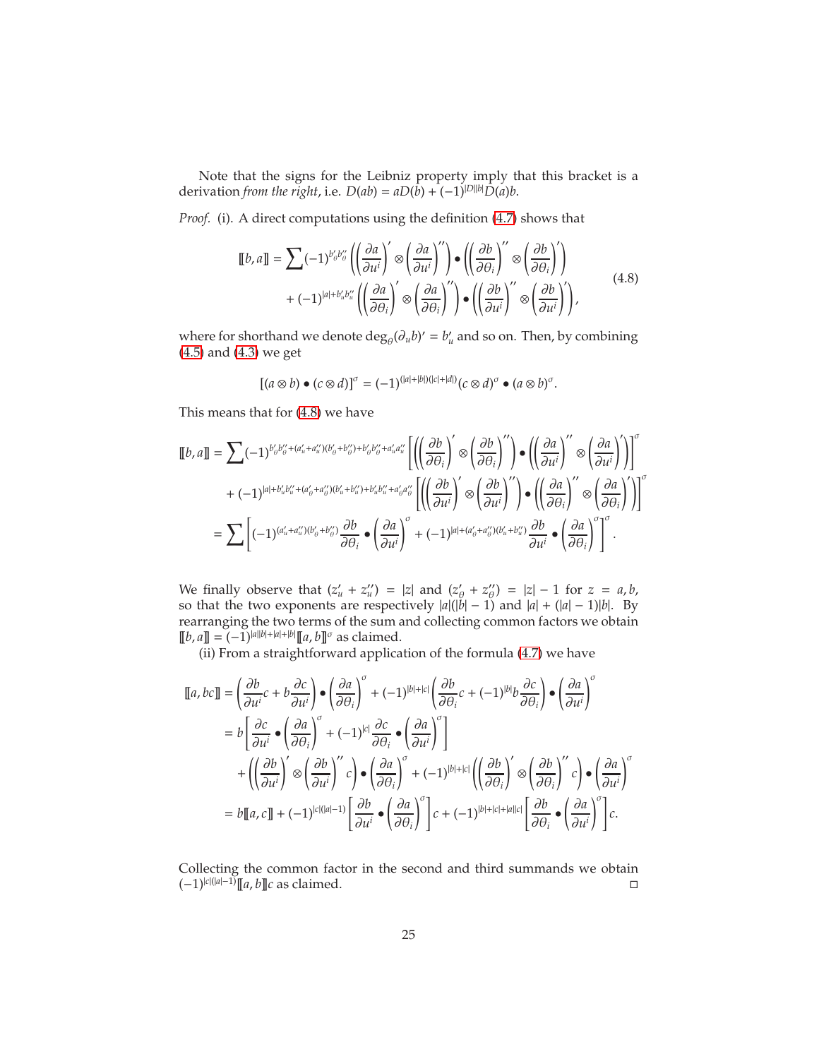Note that the signs for the Leibniz property imply that this bracket is a derivation *from the right*, i.e. $D(ab) = aD(b) + (-1)^{|D||b|}D(a)b$.

*Proof.* (i). A direct computations using the definition (4.7) shows that

$$
\begin{aligned}
[\![b,a]\!] = \sum (-1)^{b'_\theta b''_\theta} &\left( \left(\frac{\partial a}{\partial u^i}\right)' \otimes \left(\frac{\partial a}{\partial u^i}\right)'' \right) \bullet \left( \left(\frac{\partial b}{\partial \theta_i}\right)'' \otimes \left(\frac{\partial b}{\partial \theta_i}\right)' \right) \\
&+ (-1)^{|a| + b'_u b''_u} \left( \left(\frac{\partial a}{\partial \theta_i}\right)' \otimes \left(\frac{\partial a}{\partial \theta_i}\right)'' \right) \bullet \left( \left(\frac{\partial b}{\partial u^i}\right)'' \otimes \left(\frac{\partial b}{\partial u^i}\right)' \right),
\end{aligned} \tag{4.8}
$$

where for shorthand we denote $\deg_\theta(\partial_u b)' = b'_u$ and so on. Then, by combining (4.5) and (4.3) we get

$$
[(a \otimes b) \bullet (c \otimes d)]^\sigma = (-1)^{(|a|+|b|)(|c|+|d|)} (c \otimes d)^\sigma \bullet (a \otimes b)^\sigma .
$$

This means that for (4.8) we have

$$
\begin{aligned}
[\![b,a]\!] &= \sum (-1)^{b'_\theta b''_\theta + (a'_u + a''_u)(b'_\theta + b''_\theta) + b'_\theta b''_\theta + a'_u a''_u} \left[ \left( \left(\frac{\partial b}{\partial \theta_i}\right)' \otimes \left(\frac{\partial b}{\partial \theta_i}\right)'' \right) \bullet \left( \left(\frac{\partial a}{\partial u^i}\right)'' \otimes \left(\frac{\partial a}{\partial u^i}\right)' \right) \right]^\sigma \\
&\quad + (-1)^{|a| + b'_u b''_u + (a'_\theta + a''_\theta)(b'_u + b''_u) + b'_u b''_u + a'_\theta a''_\theta} \left[ \left( \left(\frac{\partial b}{\partial u^i}\right)' \otimes \left(\frac{\partial b}{\partial u^i}\right)'' \right) \bullet \left( \left(\frac{\partial a}{\partial \theta_i}\right)'' \otimes \left(\frac{\partial a}{\partial \theta_i}\right)' \right) \right]^\sigma \\
&= \sum \left[ (-1)^{(a'_u + a''_u)(b'_\theta + b''_\theta)} \frac{\partial b}{\partial \theta_i} \bullet \left(\frac{\partial a}{\partial u^i}\right)^\sigma + (-1)^{|a| + (a'_\theta + a''_\theta)(b'_u + b''_u)} \frac{\partial b}{\partial u^i} \bullet \left(\frac{\partial a}{\partial \theta_i}\right)^\sigma \right]^\sigma .
\end{aligned}
$$

We finally observe that $(z'_u + z''_u) = |z|$ and $(z'_\theta + z''_\theta) = |z| - 1$ for $z = a, b$, so that the two exponents are respectively $|a|(|b| - 1)$ and $|a| + (|a| - 1)|b|$. By rearranging the two terms of the sum and collecting common factors we obtain $[\![b,a]\!] = (-1)^{|a||b|+|a|+|b|}[\![a,b]\!]^\sigma$ as claimed.

(ii) From a straightforward application of the formula (4.7) we have

$$
\begin{aligned}
[\![a, bc]\!] &= \left( \frac{\partial b}{\partial u^i} c + b \frac{\partial c}{\partial u^i} \right) \bullet \left( \frac{\partial a}{\partial \theta_i} \right)^\sigma + (-1)^{|b|+|c|} \left( \frac{\partial b}{\partial \theta_i} c + (-1)^{|b|} b \frac{\partial c}{\partial \theta_i} \right) \bullet \left( \frac{\partial a}{\partial u^i} \right)^\sigma \\
&= b \left[ \frac{\partial c}{\partial u^i} \bullet \left( \frac{\partial a}{\partial \theta_i} \right)^\sigma + (-1)^{|c|} \frac{\partial c}{\partial \theta_i} \bullet \left( \frac{\partial a}{\partial u^i} \right)^\sigma \right] \\
&\quad + \left( \left( \frac{\partial b}{\partial u^i} \right)' \otimes \left( \frac{\partial b}{\partial u^i} \right)'' c \right) \bullet \left( \frac{\partial a}{\partial \theta_i} \right)^\sigma + (-1)^{|b|+|c|} \left( \left( \frac{\partial b}{\partial \theta_i} \right)' \otimes \left( \frac{\partial b}{\partial \theta_i} \right)'' c \right) \bullet \left( \frac{\partial a}{\partial u^i} \right)^\sigma \\
&= b[\![a,c]\!] + (-1)^{|c|(|a|-1)} \left[ \frac{\partial b}{\partial u^i} \bullet \left( \frac{\partial a}{\partial \theta_i} \right)^\sigma \right] c + (-1)^{|b|+|c|+|a||c|} \left[ \frac{\partial b}{\partial \theta_i} \bullet \left( \frac{\partial a}{\partial u^i} \right)^\sigma \right] c .
\end{aligned}
$$

Collecting the common factor in the second and third summands we obtain $(-1)^{|c|(|a|-1)}[\![a,b]\!]c$ as claimed. ◻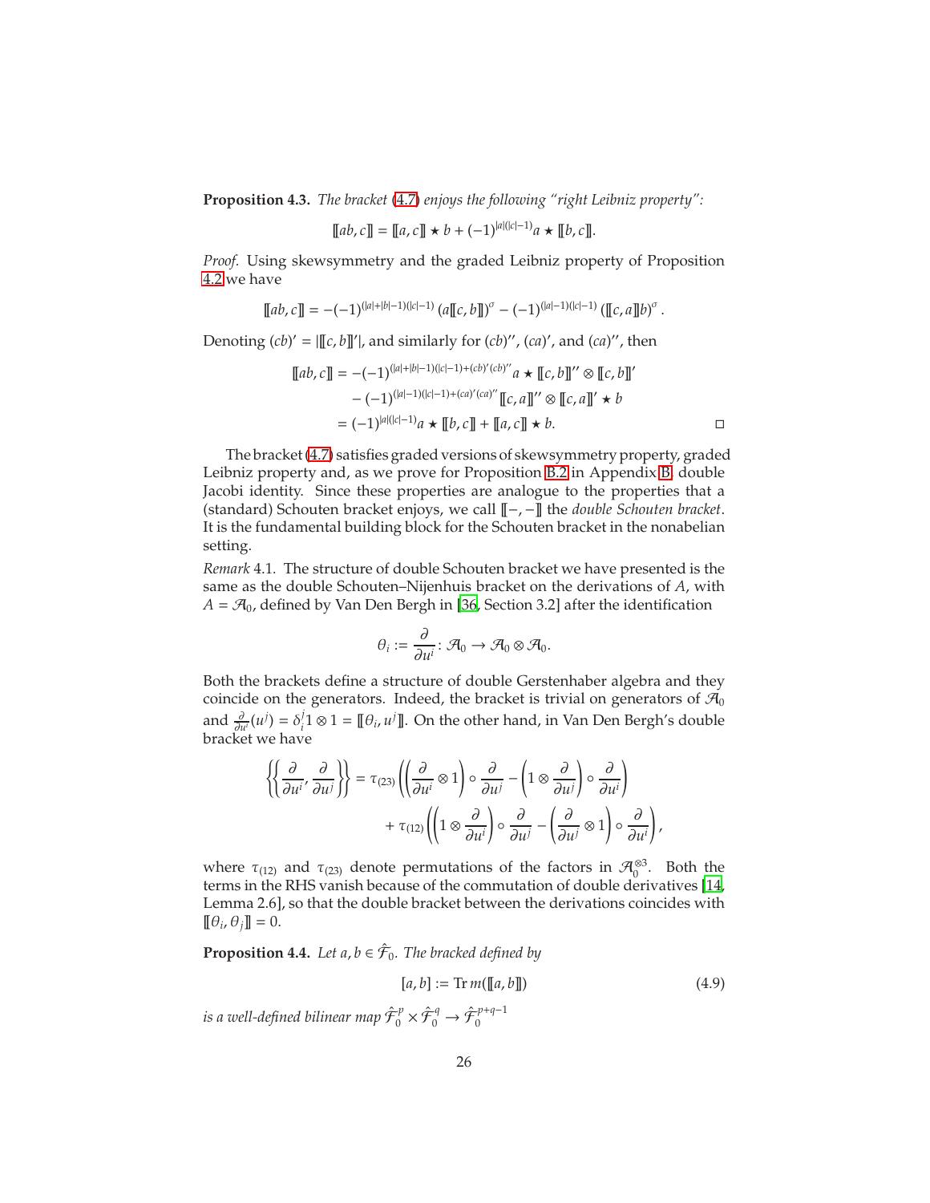**Proposition 4.3.** *The bracket (4.7) enjoys the following "right Leibniz property":*

$$[\![ab, c]\!] = [\![a, c]\!] \star b + (-1)^{|a|(|c|-1)} a \star [\![b, c]\!].$$

*Proof.* Using skewsymmetry and the graded Leibniz property of Proposition 4.2 we have

$$[\![ab, c]\!] = -(-1)^{(|a|+|b|-1)(|c|-1)} \left(a[\![c, b]\!]\right)^{\sigma} - (-1)^{(|a|-1)(|c|-1)} \left([\![c, a]\!]b\right)^{\sigma}.$$

Denoting $(cb)' = |[\![c, b]\!]'|$, and similarly for $(cb)''$, $(ca)'$, and $(ca)''$, then

$$\begin{aligned}
[\![ab, c]\!] &= -(-1)^{(|a|+|b|-1)(|c|-1)+(cb)'(cb)''} a \star [\![c, b]\!]'' \otimes [\![c, b]\!]' \\
&\quad - (-1)^{(|a|-1)(|c|-1)+(ca)'(ca)''} [\![c, a]\!]'' \otimes [\![c, a]\!]' \star b \\
&= (-1)^{|a|(|c|-1)} a \star [\![b, c]\!] + [\![a, c]\!] \star b.
\end{aligned}$$

□

The bracket (4.7) satisfies graded versions of skewsymmetry property, graded Leibniz property and, as we prove for Proposition B.2 in Appendix B, double Jacobi identity. Since these properties are analogue to the properties that a (standard) Schouten bracket enjoys, we call $[\![-, -]\!]$ the *double Schouten bracket*. It is the fundamental building block for the Schouten bracket in the nonabelian setting.

*Remark* 4.1. The structure of double Schouten bracket we have presented is the same as the double Schouten–Nijenhuis bracket on the derivations of $A$, with $A = \mathcal{A}_0$, defined by Van Den Bergh in [36, Section 3.2] after the identification

$$\theta_i := \frac{\partial}{\partial u^i} \colon \mathcal{A}_0 \to \mathcal{A}_0 \otimes \mathcal{A}_0.$$

Both the brackets define a structure of double Gerstenhaber algebra and they coincide on the generators. Indeed, the bracket is trivial on generators of $\mathcal{A}_0$ and $\frac{\partial}{\partial u^i}(u^j) = \delta_i^j 1 \otimes 1 = [\![\theta_i, u^j]\!]$. On the other hand, in Van Den Bergh's double bracket we have

$$\begin{aligned}
\left\{\!\!\left\{ \frac{\partial}{\partial u^i}, \frac{\partial}{\partial u^j} \right\}\!\!\right\} &= \tau_{(23)} \left( \left( \frac{\partial}{\partial u^i} \otimes 1 \right) \circ \frac{\partial}{\partial u^j} - \left( 1 \otimes \frac{\partial}{\partial u^j} \right) \circ \frac{\partial}{\partial u^i} \right) \\
&\quad + \tau_{(12)} \left( \left( 1 \otimes \frac{\partial}{\partial u^i} \right) \circ \frac{\partial}{\partial u^j} - \left( \frac{\partial}{\partial u^j} \otimes 1 \right) \circ \frac{\partial}{\partial u^i} \right),
\end{aligned}$$

where $\tau_{(12)}$ and $\tau_{(23)}$ denote permutations of the factors in $\mathcal{A}_0^{\otimes 3}$. Both the terms in the RHS vanish because of the commutation of double derivatives [14, Lemma 2.6], so that the double bracket between the derivations coincides with $[\![\theta_i, \theta_j]\!] = 0$.

**Proposition 4.4.** *Let $a, b \in \hat{\mathcal{F}}_0$. The bracked defined by*

$$[a, b] := \operatorname{Tr} m([\![a, b]\!]) \tag{4.9}$$

*is a well-defined bilinear map $\hat{\mathcal{F}}_0^p \times \hat{\mathcal{F}}_0^q \to \hat{\mathcal{F}}_0^{p+q-1}$*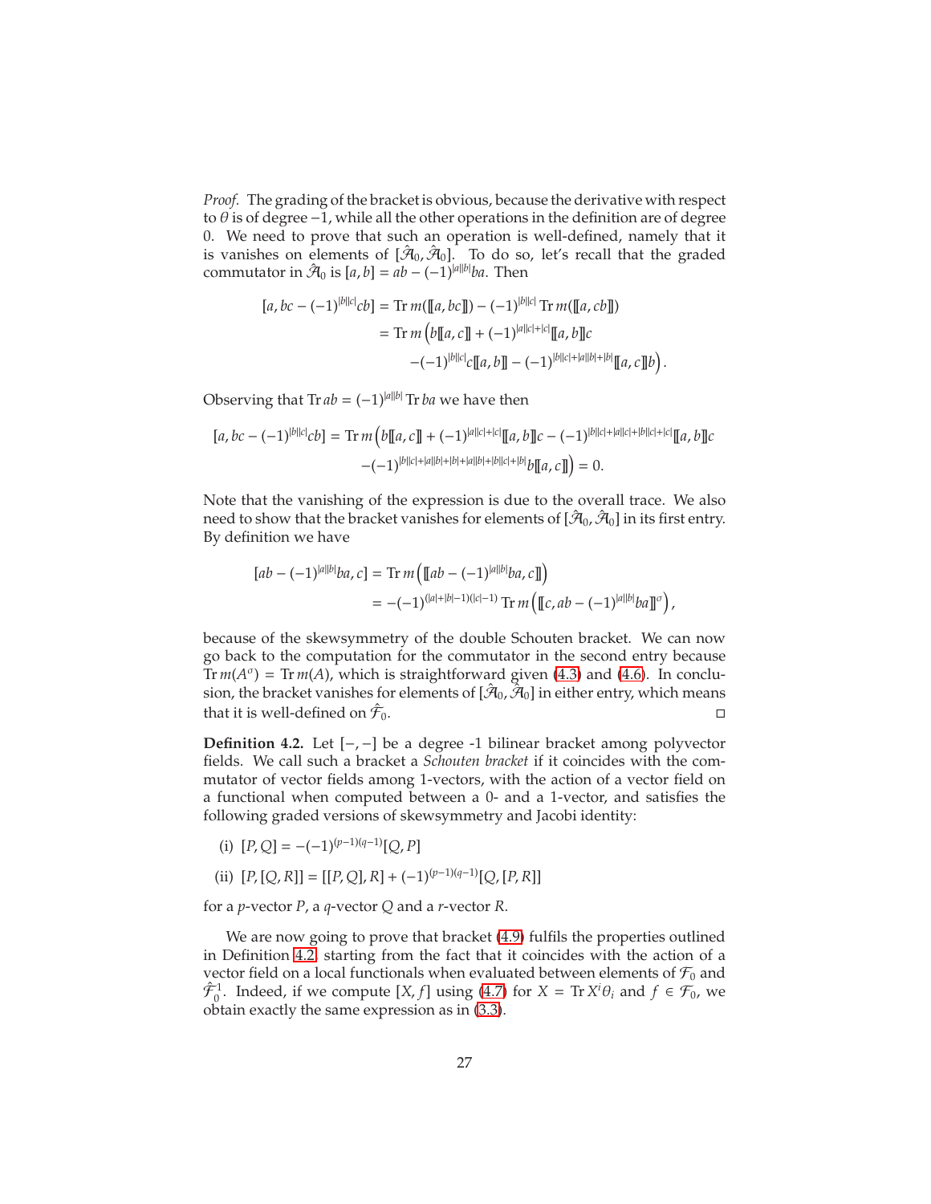*Proof.* The grading of the bracket is obvious, because the derivative with respect to $\theta$ is of degree $-1$, while all the other operations in the definition are of degree 0. We need to prove that such an operation is well-defined, namely that it is vanishes on elements of $[\hat{\mathcal{A}}_0, \hat{\mathcal{A}}_0]$. To do so, let's recall that the graded commutator in $\hat{\mathcal{A}}_0$ is $[a, b] = ab - (-1)^{|a||b|}ba$. Then

$$
\begin{aligned}
[a, bc - (-1)^{|b||c|}cb] &= \operatorname{Tr} m(\llbracket a, bc \rrbracket) - (-1)^{|b||c|} \operatorname{Tr} m(\llbracket a, cb \rrbracket) \\
&= \operatorname{Tr} m\Big( b\llbracket a, c \rrbracket + (-1)^{|a||c|+|c|} \llbracket a, b \rrbracket c \\
&\qquad - (-1)^{|b||c|} c \llbracket a, b \rrbracket - (-1)^{|b||c|+|a||b|+|b|} \llbracket a, c \rrbracket b \Big).
\end{aligned}
$$

Observing that $\operatorname{Tr} ab = (-1)^{|a||b|} \operatorname{Tr} ba$ we have then

$$
\begin{aligned}
[a, bc - (-1)^{|b||c|}cb] = \operatorname{Tr} m\Big( & b\llbracket a, c \rrbracket + (-1)^{|a||c|+|c|} \llbracket a, b \rrbracket c - (-1)^{|b||c|+|a||c|+|b||c|+|c|} \llbracket a, b \rrbracket c \\
& - (-1)^{|b||c|+|a||b|+|b|+|a||b|+|b||c|+|b|} b \llbracket a, c \rrbracket \Big) = 0.
\end{aligned}
$$

Note that the vanishing of the expression is due to the overall trace. We also need to show that the bracket vanishes for elements of $[\hat{\mathcal{A}}_0, \hat{\mathcal{A}}_0]$ in its first entry. By definition we have

$$
\begin{aligned}
[ab - (-1)^{|a||b|}ba, c] &= \operatorname{Tr} m\Big( \llbracket ab - (-1)^{|a||b|}ba, c \rrbracket \Big) \\
&= -(-1)^{(|a|+|b|-1)(|c|-1)} \operatorname{Tr} m\Big( \llbracket c, ab - (-1)^{|a||b|}ba \rrbracket^{\sigma} \Big),
\end{aligned}
$$

because of the skewsymmetry of the double Schouten bracket. We can now go back to the computation for the commutator in the second entry because $\operatorname{Tr} m(A^{\sigma}) = \operatorname{Tr} m(A)$, which is straightforward given (4.3) and (4.6). In conclusion, the bracket vanishes for elements of $[\hat{\mathcal{A}}_0, \hat{\mathcal{A}}_0]$ in either entry, which means that it is well-defined on $\hat{\mathcal{F}}_0$. □

**Definition 4.2.** Let $[-,-]$ be a degree -1 bilinear bracket among polyvector fields. We call such a bracket a *Schouten bracket* if it coincides with the commutator of vector fields among 1-vectors, with the action of a vector field on a functional when computed between a 0- and a 1-vector, and satisfies the following graded versions of skewsymmetry and Jacobi identity:

(i) $[P, Q] = -(-1)^{(p-1)(q-1)}[Q, P]$

(ii) $[P, [Q, R]] = [[P, Q], R] + (-1)^{(p-1)(q-1)}[Q, [P, R]]$

for a $p$-vector $P$, a $q$-vector $Q$ and a $r$-vector $R$.

We are now going to prove that bracket (4.9) fulfils the properties outlined in Definition 4.2, starting from the fact that it coincides with the action of a vector field on a local functionals when evaluated between elements of $\mathcal{F}_0$ and $\hat{\mathcal{F}}^1_0$. Indeed, if we compute $[X, f]$ using (4.7) for $X = \operatorname{Tr} X^i\theta_i$ and $f \in \mathcal{F}_0$, we obtain exactly the same expression as in (3.3).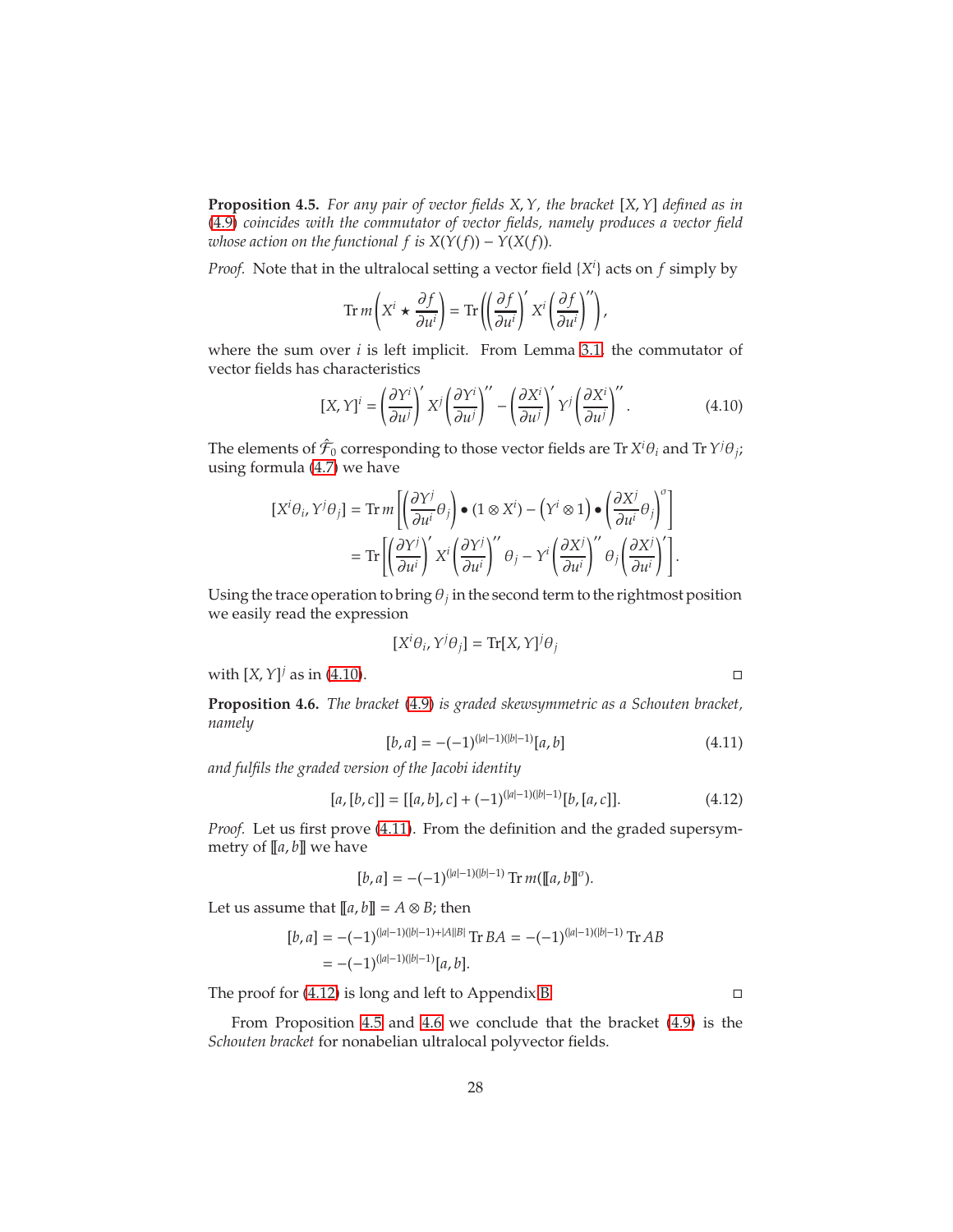**Proposition 4.5.** *For any pair of vector fields $X, Y$, the bracket $[X, Y]$ defined as in (4.9) coincides with the commutator of vector fields, namely produces a vector field whose action on the functional $f$ is $X(Y(f)) - Y(X(f))$.*

*Proof.* Note that in the ultralocal setting a vector field $\{X^i\}$ acts on $f$ simply by

$$\operatorname{Tr} m\left(X^i \star \frac{\partial f}{\partial u^i}\right) = \operatorname{Tr}\left(\left(\frac{\partial f}{\partial u^i}\right)' X^i \left(\frac{\partial f}{\partial u^i}\right)''\right),$$

where the sum over $i$ is left implicit. From Lemma 3.1 the commutator of vector fields has characteristics

$$[X, Y]^i = \left(\frac{\partial Y^i}{\partial u^j}\right)' X^j \left(\frac{\partial Y^i}{\partial u^j}\right)'' - \left(\frac{\partial X^i}{\partial u^j}\right)' Y^j \left(\frac{\partial X^i}{\partial u^j}\right)''. \tag{4.10}$$

The elements of $\hat{\mathcal{F}}_0$ corresponding to those vector fields are $\operatorname{Tr} X^i\theta_i$ and $\operatorname{Tr} Y^j\theta_j$; using formula (4.7) we have

$$\begin{aligned}
[X^i\theta_i, Y^j\theta_j] &= \operatorname{Tr} m\left[\left(\frac{\partial Y^j}{\partial u^i}\theta_j\right) \bullet (1 \otimes X^i) - \left(Y^i \otimes 1\right) \bullet \left(\frac{\partial X^j}{\partial u^i}\theta_j\right)^\sigma\right] \\
&= \operatorname{Tr}\left[\left(\frac{\partial Y^j}{\partial u^i}\right)' X^i \left(\frac{\partial Y^j}{\partial u^i}\right)'' \theta_j - Y^i \left(\frac{\partial X^j}{\partial u^i}\right)'' \theta_j \left(\frac{\partial X^j}{\partial u^i}\right)'\right].
\end{aligned}$$

Using the trace operation to bring $\theta_j$ in the second term to the rightmost position we easily read the expression

$$[X^i\theta_i, Y^j\theta_j] = \operatorname{Tr}[X, Y]^j\theta_j$$

with $[X, Y]^j$ as in (4.10). □

**Proposition 4.6.** *The bracket (4.9) is graded skewsymmetric as a Schouten bracket, namely*

$$[b, a] = -(-1)^{(|a|-1)(|b|-1)}[a, b] \tag{4.11}$$

*and fulfils the graded version of the Jacobi identity*

$$[a, [b, c]] = [[a, b], c] + (-1)^{(|a|-1)(|b|-1)}[b, [a, c]]. \tag{4.12}$$

*Proof.* Let us first prove (4.11). From the definition and the graded supersymmetry of $[\![a, b]\!]$ we have

$$[b, a] = -(-1)^{(|a|-1)(|b|-1)} \operatorname{Tr} m([\![a, b]\!]^\sigma).$$

Let us assume that $[\![a, b]\!] = A \otimes B$; then

$$\begin{aligned}
[b, a] &= -(-1)^{(|a|-1)(|b|-1)+|A||B|} \operatorname{Tr} BA = -(-1)^{(|a|-1)(|b|-1)} \operatorname{Tr} AB \\
&= -(-1)^{(|a|-1)(|b|-1)}[a, b].
\end{aligned}$$

The proof for (4.12) is long and left to Appendix B. □

From Proposition 4.5 and 4.6 we conclude that the bracket (4.9) is the *Schouten bracket* for nonabelian ultralocal polyvector fields.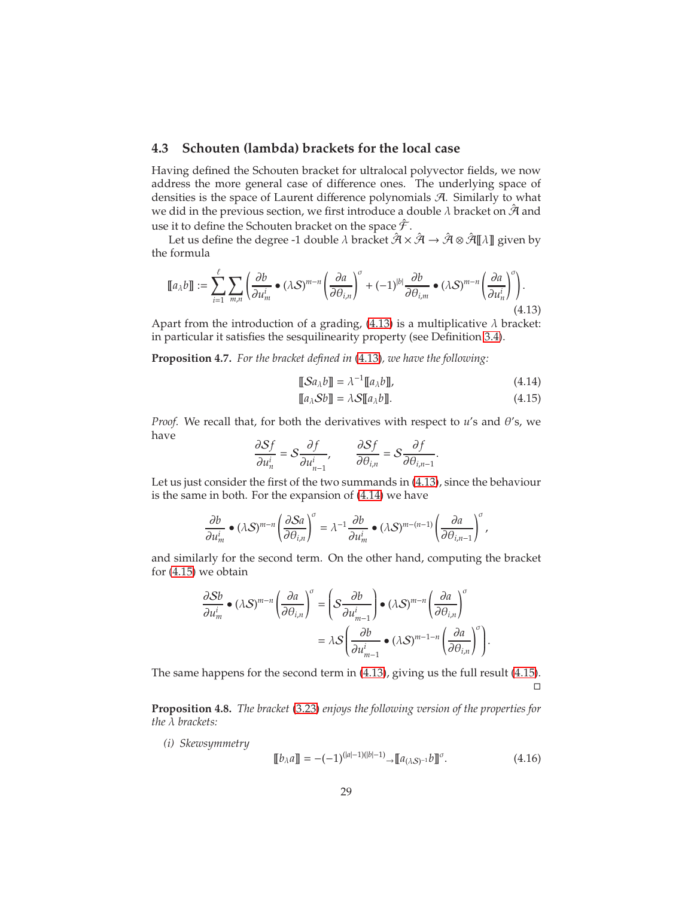### 4.3 Schouten (lambda) brackets for the local case

Having defined the Schouten bracket for ultralocal polyvector fields, we now address the more general case of difference ones. The underlying space of densities is the space of Laurent difference polynomials $\mathcal{A}$. Similarly to what we did in the previous section, we first introduce a double $\lambda$ bracket on $\hat{\mathcal{A}}$ and use it to define the Schouten bracket on the space $\hat{\mathcal{F}}$.

Let us define the degree -1 double $\lambda$ bracket $\hat{\mathcal{A}} \times \hat{\mathcal{A}} \to \hat{\mathcal{A}} \otimes \hat{\mathcal{A}}[\![\lambda]\!]$ given by the formula

$$
[\![a_\lambda b]\!] := \sum_{i=1}^{\ell} \sum_{m,n} \left( \frac{\partial b}{\partial u^i_m} \bullet (\lambda \mathcal{S})^{m-n} \left( \frac{\partial a}{\partial \theta_{i,n}} \right)^{\sigma} + (-1)^{|b|} \frac{\partial b}{\partial \theta_{i,m}} \bullet (\lambda \mathcal{S})^{m-n} \left( \frac{\partial a}{\partial u^i_n} \right)^{\sigma} \right). \tag{4.13}
$$

Apart from the introduction of a grading, (4.13) is a multiplicative $\lambda$ bracket: in particular it satisfies the sesquilinearity property (see Definition 3.4).

**Proposition 4.7.** *For the bracket defined in (4.13), we have the following:*

$$
[\![\mathcal{S}a_\lambda b]\!] = \lambda^{-1} [\![a_\lambda b]\!], \tag{4.14}
$$

$$
[\![a_\lambda \mathcal{S} b]\!] = \lambda \mathcal{S} [\![a_\lambda b]\!]. \tag{4.15}
$$

*Proof.* We recall that, for both the derivatives with respect to $u$'s and $\theta$'s, we have

$$
\frac{\partial \mathcal{S} f}{\partial u^i_n} = \mathcal{S} \frac{\partial f}{\partial u^i_{n-1}}, \qquad \frac{\partial \mathcal{S} f}{\partial \theta_{i,n}} = \mathcal{S} \frac{\partial f}{\partial \theta_{i,n-1}}.
$$

Let us just consider the first of the two summands in (4.13), since the behaviour is the same in both. For the expansion of (4.14) we have

$$
\frac{\partial b}{\partial u^i_m} \bullet (\lambda \mathcal{S})^{m-n} \left( \frac{\partial \mathcal{S} a}{\partial \theta_{i,n}} \right)^{\sigma} = \lambda^{-1} \frac{\partial b}{\partial u^i_m} \bullet (\lambda \mathcal{S})^{m-(n-1)} \left( \frac{\partial a}{\partial \theta_{i,n-1}} \right)^{\sigma},
$$

and similarly for the second term. On the other hand, computing the bracket for (4.15) we obtain

$$
\begin{aligned}
\frac{\partial \mathcal{S} b}{\partial u^i_m} \bullet (\lambda \mathcal{S})^{m-n} \left( \frac{\partial a}{\partial \theta_{i,n}} \right)^{\sigma} &= \left( \mathcal{S} \frac{\partial b}{\partial u^i_{m-1}} \right) \bullet (\lambda \mathcal{S})^{m-n} \left( \frac{\partial a}{\partial \theta_{i,n}} \right)^{\sigma} \\
&= \lambda \mathcal{S} \left( \frac{\partial b}{\partial u^i_{m-1}} \bullet (\lambda \mathcal{S})^{m-1-n} \left( \frac{\partial a}{\partial \theta_{i,n}} \right)^{\sigma} \right).
\end{aligned}
$$

The same happens for the second term in (4.13), giving us the full result (4.15). $\square$

**Proposition 4.8.** *The bracket (3.23) enjoys the following version of the properties for the $\lambda$ brackets:*

*(i) Skewsymmetry*

$$
[\![b_\lambda a]\!] = -(-1)^{(|a|-1)(|b|-1)} {}_{\to}[\![a_{(\lambda \mathcal{S})^{-1}} b]\!]^{\sigma}. \tag{4.16}
$$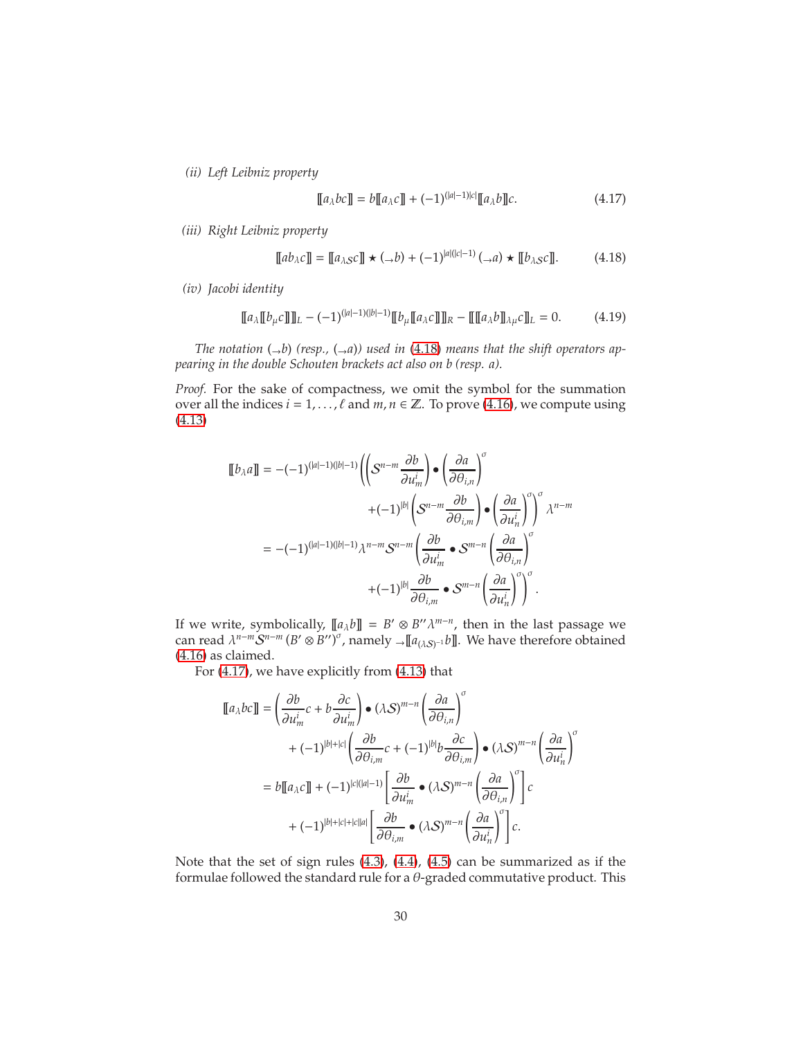*(ii) Left Leibniz property*

$$[\![a_\lambda bc]\!] = b[\![a_\lambda c]\!] + (-1)^{(|a|-1)|c|}[\![a_\lambda b]\!]c. \tag{4.17}$$

*(iii) Right Leibniz property*

$$[\![ab_\lambda c]\!] = [\![a_{\lambda\mathcal{S}}c]\!] \star (_\to b) + (-1)^{|a|(|c|-1)}\,(_\to a) \star [\![b_{\lambda\mathcal{S}}c]\!]. \tag{4.18}$$

*(iv) Jacobi identity*

$$[\![a_\lambda[\![b_\mu c]\!]]\!]_L - (-1)^{(|a|-1)(|b|-1)}[\![b_\mu[\![a_\lambda c]\!]]\!]_R - [\![[\![a_\lambda b]\!]_{\lambda\mu}c]\!]_L = 0. \tag{4.19}$$

*The notation $(_\to b)$ (resp., $(_\to a)$) used in (4.18) means that the shift operators appearing in the double Schouten brackets act also on $b$ (resp. $a$).*

*Proof.* For the sake of compactness, we omit the symbol for the summation over all the indices $i = 1, \dots, \ell$ and $m, n \in \mathbb{Z}$. To prove (4.16), we compute using (4.13)

$$\begin{aligned}
[\![b_\lambda a]\!] &= -(-1)^{(|a|-1)(|b|-1)}\left(\left(\mathcal{S}^{n-m}\frac{\partial b}{\partial u^i_m}\right)\bullet\left(\frac{\partial a}{\partial\theta_{i,n}}\right)^\sigma\right.\\
&\qquad\left.+(-1)^{|b|}\left(\mathcal{S}^{n-m}\frac{\partial b}{\partial\theta_{i,m}}\right)\bullet\left(\frac{\partial a}{\partial u^i_n}\right)^\sigma\right)^\sigma\lambda^{n-m}\\
&= -(-1)^{(|a|-1)(|b|-1)}\lambda^{n-m}\mathcal{S}^{n-m}\left(\frac{\partial b}{\partial u^i_m}\bullet\mathcal{S}^{m-n}\left(\frac{\partial a}{\partial\theta_{i,n}}\right)^\sigma\right.\\
&\qquad\left.+(-1)^{|b|}\frac{\partial b}{\partial\theta_{i,m}}\bullet\mathcal{S}^{m-n}\left(\frac{\partial a}{\partial u^i_n}\right)^\sigma\right)^\sigma.
\end{aligned}$$

If we write, symbolically, $[\![a_\lambda b]\!] = B'\otimes B''\lambda^{m-n}$, then in the last passage we can read $\lambda^{n-m}\mathcal{S}^{n-m}(B'\otimes B'')^\sigma$, namely $_\to[\![a_{(\lambda\mathcal{S})^{-1}}b]\!]$. We have therefore obtained (4.16) as claimed.

For (4.17), we have explicitly from (4.13) that

$$\begin{aligned}
[\![a_\lambda bc]\!] &= \left(\frac{\partial b}{\partial u^i_m}c + b\frac{\partial c}{\partial u^i_m}\right)\bullet(\lambda\mathcal{S})^{m-n}\left(\frac{\partial a}{\partial\theta_{i,n}}\right)^\sigma\\
&\quad+(-1)^{|b|+|c|}\left(\frac{\partial b}{\partial\theta_{i,m}}c + (-1)^{|b|}b\frac{\partial c}{\partial\theta_{i,m}}\right)\bullet(\lambda\mathcal{S})^{m-n}\left(\frac{\partial a}{\partial u^i_n}\right)^\sigma\\
&= b[\![a_\lambda c]\!] + (-1)^{|c|(|a|-1)}\left[\frac{\partial b}{\partial u^i_m}\bullet(\lambda\mathcal{S})^{m-n}\left(\frac{\partial a}{\partial\theta_{i,n}}\right)^\sigma\right]c\\
&\quad+(-1)^{|b|+|c|+|c||a|}\left[\frac{\partial b}{\partial\theta_{i,m}}\bullet(\lambda\mathcal{S})^{m-n}\left(\frac{\partial a}{\partial u^i_n}\right)^\sigma\right]c.
\end{aligned}$$

Note that the set of sign rules (4.3), (4.4), (4.5) can be summarized as if the formulae followed the standard rule for a $\theta$-graded commutative product. This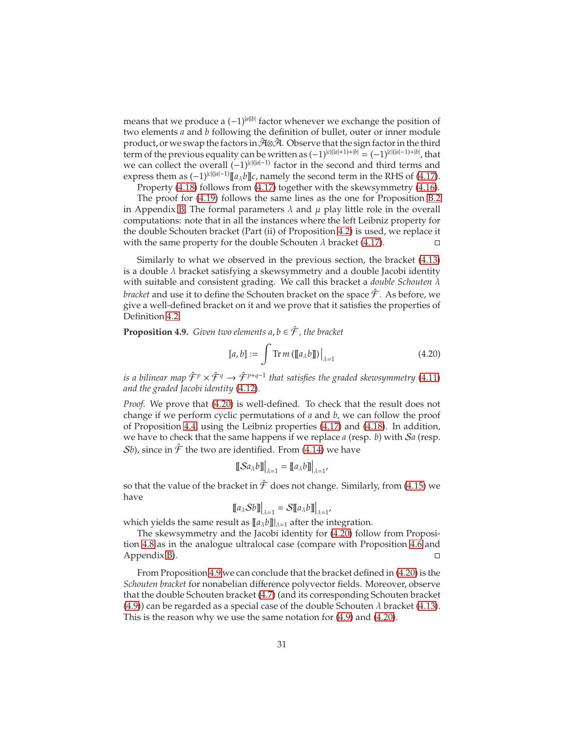means that we produce a $(-1)^{|a||b|}$ factor whenever we exchange the position of two elements $a$ and $b$ following the definition of bullet, outer or inner module product, or we swap the factors in $\hat{\mathcal{A}}\otimes\hat{\mathcal{A}}$. Observe that the sign factor in the third term of the previous equality can be written as $(-1)^{|c|(|a|+1)+|b|} = (-1)^{|c|(|a|-1)+|b|}$, that we can collect the overall $(-1)^{|c|(|a|-1)}$ factor in the second and third terms and express them as $(-1)^{|c|(|a|-1)}[\![a_\lambda b]\!]c$, namely the second term in the RHS of (4.17).

Property (4.18) follows from (4.17) together with the skewsymmetry (4.16).

The proof for (4.19) follows the same lines as the one for Proposition B.2 in Appendix B. The formal parameters $\lambda$ and $\mu$ play little role in the overall computations: note that in all the instances where the left Leibniz property for the double Schouten bracket (Part (ii) of Proposition 4.2) is used, we replace it with the same property for the double Schouten $\lambda$ bracket (4.17). □

Similarly to what we observed in the previous section, the bracket (4.13) is a double $\lambda$ bracket satisfying a skewsymmetry and a double Jacobi identity with suitable and consistent grading. We call this bracket a *double Schouten $\lambda$ bracket* and use it to define the Schouten bracket on the space $\hat{\mathcal{F}}$. As before, we give a well-defined bracket on it and we prove that it satisfies the properties of Definition 4.2.

**Proposition 4.9.** *Given two elements $a, b \in \hat{\mathcal{F}}$, the bracket*

$$[a, b] := \int \operatorname{Tr} m\left([\![a_\lambda b]\!]\right)\Big|_{\lambda=1} \tag{4.20}$$

*is a bilinear map $\hat{\mathcal{F}}^p \times \hat{\mathcal{F}}^q \to \hat{\mathcal{F}}^{p+q-1}$ that satisfies the graded skewsymmetry (4.11) and the graded Jacobi identity (4.12).*

*Proof.* We prove that (4.20) is well-defined. To check that the result does not change if we perform cyclic permutations of $a$ and $b$, we can follow the proof of Proposition 4.4, using the Leibniz properties (4.17) and (4.18). In addition, we have to check that the same happens if we replace $a$ (resp. $b$) with $\mathcal{S}a$ (resp. $\mathcal{S}b$), since in $\hat{\mathcal{F}}$ the two are identified. From (4.14) we have

$$[\![\mathcal{S}a_\lambda b]\!]\Big|_{\lambda=1} = [\![a_\lambda b]\!]\Big|_{\lambda=1},$$

so that the value of the bracket in $\hat{\mathcal{F}}$ does not change. Similarly, from (4.15) we have

$$[\![a_\lambda \mathcal{S}b]\!]\Big|_{\lambda=1} = \mathcal{S}[\![a_\lambda b]\!]\Big|_{\lambda=1},$$

which yields the same result as $[\![a_\lambda b]\!]|_{\lambda=1}$ after the integration.

The skewsymmetry and the Jacobi identity for (4.20) follow from Proposition 4.8 as in the analogue ultralocal case (compare with Proposition 4.6 and Appendix B). □

From Proposition 4.9 we can conclude that the bracket defined in (4.20) is the *Schouten bracket* for nonabelian difference polyvector fields. Moreover, observe that the double Schouten bracket (4.7) (and its corresponding Schouten bracket (4.9)) can be regarded as a special case of the double Schouten $\lambda$ bracket (4.13). This is the reason why we use the same notation for (4.9) and (4.20).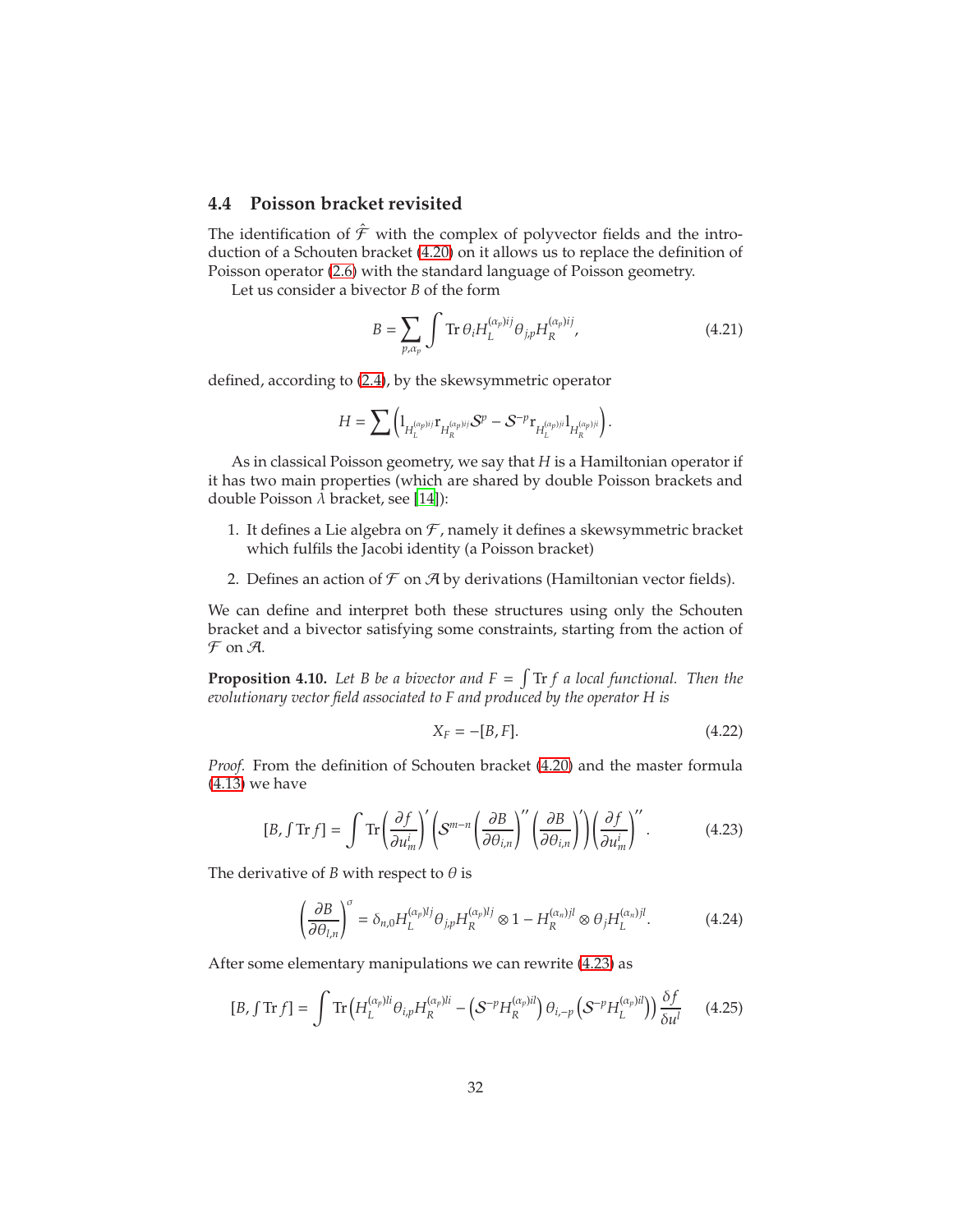### 4.4 Poisson bracket revisited

The identification of $\hat{\mathcal{F}}$ with the complex of polyvector fields and the introduction of a Schouten bracket (4.20) on it allows us to replace the definition of Poisson operator (2.6) with the standard language of Poisson geometry.

Let us consider a bivector $B$ of the form

$$B = \sum_{p,\alpha_p} \int \operatorname{Tr} \theta_i H_L^{(\alpha_p)ij} \theta_{j,p} H_R^{(\alpha_p)ij}, \tag{4.21}$$

defined, according to (2.4), by the skewsymmetric operator

$$H = \sum \left( \mathrm{l}_{H_L^{(\alpha_p)ij}} \mathrm{r}_{H_R^{(\alpha_p)ij}} \mathcal{S}^p - \mathcal{S}^{-p} \mathrm{r}_{H_L^{(\alpha_p)ji}} \mathrm{l}_{H_R^{(\alpha_p)ji}} \right).$$

As in classical Poisson geometry, we say that $H$ is a Hamiltonian operator if it has two main properties (which are shared by double Poisson brackets and double Poisson $\lambda$ bracket, see [14]):

1. It defines a Lie algebra on $\mathcal{F}$, namely it defines a skewsymmetric bracket which fulfils the Jacobi identity (a Poisson bracket)
2. Defines an action of $\mathcal{F}$ on $\mathcal{A}$ by derivations (Hamiltonian vector fields).

We can define and interpret both these structures using only the Schouten bracket and a bivector satisfying some constraints, starting from the action of $\mathcal{F}$ on $\mathcal{A}$.

**Proposition 4.10.** *Let $B$ be a bivector and $F = \int \operatorname{Tr} f$ a local functional. Then the evolutionary vector field associated to $F$ and produced by the operator $H$ is*

$$X_F = -[B, F]. \tag{4.22}$$

*Proof.* From the definition of Schouten bracket (4.20) and the master formula (4.13) we have

$$[B, \textstyle\int \operatorname{Tr} f] = \displaystyle\int \operatorname{Tr} \left( \frac{\partial f}{\partial u^i_m} \right)' \left( \mathcal{S}^{m-n} \left( \frac{\partial B}{\partial \theta_{i,n}} \right)'' \left( \frac{\partial B}{\partial \theta_{i,n}} \right)' \right) \left( \frac{\partial f}{\partial u^i_m} \right)''. \tag{4.23}$$

The derivative of $B$ with respect to $\theta$ is

$$\left( \frac{\partial B}{\partial \theta_{l,n}} \right)^{\sigma} = \delta_{n,0} H_L^{(\alpha_p)lj} \theta_{j,p} H_R^{(\alpha_p)lj} \otimes 1 - H_R^{(\alpha_n)jl} \otimes \theta_j H_L^{(\alpha_n)jl}. \tag{4.24}$$

After some elementary manipulations we can rewrite (4.23) as

$$[B, \textstyle\int \operatorname{Tr} f] = \displaystyle\int \operatorname{Tr} \left( H_L^{(\alpha_p)li} \theta_{i,p} H_R^{(\alpha_p)li} - \left( \mathcal{S}^{-p} H_R^{(\alpha_p)il} \right) \theta_{i,-p} \left( \mathcal{S}^{-p} H_L^{(\alpha_p)il} \right) \right) \frac{\delta f}{\delta u^l} \tag{4.25}$$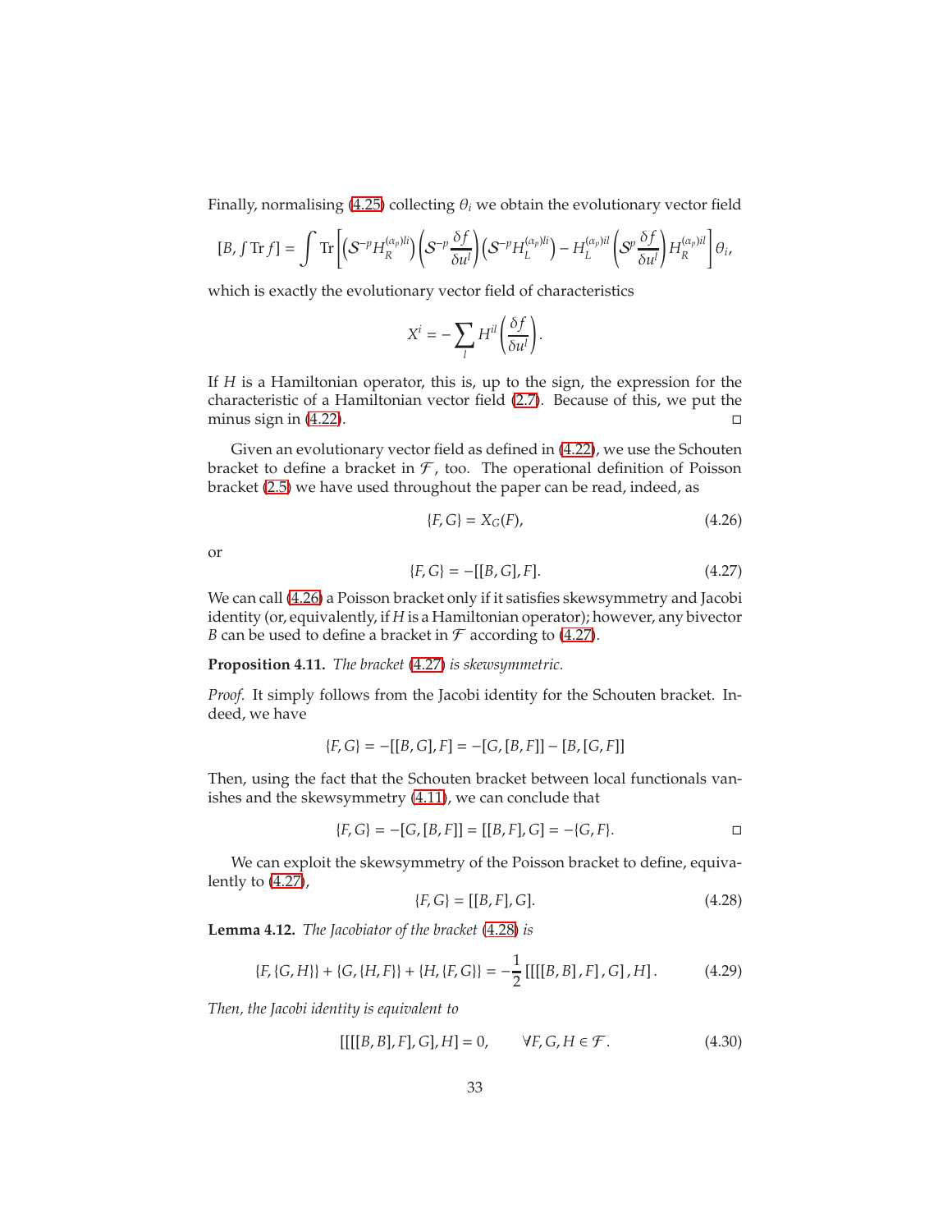Finally, normalising (4.25) collecting $\theta_i$ we obtain the evolutionary vector field

$$[B, \textstyle\int \operatorname{Tr} f] = \int \operatorname{Tr}\left[\left(\mathcal{S}^{-p} H_R^{(\alpha_p)li}\right)\left(\mathcal{S}^{-p}\frac{\delta f}{\delta u^l}\right)\left(\mathcal{S}^{-p} H_L^{(\alpha_p)li}\right) - H_L^{(\alpha_p)il}\left(\mathcal{S}^{p}\frac{\delta f}{\delta u^l}\right) H_R^{(\alpha_p)il}\right]\theta_i,$$

which is exactly the evolutionary vector field of characteristics

$$X^i = -\sum_l H^{il}\left(\frac{\delta f}{\delta u^l}\right).$$

If $H$ is a Hamiltonian operator, this is, up to the sign, the expression for the characteristic of a Hamiltonian vector field (2.7). Because of this, we put the minus sign in (4.22). □

Given an evolutionary vector field as defined in (4.22), we use the Schouten bracket to define a bracket in $\mathcal{F}$, too. The operational definition of Poisson bracket (2.5) we have used throughout the paper can be read, indeed, as

$$\{F, G\} = X_G(F), \tag{4.26}$$

or

$$\{F, G\} = -[[B, G], F]. \tag{4.27}$$

We can call (4.26) a Poisson bracket only if it satisfies skewsymmetry and Jacobi identity (or, equivalently, if $H$ is a Hamiltonian operator); however, any bivector $B$ can be used to define a bracket in $\mathcal{F}$ according to (4.27).

**Proposition 4.11.** *The bracket (4.27) is skewsymmetric.*

*Proof.* It simply follows from the Jacobi identity for the Schouten bracket. Indeed, we have

$$\{F, G\} = -[[B, G], F] = -[G, [B, F]] - [B, [G, F]]$$

Then, using the fact that the Schouten bracket between local functionals vanishes and the skewsymmetry (4.11), we can conclude that

$$\{F, G\} = -[G, [B, F]] = [[B, F], G] = -\{G, F\}.$$ □

We can exploit the skewsymmetry of the Poisson bracket to define, equivalently to (4.27),

$$\{F, G\} = [[B, F], G]. \tag{4.28}$$

**Lemma 4.12.** *The Jacobiator of the bracket (4.28) is*

$$\{F, \{G, H\}\} + \{G, \{H, F\}\} + \{H, \{F, G\}\} = -\frac{1}{2}\left[\left[\left[[B, B], F\right], G\right], H\right]. \tag{4.29}$$

*Then, the Jacobi identity is equivalent to*

$$[[[[B, B], F], G], H] = 0, \qquad \forall F, G, H \in \mathcal{F}. \tag{4.30}$$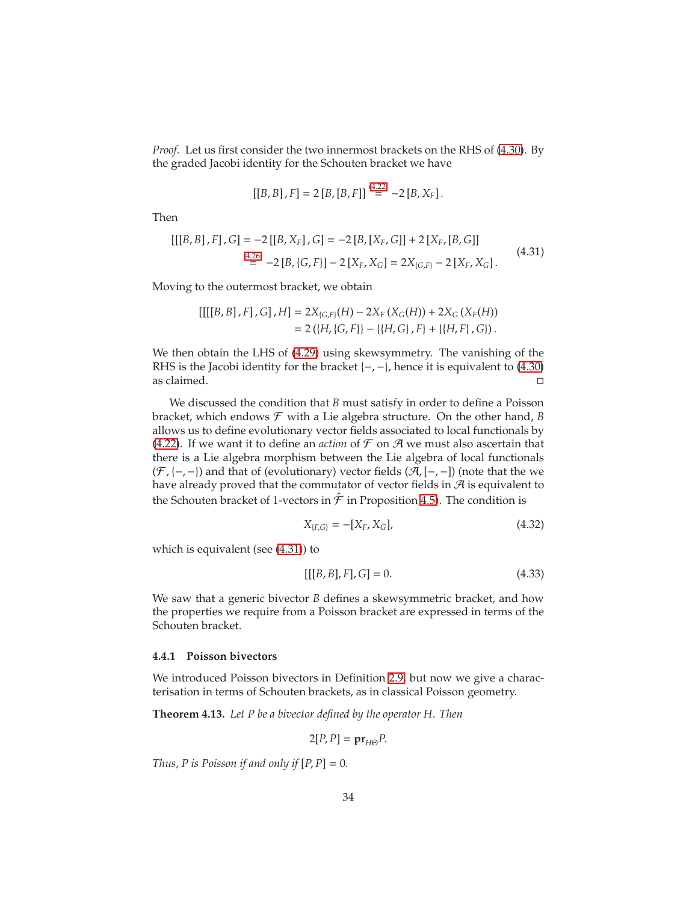*Proof.* Let us first consider the two innermost brackets on the RHS of (4.30). By the graded Jacobi identity for the Schouten bracket we have

$$[[B, B], F] = 2[B, [B, F]] \overset{(4.22)}{=} -2[B, X_F].$$

Then

$$\begin{aligned} [[[B, B], F], G] &= -2[[B, X_F], G] = -2[B, [X_F, G]] + 2[X_F, [B, G]] \\ &\overset{(4.26)}{=} -2[B, \{G, F\}] - 2[X_F, X_G] = 2X_{\{G,F\}} - 2[X_F, X_G]. \end{aligned} \tag{4.31}$$

Moving to the outermost bracket, we obtain

$$\begin{aligned} [[[[B, B], F], G], H] &= 2X_{\{G,F\}}(H) - 2X_F(X_G(H)) + 2X_G(X_F(H)) \\ &= 2(\{H, \{G, F\}\} - \{\{H, G\}, F\} + \{\{H, F\}, G\}). \end{aligned}$$

We then obtain the LHS of (4.29) using skewsymmetry. The vanishing of the RHS is the Jacobi identity for the bracket $\{-, -\}$, hence it is equivalent to (4.30) as claimed. ◻

We discussed the condition that $B$ must satisfy in order to define a Poisson bracket, which endows $\mathcal{F}$ with a Lie algebra structure. On the other hand, $B$ allows us to define evolutionary vector fields associated to local functionals by (4.22). If we want it to define an *action* of $\mathcal{F}$ on $\mathcal{A}$ we must also ascertain that there is a Lie algebra morphism between the Lie algebra of local functionals $(\mathcal{F}, \{-, -\})$ and that of (evolutionary) vector fields $(\mathcal{A}, [-, -])$ (note that the we have already proved that the commutator of vector fields in $\mathcal{A}$ is equivalent to the Schouten bracket of 1-vectors in $\hat{\mathcal{F}}$ in Proposition 4.5). The condition is

$$X_{\{F,G\}} = -[X_F, X_G], \tag{4.32}$$

which is equivalent (see (4.31)) to

$$[[[B, B], F], G] = 0. \tag{4.33}$$

We saw that a generic bivector $B$ defines a skewsymmetric bracket, and how the properties we require from a Poisson bracket are expressed in terms of the Schouten bracket.

### 4.4.1 Poisson bivectors

We introduced Poisson bivectors in Definition 2.9, but now we give a characterisation in terms of Schouten brackets, as in classical Poisson geometry.

**Theorem 4.13.** *Let $P$ be a bivector defined by the operator $H$. Then*

$$2[P, P] = \mathbf{pr}_{H\Theta} P.$$

*Thus, $P$ is Poisson if and only if $[P, P] = 0$.*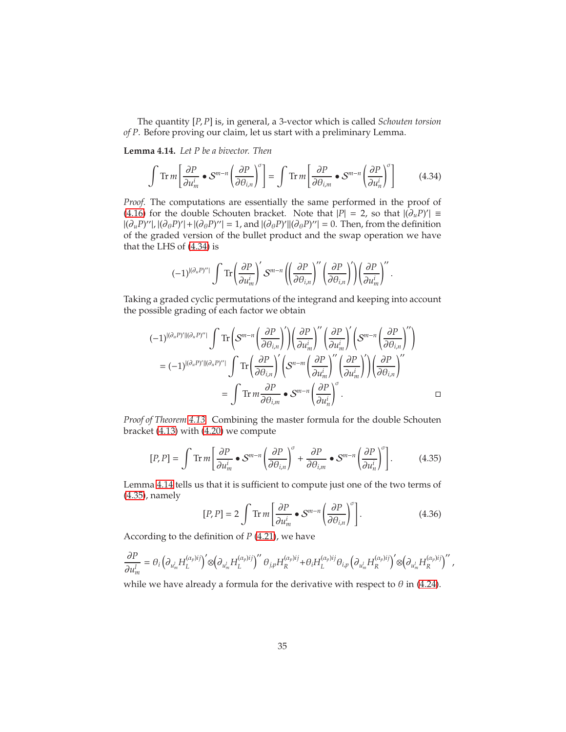The quantity $[P, P]$ is, in general, a 3-vector which is called *Schouten torsion of P*. Before proving our claim, let us start with a preliminary Lemma.

**Lemma 4.14.** *Let P be a bivector. Then*

$$\int \operatorname{Tr} m \left[ \frac{\partial P}{\partial u^i_m} \bullet \mathcal{S}^{m-n} \left( \frac{\partial P}{\partial \theta_{i,n}} \right)^{\sigma} \right] = \int \operatorname{Tr} m \left[ \frac{\partial P}{\partial \theta_{i,m}} \bullet \mathcal{S}^{m-n} \left( \frac{\partial P}{\partial u^i_n} \right)^{\sigma} \right] \tag{4.34}$$

*Proof.* The computations are essentially the same performed in the proof of (4.16) for the double Schouten bracket. Note that $|P| = 2$, so that $|(\partial_u P)'| \equiv |(\partial_u P)''|$, $|(\partial_\theta P)'| + |(\partial_\theta P)''| = 1$, and $|(\partial_\theta P)'||(\partial_\theta P)''| = 0$. Then, from the definition of the graded version of the bullet product and the swap operation we have that the LHS of (4.34) is

$$(-1)^{|(\partial_u P)''|} \int \operatorname{Tr} \left( \frac{\partial P}{\partial u^i_m} \right)' \mathcal{S}^{m-n} \left( \left( \frac{\partial P}{\partial \theta_{i,n}} \right)'' \left( \frac{\partial P}{\partial \theta_{i,n}} \right)' \right) \left( \frac{\partial P}{\partial u^i_m} \right)''.$$

Taking a graded cyclic permutations of the integrand and keeping into account the possible grading of each factor we obtain

$$\begin{aligned}
&(-1)^{|(\partial_u P)'||(\partial_u P)''|} \int \operatorname{Tr} \left( \mathcal{S}^{m-n} \left( \frac{\partial P}{\partial \theta_{i,n}} \right)' \right) \left( \frac{\partial P}{\partial u^i_m} \right)'' \left( \frac{\partial P}{\partial u^i_m} \right)' \left( \mathcal{S}^{m-n} \left( \frac{\partial P}{\partial \theta_{i,n}} \right)'' \right) \\
&\quad = (-1)^{|(\partial_u P)'||(\partial_u P)''|} \int \operatorname{Tr} \left( \frac{\partial P}{\partial \theta_{i,n}} \right)' \left( \mathcal{S}^{n-m} \left( \frac{\partial P}{\partial u^i_m} \right)'' \left( \frac{\partial P}{\partial u^i_m} \right)' \right) \left( \frac{\partial P}{\partial \theta_{i,n}} \right)'' \\
&\quad = \int \operatorname{Tr} m \frac{\partial P}{\partial \theta_{i,m}} \bullet \mathcal{S}^{m-n} \left( \frac{\partial P}{\partial u^i_n} \right)^{\sigma}. \qquad \square
\end{aligned}$$

*Proof of Theorem 4.13.* Combining the master formula for the double Schouten bracket (4.13) with (4.20) we compute

$$[P, P] = \int \operatorname{Tr} m \left[ \frac{\partial P}{\partial u^i_m} \bullet \mathcal{S}^{m-n} \left( \frac{\partial P}{\partial \theta_{i,n}} \right)^{\sigma} + \frac{\partial P}{\partial \theta_{i,m}} \bullet \mathcal{S}^{m-n} \left( \frac{\partial P}{\partial u^i_n} \right)^{\sigma} \right]. \tag{4.35}$$

Lemma 4.14 tells us that it is sufficient to compute just one of the two terms of (4.35), namely

$$[P, P] = 2 \int \operatorname{Tr} m \left[ \frac{\partial P}{\partial u^i_m} \bullet \mathcal{S}^{m-n} \left( \frac{\partial P}{\partial \theta_{i,n}} \right)^{\sigma} \right]. \tag{4.36}$$

According to the definition of $P$ (4.21), we have

$$\frac{\partial P}{\partial u^l_m} = \theta_i \left( \partial_{u^l_m} H_L^{(\alpha_p)ij} \right)' \otimes \left( \partial_{u^l_m} H_L^{(\alpha_p)ij} \right)'' \theta_{j,p} H_R^{(\alpha_p)ij} + \theta_i H_L^{(\alpha_p)ij} \theta_{i,p} \left( \partial_{u^l_m} H_R^{(\alpha_p)ij} \right)' \otimes \left( \partial_{u^l_m} H_R^{(\alpha_p)ij} \right)'',$$

while we have already a formula for the derivative with respect to $\theta$ in (4.24).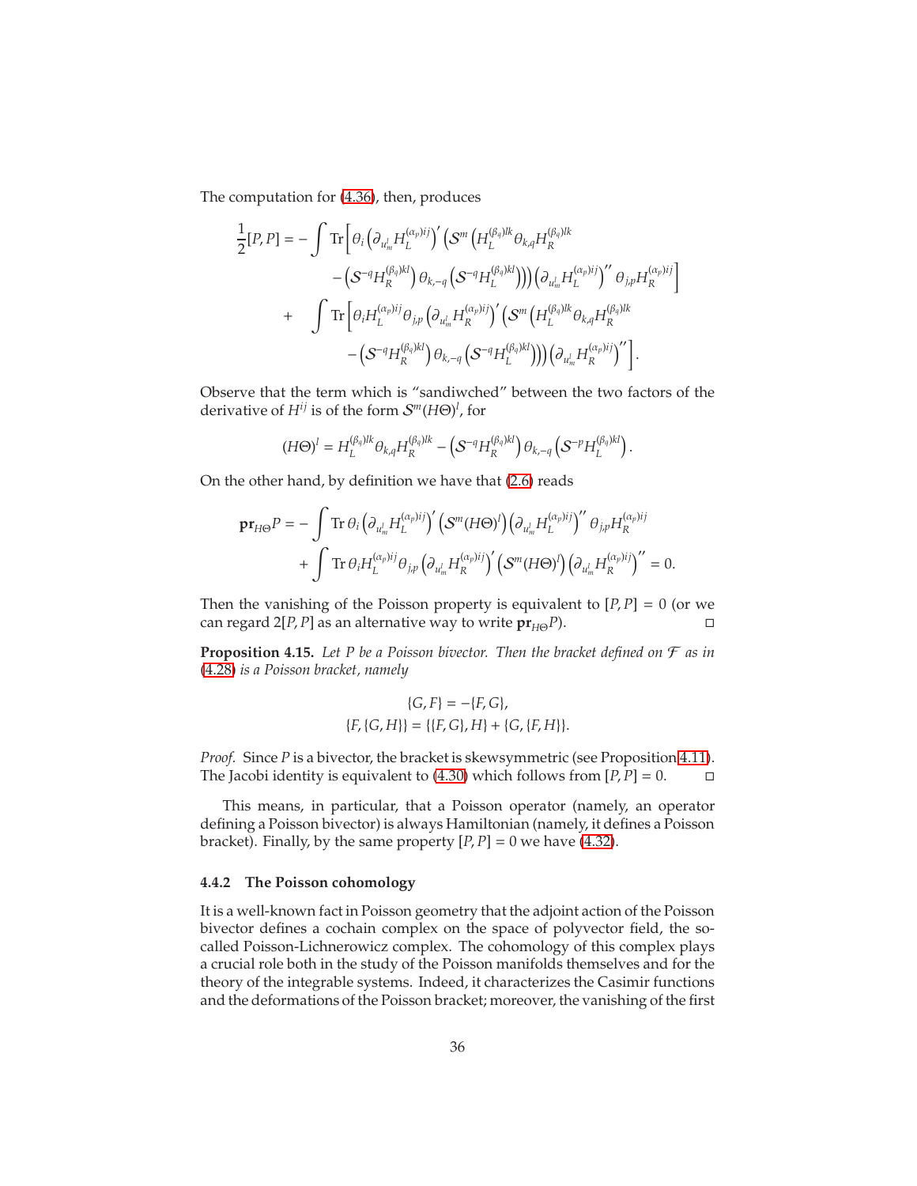The computation for (4.36), then, produces

$$
\begin{aligned}
\frac{1}{2}[P,P] = &- \int \operatorname{Tr}\Big[\theta_i \left(\partial_{u^l_m} H_L^{(\alpha_p)ij}\right)' \Big(\mathcal{S}^m \Big(H_L^{(\beta_q)lk}\theta_{k,q}H_R^{(\beta_q)lk} \\
&\qquad - \left(\mathcal{S}^{-q}H_R^{(\beta_q)kl}\right)\theta_{k,-q}\left(\mathcal{S}^{-q}H_L^{(\beta_q)kl}\right)\Big)\Big)\left(\partial_{u^l_m} H_L^{(\alpha_p)ij}\right)''\theta_{j,p}H_R^{(\alpha_p)ij}\Big] \\
&+ \int \operatorname{Tr}\Big[\theta_i H_L^{(\alpha_p)ij}\theta_{j,p}\left(\partial_{u^l_m} H_R^{(\alpha_p)ij}\right)' \Big(\mathcal{S}^m \Big(H_L^{(\beta_q)lk}\theta_{k,q}H_R^{(\beta_q)lk} \\
&\qquad - \left(\mathcal{S}^{-q}H_R^{(\beta_q)kl}\right)\theta_{k,-q}\left(\mathcal{S}^{-q}H_L^{(\beta_q)kl}\right)\Big)\Big)\left(\partial_{u^l_m} H_R^{(\alpha_p)ij}\right)''\Big].
\end{aligned}
$$

Observe that the term which is "sandiwched" between the two factors of the derivative of $H^{ij}$ is of the form $\mathcal{S}^m(H\Theta)^l$, for

$$
(H\Theta)^l = H_L^{(\beta_q)lk}\theta_{k,q}H_R^{(\beta_q)lk} - \left(\mathcal{S}^{-q}H_R^{(\beta_q)kl}\right)\theta_{k,-q}\left(\mathcal{S}^{-p}H_L^{(\beta_q)kl}\right).
$$

On the other hand, by definition we have that (2.6) reads

$$
\begin{aligned}
\mathbf{pr}_{H\Theta}P = &- \int \operatorname{Tr}\theta_i \left(\partial_{u^l_m} H_L^{(\alpha_p)ij}\right)' \left(\mathcal{S}^m(H\Theta)^l\right)\left(\partial_{u^l_m} H_L^{(\alpha_p)ij}\right)''\theta_{j,p}H_R^{(\alpha_p)ij} \\
&+ \int \operatorname{Tr}\theta_i H_L^{(\alpha_p)ij}\theta_{j,p}\left(\partial_{u^l_m} H_R^{(\alpha_p)ij}\right)' \left(\mathcal{S}^m(H\Theta)^l\right)\left(\partial_{u^l_m} H_R^{(\alpha_p)ij}\right)'' = 0.
\end{aligned}
$$

Then the vanishing of the Poisson property is equivalent to $[P,P]=0$ (or we can regard $2[P,P]$ as an alternative way to write $\mathbf{pr}_{H\Theta}P$). □

**Proposition 4.15.** *Let $P$ be a Poisson bivector. Then the bracket defined on $\mathcal{F}$ as in (4.28) is a Poisson bracket, namely*

$$
\begin{aligned}
\{G,F\} &= -\{F,G\}, \\
\{F,\{G,H\}\} &= \{\{F,G\},H\} + \{G,\{F,H\}\}.
\end{aligned}
$$

*Proof.* Since $P$ is a bivector, the bracket is skewsymmetric (see Proposition 4.11). The Jacobi identity is equivalent to (4.30) which follows from $[P,P]=0$. □

This means, in particular, that a Poisson operator (namely, an operator defining a Poisson bivector) is always Hamiltonian (namely, it defines a Poisson bracket). Finally, by the same property $[P,P]=0$ we have (4.32).

### 4.4.2 The Poisson cohomology

It is a well-known fact in Poisson geometry that the adjoint action of the Poisson bivector defines a cochain complex on the space of polyvector field, the so-called Poisson-Lichnerowicz complex. The cohomology of this complex plays a crucial role both in the study of the Poisson manifolds themselves and for the theory of the integrable systems. Indeed, it characterizes the Casimir functions and the deformations of the Poisson bracket; moreover, the vanishing of the first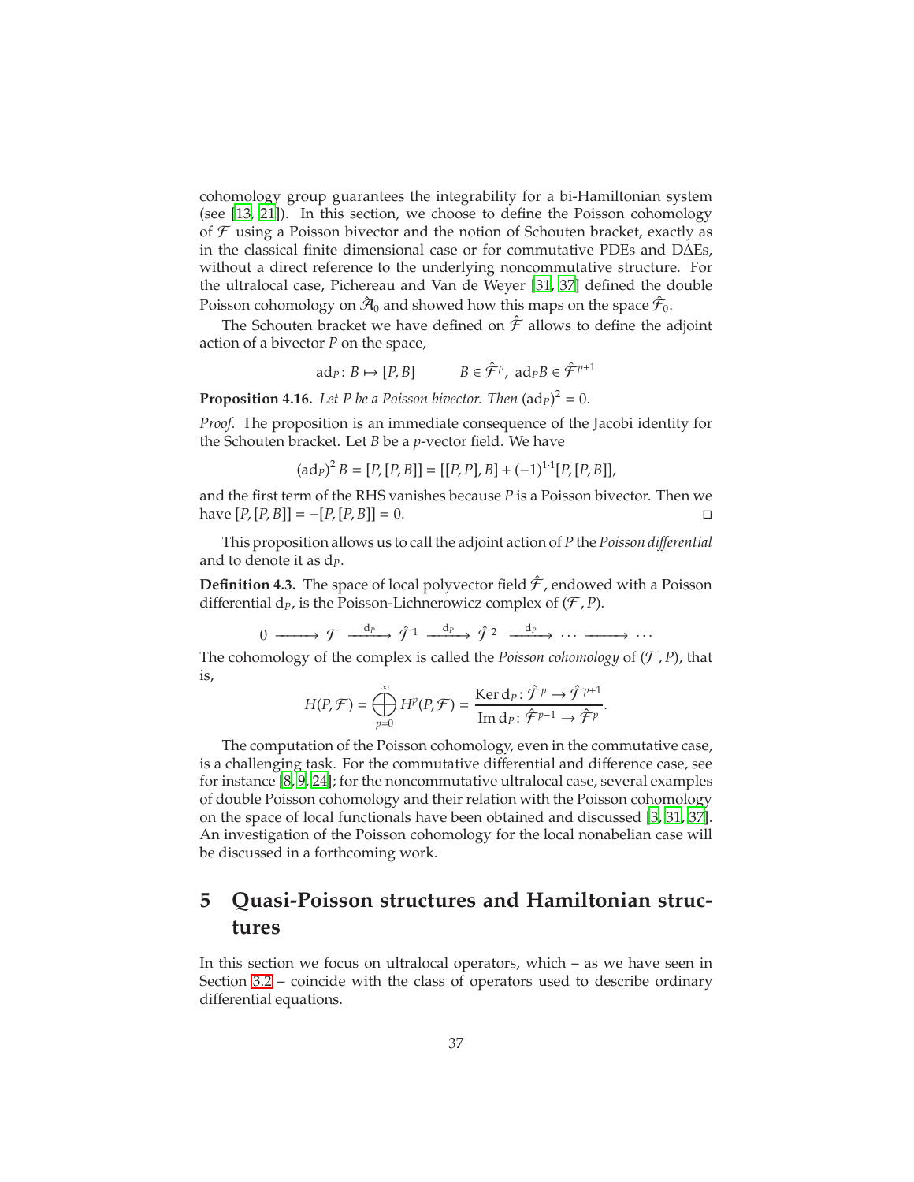cohomology group guarantees the integrability for a bi-Hamiltonian system (see [13, 21]). In this section, we choose to define the Poisson cohomology of $\mathcal{F}$ using a Poisson bivector and the notion of Schouten bracket, exactly as in the classical finite dimensional case or for commutative PDEs and DΔEs, without a direct reference to the underlying noncommutative structure. For the ultralocal case, Pichereau and Van de Weyer [31, 37] defined the double Poisson cohomology on $\hat{\mathcal{A}}_0$ and showed how this maps on the space $\hat{\mathcal{F}}_0$.

The Schouten bracket we have defined on $\hat{\mathcal{F}}$ allows to define the adjoint action of a bivector $P$ on the space,

$$\mathrm{ad}_P \colon B \mapsto [P, B] \qquad B \in \hat{\mathcal{F}}^p,\ \mathrm{ad}_P B \in \hat{\mathcal{F}}^{p+1}$$

**Proposition 4.16.** *Let $P$ be a Poisson bivector. Then $(\mathrm{ad}_P)^2 = 0$.*

*Proof.* The proposition is an immediate consequence of the Jacobi identity for the Schouten bracket. Let $B$ be a $p$-vector field. We have

$$(\mathrm{ad}_P)^2 B = [P, [P, B]] = [[P, P], B] + (-1)^{1 \cdot 1}[P, [P, B]],$$

and the first term of the RHS vanishes because $P$ is a Poisson bivector. Then we have $[P, [P, B]] = -[P, [P, B]] = 0$. □

This proposition allows us to call the adjoint action of $P$ the *Poisson differential* and to denote it as $\mathrm{d}_P$.

**Definition 4.3.** The space of local polyvector field $\hat{\mathcal{F}}$, endowed with a Poisson differential $\mathrm{d}_P$, is the Poisson-Lichnerowicz complex of $(\mathcal{F}, P)$.

$$0 \longrightarrow \mathcal{F} \xrightarrow{\mathrm{d}_P} \hat{\mathcal{F}}^1 \xrightarrow{\mathrm{d}_P} \hat{\mathcal{F}}^2 \xrightarrow{\mathrm{d}_P} \cdots \longrightarrow \cdots$$

The cohomology of the complex is called the *Poisson cohomology* of $(\mathcal{F}, P)$, that is,

$$H(P, \mathcal{F}) = \bigoplus_{p=0}^{\infty} H^p(P, \mathcal{F}) = \frac{\mathrm{Ker}\, \mathrm{d}_P \colon \hat{\mathcal{F}}^p \to \hat{\mathcal{F}}^{p+1}}{\mathrm{Im}\, \mathrm{d}_P \colon \hat{\mathcal{F}}^{p-1} \to \hat{\mathcal{F}}^p}.$$

The computation of the Poisson cohomology, even in the commutative case, is a challenging task. For the commutative differential and difference case, see for instance [8, 9, 24]; for the noncommutative ultralocal case, several examples of double Poisson cohomology and their relation with the Poisson cohomology on the space of local functionals have been obtained and discussed [3, 31, 37]. An investigation of the Poisson cohomology for the local nonabelian case will be discussed in a forthcoming work.

# 5 Quasi-Poisson structures and Hamiltonian structures

In this section we focus on ultralocal operators, which – as we have seen in Section 3.2 – coincide with the class of operators used to describe ordinary differential equations.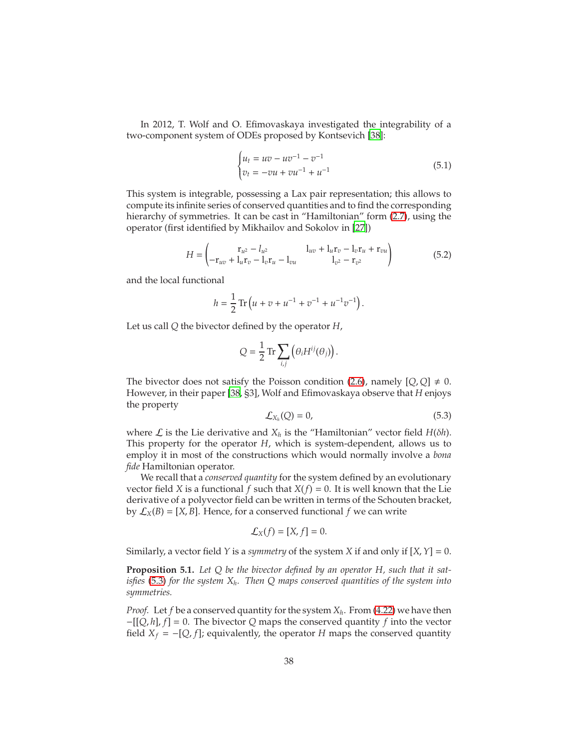In 2012, T. Wolf and O. Efimovaskaya investigated the integrability of a two-component system of ODEs proposed by Kontsevich [38]:

$$
\begin{cases} u_t = uv - uv^{-1} - v^{-1} \\ v_t = -vu + vu^{-1} + u^{-1} \end{cases} \tag{5.1}
$$

This system is integrable, possessing a Lax pair representation; this allows to compute its infinite series of conserved quantities and to find the corresponding hierarchy of symmetries. It can be cast in "Hamiltonian" form (2.7), using the operator (first identified by Mikhailov and Sokolov in [27])

$$
H = \begin{pmatrix} \mathrm{r}_{u^2} - l_{u^2} & \mathrm{l}_{uv} + \mathrm{l}_u \mathrm{r}_v - \mathrm{l}_v \mathrm{r}_u + \mathrm{r}_{vu} \\ -\mathrm{r}_{uv} + \mathrm{l}_u \mathrm{r}_v - \mathrm{l}_v \mathrm{r}_u - \mathrm{l}_{vu} & \mathrm{l}_{v^2} - \mathrm{r}_{v^2} \end{pmatrix} \tag{5.2}
$$

and the local functional

$$
h = \frac{1}{2} \operatorname{Tr} \left( u + v + u^{-1} + v^{-1} + u^{-1} v^{-1} \right).
$$

Let us call $Q$ the bivector defined by the operator $H$,

$$
Q = \frac{1}{2} \operatorname{Tr} \sum_{i,j} \left( \theta_i H^{ij}(\theta_j) \right).
$$

The bivector does not satisfy the Poisson condition (2.6), namely $[Q, Q] \neq 0$. However, in their paper [38, §3], Wolf and Efimovaskaya observe that $H$ enjoys the property

$$
\mathcal{L}_{X_h}(Q) = 0, \tag{5.3}
$$

where $\mathcal{L}$ is the Lie derivative and $X_h$ is the "Hamiltonian" vector field $H(\delta h)$. This property for the operator $H$, which is system-dependent, allows us to employ it in most of the constructions which would normally involve a *bona fide* Hamiltonian operator.

We recall that a *conserved quantity* for the system defined by an evolutionary vector field $X$ is a functional $f$ such that $X(f) = 0$. It is well known that the Lie derivative of a polyvector field can be written in terms of the Schouten bracket, by $\mathcal{L}_X(B) = [X, B]$. Hence, for a conserved functional $f$ we can write

$$
\mathcal{L}_X(f) = [X, f] = 0.
$$

Similarly, a vector field $Y$ is a *symmetry* of the system $X$ if and only if $[X, Y] = 0$.

**Proposition 5.1.** *Let $Q$ be the bivector defined by an operator $H$, such that it satisfies (5.3) for the system $X_h$. Then $Q$ maps conserved quantities of the system into symmetries.*

*Proof.* Let $f$ be a conserved quantity for the system $X_h$. From (4.22) we have then $-[[Q, h], f] = 0$. The bivector $Q$ maps the conserved quantity $f$ into the vector field $X_f = -[Q, f]$; equivalently, the operator $H$ maps the conserved quantity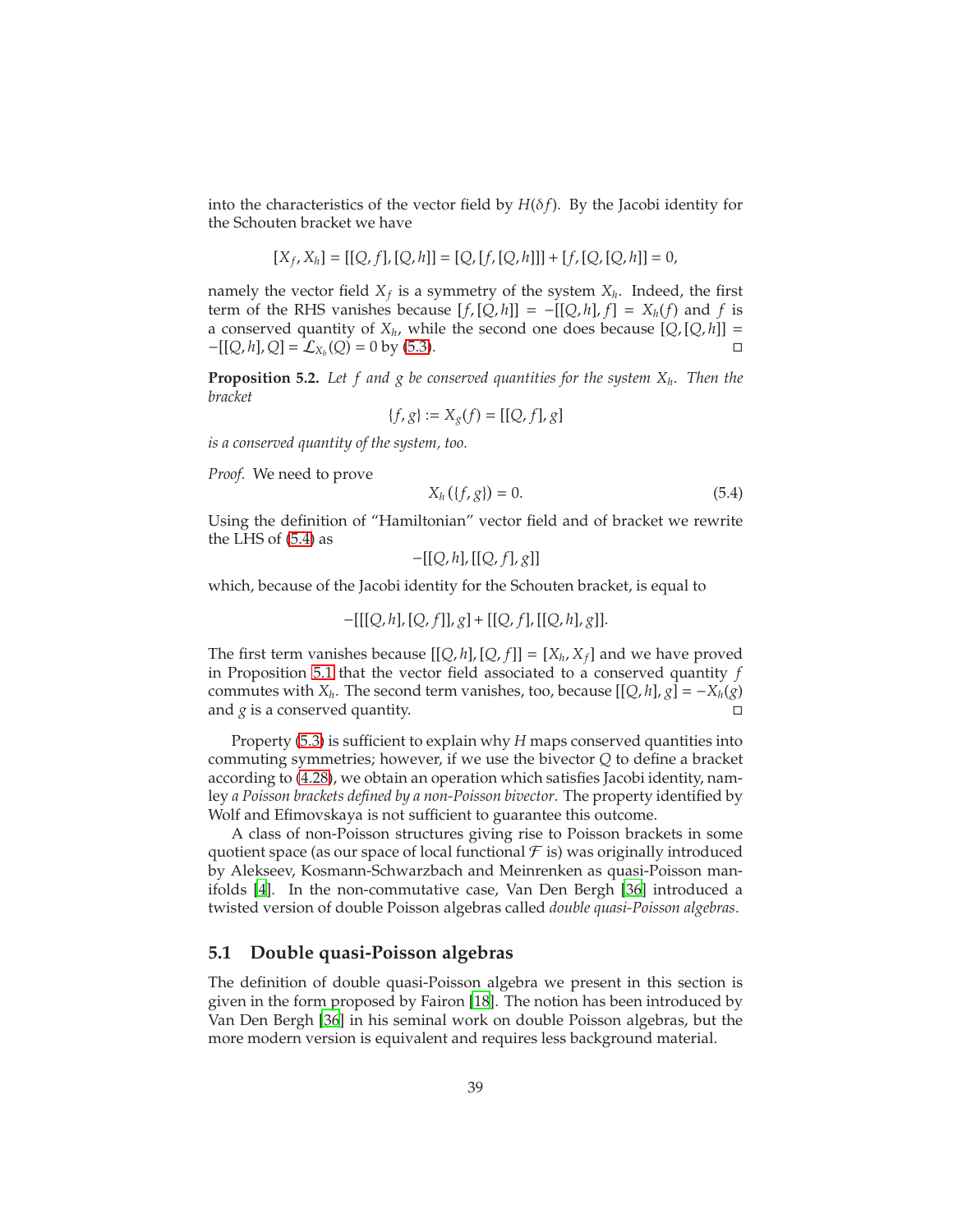into the characteristics of the vector field by $H(\delta f)$. By the Jacobi identity for the Schouten bracket we have

$$[X_f, X_h] = [[Q, f], [Q, h]] = [Q, [f, [Q, h]]] + [f, [Q, [Q, h]] = 0,$$

namely the vector field $X_f$ is a symmetry of the system $X_h$. Indeed, the first term of the RHS vanishes because $[f, [Q, h]] = -[[Q, h], f] = X_h(f)$ and $f$ is a conserved quantity of $X_h$, while the second one does because $[Q, [Q, h]] = -[[Q, h], Q] = \mathcal{L}_{X_h}(Q) = 0$ by (5.3). □

**Proposition 5.2.** *Let $f$ and $g$ be conserved quantities for the system $X_h$. Then the bracket*

$$\{f, g\} := X_g(f) = [[Q, f], g]$$

*is a conserved quantity of the system, too.*

*Proof.* We need to prove

$$X_h(\{f, g\}) = 0. \tag{5.4}$$

Using the definition of "Hamiltonian" vector field and of bracket we rewrite the LHS of (5.4) as

$$-[[Q, h], [[Q, f], g]]$$

which, because of the Jacobi identity for the Schouten bracket, is equal to

$$-[[[Q, h], [Q, f]], g] + [[Q, f], [[Q, h], g]].$$

The first term vanishes because $[[Q, h], [Q, f]] = [X_h, X_f]$ and we have proved in Proposition 5.1 that the vector field associated to a conserved quantity $f$ commutes with $X_h$. The second term vanishes, too, because $[[Q, h], g] = -X_h(g)$ and $g$ is a conserved quantity. □

Property (5.3) is sufficient to explain why $H$ maps conserved quantities into commuting symmetries; however, if we use the bivector $Q$ to define a bracket according to (4.28), we obtain an operation which satisfies Jacobi identity, namley *a Poisson brackets defined by a non-Poisson bivector*. The property identified by Wolf and Efimovskaya is not sufficient to guarantee this outcome.

A class of non-Poisson structures giving rise to Poisson brackets in some quotient space (as our space of local functional $\mathcal{F}$ is) was originally introduced by Alekseev, Kosmann-Schwarzbach and Meinrenken as quasi-Poisson manifolds [4]. In the non-commutative case, Van Den Bergh [36] introduced a twisted version of double Poisson algebras called *double quasi-Poisson algebras*.

## 5.1 Double quasi-Poisson algebras

The definition of double quasi-Poisson algebra we present in this section is given in the form proposed by Fairon [18]. The notion has been introduced by Van Den Bergh [36] in his seminal work on double Poisson algebras, but the more modern version is equivalent and requires less background material.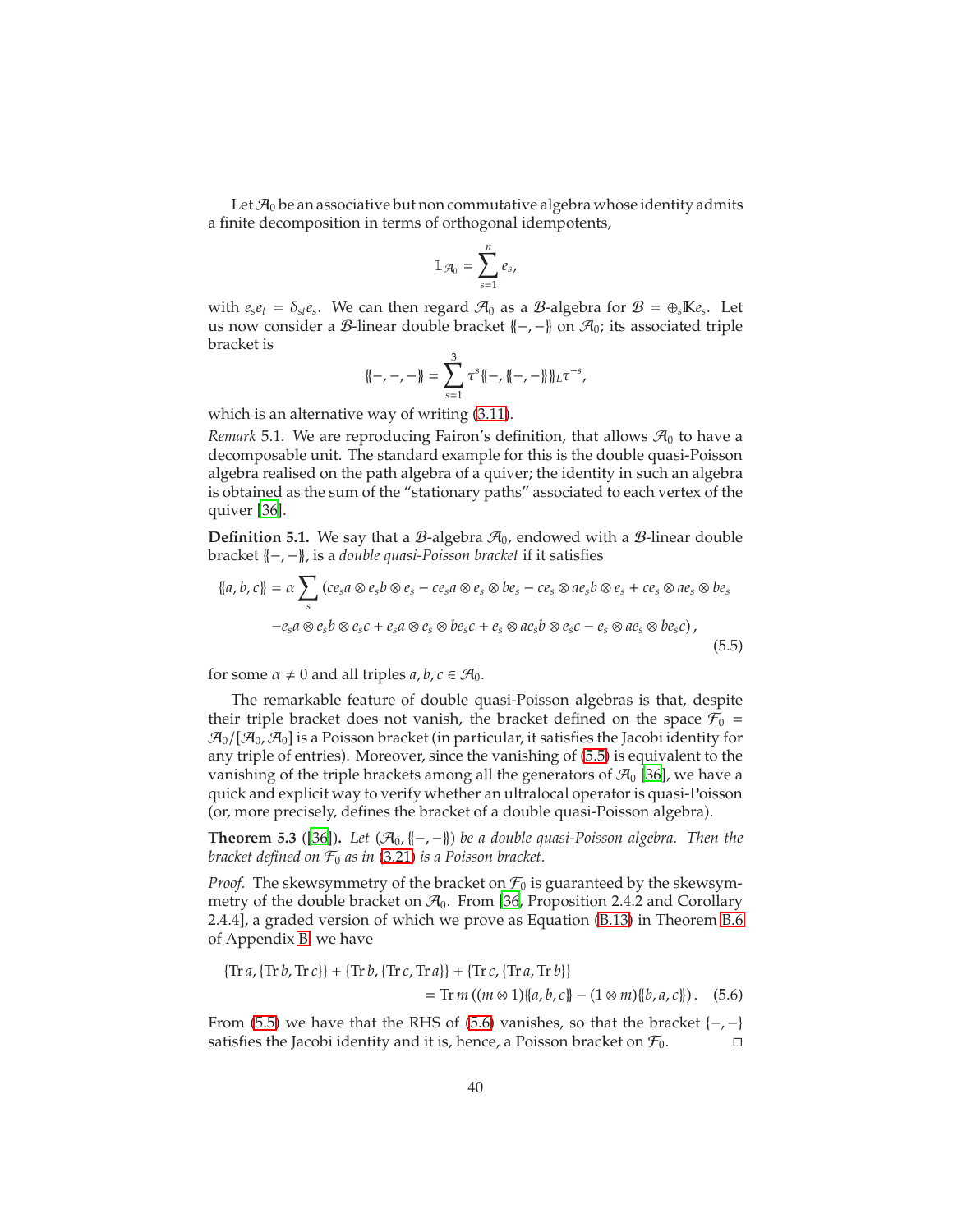Let $\mathcal{A}_0$ be an associative but non commutative algebra whose identity admits a finite decomposition in terms of orthogonal idempotents,

$$\mathbb{1}_{\mathcal{A}_0} = \sum_{s=1}^{n} e_s,$$

with $e_s e_t = \delta_{st} e_s$. We can then regard $\mathcal{A}_0$ as a $\mathcal{B}$-algebra for $\mathcal{B} = \oplus_s \mathbb{K} e_s$. Let us now consider a $\mathcal{B}$-linear double bracket $\{\!\{-,-\}\!\}$ on $\mathcal{A}_0$; its associated triple bracket is

$$\{\!\{-,-,-\}\!\} = \sum_{s=1}^{3} \tau^s \{\!\{-, \{\!\{-,-\}\!\}\}\!\}_L \tau^{-s},$$

which is an alternative way of writing (3.11).

*Remark* 5.1. We are reproducing Fairon's definition, that allows $\mathcal{A}_0$ to have a decomposable unit. The standard example for this is the double quasi-Poisson algebra realised on the path algebra of a quiver; the identity in such an algebra is obtained as the sum of the "stationary paths" associated to each vertex of the quiver [36].

**Definition 5.1.** We say that a $\mathcal{B}$-algebra $\mathcal{A}_0$, endowed with a $\mathcal{B}$-linear double bracket $\{\!\{-,-\}\!\}$, is a *double quasi-Poisson bracket* if it satisfies

$$\begin{aligned}\{\!\{a,b,c\}\!\} = \alpha \sum_s \big( & c e_s a \otimes e_s b \otimes e_s - c e_s a \otimes e_s \otimes b e_s - c e_s \otimes a e_s b \otimes e_s + c e_s \otimes a e_s \otimes b e_s \\ & - e_s a \otimes e_s b \otimes e_s c + e_s a \otimes e_s \otimes b e_s c + e_s \otimes a e_s b \otimes e_s c - e_s \otimes a e_s \otimes b e_s c \big), \end{aligned} \tag{5.5}$$

for some $\alpha \neq 0$ and all triples $a, b, c \in \mathcal{A}_0$.

The remarkable feature of double quasi-Poisson algebras is that, despite their triple bracket does not vanish, the bracket defined on the space $\mathcal{F}_0 = \mathcal{A}_0/[\mathcal{A}_0, \mathcal{A}_0]$ is a Poisson bracket (in particular, it satisfies the Jacobi identity for any triple of entries). Moreover, since the vanishing of (5.5) is equivalent to the vanishing of the triple brackets among all the generators of $\mathcal{A}_0$ [36], we have a quick and explicit way to verify whether an ultralocal operator is quasi-Poisson (or, more precisely, defines the bracket of a double quasi-Poisson algebra).

**Theorem 5.3** ([36]). *Let $(\mathcal{A}_0, \{\!\{-,-\}\!\})$ be a double quasi-Poisson algebra. Then the bracket defined on $\mathcal{F}_0$ as in (3.21) is a Poisson bracket.*

*Proof.* The skewsymmetry of the bracket on $\mathcal{F}_0$ is guaranteed by the skewsymmetry of the double bracket on $\mathcal{A}_0$. From [36, Proposition 2.4.2 and Corollary 2.4.4], a graded version of which we prove as Equation (B.13) in Theorem B.6 of Appendix B, we have

$$\begin{aligned}\{\operatorname{Tr} a, \{\operatorname{Tr} b, \operatorname{Tr} c\}\} + \{\operatorname{Tr} b, \{\operatorname{Tr} c, \operatorname{Tr} a\}\} + \{\operatorname{Tr} c, \{\operatorname{Tr} a, \operatorname{Tr} b\}\} \\ = \operatorname{Tr} m\left((m \otimes 1)\{\!\{a,b,c\}\!\} - (1 \otimes m)\{\!\{b,a,c\}\!\}\right). \end{aligned} \tag{5.6}$$

From (5.5) we have that the RHS of (5.6) vanishes, so that the bracket $\{-,-\}$ satisfies the Jacobi identity and it is, hence, a Poisson bracket on $\mathcal{F}_0$. □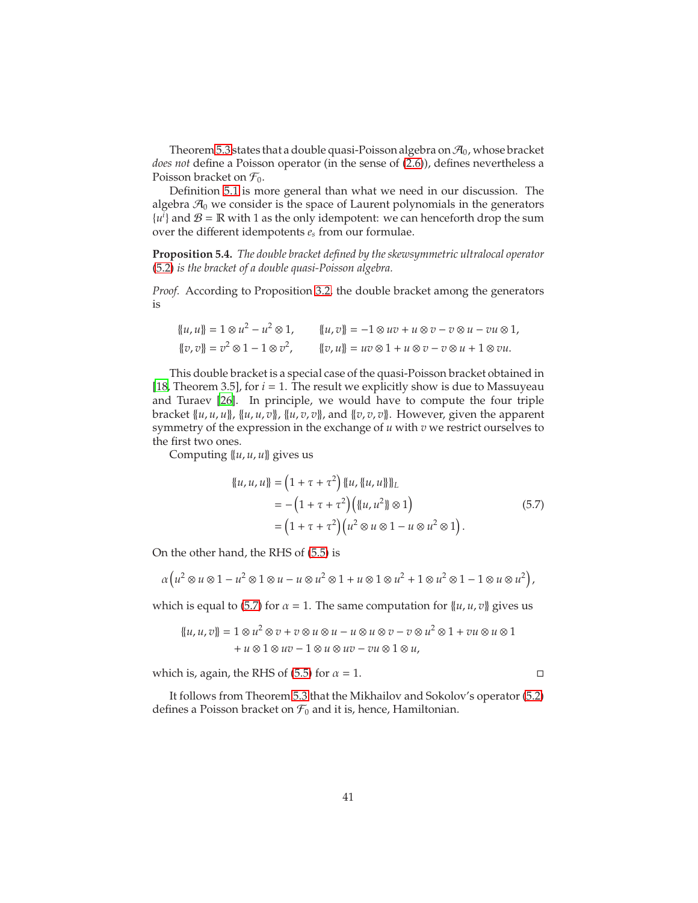Theorem 5.3 states that a double quasi-Poisson algebra on $\mathcal{A}_0$, whose bracket *does not* define a Poisson operator (in the sense of (2.6)), defines nevertheless a Poisson bracket on $\mathcal{F}_0$.

Definition 5.1 is more general than what we need in our discussion. The algebra $\mathcal{A}_0$ we consider is the space of Laurent polynomials in the generators $\{u^i\}$ and $\mathcal{B} = \mathbb{R}$ with 1 as the only idempotent: we can henceforth drop the sum over the different idempotents $e_s$ from our formulae.

**Proposition 5.4.** *The double bracket defined by the skewsymmetric ultralocal operator (5.2) is the bracket of a double quasi-Poisson algebra.*

*Proof.* According to Proposition 3.2, the double bracket among the generators is

$$
\begin{aligned}
\{\!\{u,u\}\!\} &= 1\otimes u^2 - u^2\otimes 1, & \{\!\{u,v\}\!\} &= -1\otimes uv + u\otimes v - v\otimes u - vu\otimes 1,\\
\{\!\{v,v\}\!\} &= v^2\otimes 1 - 1\otimes v^2, & \{\!\{v,u\}\!\} &= uv\otimes 1 + u\otimes v - v\otimes u + 1\otimes vu.
\end{aligned}
$$

This double bracket is a special case of the quasi-Poisson bracket obtained in [18, Theorem 3.5], for $i = 1$. The result we explicitly show is due to Massuyeau and Turaev [26]. In principle, we would have to compute the four triple bracket $\{\!\{u,u,u\}\!\}$, $\{\!\{u,u,v\}\!\}$, $\{\!\{u,v,v\}\!\}$, and $\{\!\{v,v,v\}\!\}$. However, given the apparent symmetry of the expression in the exchange of $u$ with $v$ we restrict ourselves to the first two ones.

Computing $\{\!\{u,u,u\}\!\}$ gives us

$$
\begin{aligned}
\{\!\{u,u,u\}\!\} &= \left(1+\tau+\tau^2\right)\{\!\{u,\{\!\{u,u\}\!\}\}\!\}_L\\
&= -\left(1+\tau+\tau^2\right)\left(\{\!\{u,u^2\}\!\}\otimes 1\right)\\
&= \left(1+\tau+\tau^2\right)\left(u^2\otimes u\otimes 1 - u\otimes u^2\otimes 1\right).
\end{aligned}
\tag{5.7}
$$

On the other hand, the RHS of (5.5) is

$$
\alpha\left(u^2\otimes u\otimes 1 - u^2\otimes 1\otimes u - u\otimes u^2\otimes 1 + u\otimes 1\otimes u^2 + 1\otimes u^2\otimes 1 - 1\otimes u\otimes u^2\right),
$$

which is equal to (5.7) for $\alpha = 1$. The same computation for $\{\!\{u,u,v\}\!\}$ gives us

$$
\begin{aligned}
\{\!\{u,u,v\}\!\} = {} & 1\otimes u^2\otimes v + v\otimes u\otimes u - u\otimes u\otimes v - v\otimes u^2\otimes 1 + vu\otimes u\otimes 1\\
& + u\otimes 1\otimes uv - 1\otimes u\otimes uv - vu\otimes 1\otimes u,
\end{aligned}
$$

which is, again, the RHS of (5.5) for $\alpha = 1$. □

It follows from Theorem 5.3 that the Mikhailov and Sokolov's operator (5.2) defines a Poisson bracket on $\mathcal{F}_0$ and it is, hence, Hamiltonian.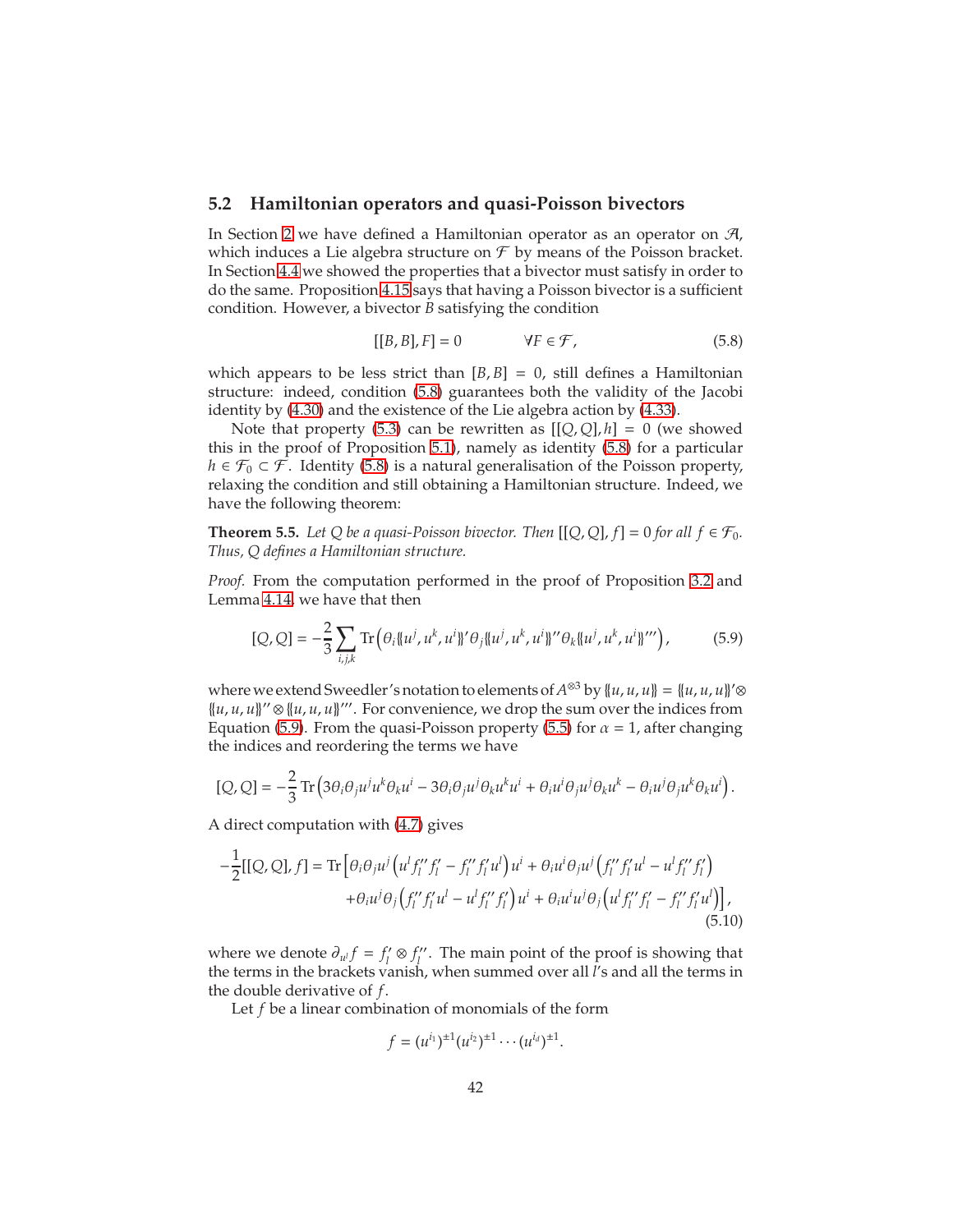### 5.2 Hamiltonian operators and quasi-Poisson bivectors

In Section 2 we have defined a Hamiltonian operator as an operator on $\mathcal{A}$, which induces a Lie algebra structure on $\mathcal{F}$ by means of the Poisson bracket. In Section 4.4 we showed the properties that a bivector must satisfy in order to do the same. Proposition 4.15 says that having a Poisson bivector is a sufficient condition. However, a bivector $B$ satisfying the condition

$$[[B,B],F] = 0 \qquad \forall F \in \mathcal{F}, \tag{5.8}$$

which appears to be less strict than $[B,B] = 0$, still defines a Hamiltonian structure: indeed, condition (5.8) guarantees both the validity of the Jacobi identity by (4.30) and the existence of the Lie algebra action by (4.33).

Note that property (5.3) can be rewritten as $[[Q,Q],h] = 0$ (we showed this in the proof of Proposition 5.1), namely as identity (5.8) for a particular $h \in \mathcal{F}_0 \subset \mathcal{F}$. Identity (5.8) is a natural generalisation of the Poisson property, relaxing the condition and still obtaining a Hamiltonian structure. Indeed, we have the following theorem:

**Theorem 5.5.** *Let $Q$ be a quasi-Poisson bivector. Then $[[Q,Q],f] = 0$ for all $f \in \mathcal{F}_0$. Thus, $Q$ defines a Hamiltonian structure.*

*Proof.* From the computation performed in the proof of Proposition 3.2 and Lemma 4.14, we have that then

$$[Q,Q] = -\frac{2}{3}\sum_{i,j,k} \mathrm{Tr}\left(\theta_i \{\!\{u^j,u^k,u^i\}\!\}'\theta_j\{\!\{u^j,u^k,u^i\}\!\}''\theta_k\{\!\{u^j,u^k,u^i\}\!\}'''\right), \tag{5.9}$$

where we extend Sweedler's notation to elements of $A^{\otimes 3}$ by $\{\!\{u,u,u\}\!\} = \{\!\{u,u,u\}\!\}' \otimes \{\!\{u,u,u\}\!\}'' \otimes \{\!\{u,u,u\}\!\}'''$. For convenience, we drop the sum over the indices from Equation (5.9). From the quasi-Poisson property (5.5) for $\alpha = 1$, after changing the indices and reordering the terms we have

$$[Q,Q] = -\frac{2}{3}\mathrm{Tr}\left(3\theta_i\theta_j u^j u^k \theta_k u^i - 3\theta_i\theta_j u^j \theta_k u^k u^i + \theta_i u^i \theta_j u^j \theta_k u^k - \theta_i u^j \theta_j u^k \theta_k u^i\right).$$

A direct computation with (4.7) gives

$$\begin{aligned}
-\frac{1}{2}[[Q,Q],f] = \mathrm{Tr}\Big[&\theta_i\theta_j u^j\left(u^l f_l'' f_l' - f_l'' f_l' u^l\right)u^i + \theta_i u^i \theta_j u^j\left(f_l'' f_l' u^l - u^l f_l'' f_l'\right) \\
&+\theta_i u^j \theta_j\left(f_l'' f_l' u^l - u^l f_l'' f_l'\right)u^i + \theta_i u^i u^j \theta_j\left(u^l f_l'' f_l' - f_l'' f_l' u^l\right)\Big],
\end{aligned} \tag{5.10}$$

where we denote $\partial_{u^l} f = f_l' \otimes f_l''$. The main point of the proof is showing that the terms in the brackets vanish, when summed over all $l$'s and all the terms in the double derivative of $f$.

Let $f$ be a linear combination of monomials of the form

$$f = (u^{i_1})^{\pm 1}(u^{i_2})^{\pm 1}\cdots(u^{i_d})^{\pm 1}.$$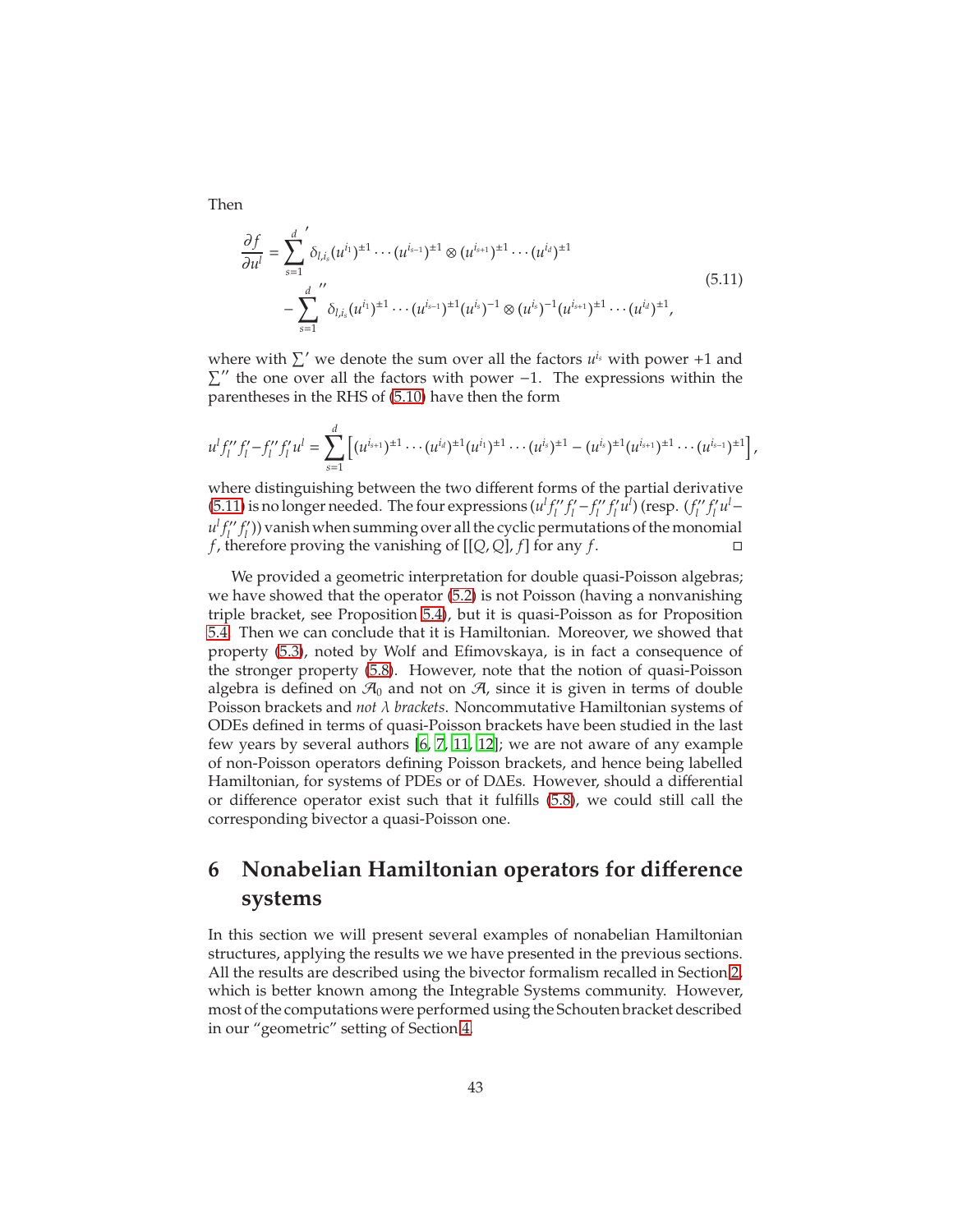Then

$$
\begin{aligned}
\frac{\partial f}{\partial u^l} &= \sum_{s=1}^{d}{}' \delta_{l,i_s} (u^{i_1})^{\pm 1} \cdots (u^{i_{s-1}})^{\pm 1} \otimes (u^{i_{s+1}})^{\pm 1} \cdots (u^{i_d})^{\pm 1} \\
&\quad - \sum_{s=1}^{d}{}'' \delta_{l,i_s} (u^{i_1})^{\pm 1} \cdots (u^{i_{s-1}})^{\pm 1} (u^{i_s})^{-1} \otimes (u^{i_s})^{-1} (u^{i_{s+1}})^{\pm 1} \cdots (u^{i_d})^{\pm 1},
\end{aligned} \tag{5.11}
$$

where with $\sum'$ we denote the sum over all the factors $u^{i_s}$ with power $+1$ and $\sum''$ the one over all the factors with power $-1$. The expressions within the parentheses in the RHS of (5.10) have then the form

$$
u^l f_l'' f_l' - f_l'' f_l' u^l = \sum_{s=1}^{d} \left[ (u^{i_{s+1}})^{\pm 1} \cdots (u^{i_d})^{\pm 1} (u^{i_1})^{\pm 1} \cdots (u^{i_s})^{\pm 1} - (u^{i_s})^{\pm 1} (u^{i_{s+1}})^{\pm 1} \cdots (u^{i_{s-1}})^{\pm 1} \right],
$$

where distinguishing between the two different forms of the partial derivative (5.11) is no longer needed. The four expressions $(u^l f_l'' f_l' - f_l'' f_l' u^l)$ (resp. $(f_l'' f_l' u^l - u^l f_l'' f_l')$) vanish when summing over all the cyclic permutations of the monomial $f$, therefore proving the vanishing of $[[Q, Q], f]$ for any $f$. □

We provided a geometric interpretation for double quasi-Poisson algebras; we have showed that the operator (5.2) is not Poisson (having a nonvanishing triple bracket, see Proposition 5.4), but it is quasi-Poisson as for Proposition 5.4. Then we can conclude that it is Hamiltonian. Moreover, we showed that property (5.3), noted by Wolf and Efimovskaya, is in fact a consequence of the stronger property (5.8). However, note that the notion of quasi-Poisson algebra is defined on $\mathcal{A}_0$ and not on $\mathcal{A}$, since it is given in terms of double Poisson brackets and *not $\lambda$ brackets*. Noncommutative Hamiltonian systems of ODEs defined in terms of quasi-Poisson brackets have been studied in the last few years by several authors [6, 7, 11, 12]; we are not aware of any example of non-Poisson operators defining Poisson brackets, and hence being labelled Hamiltonian, for systems of PDEs or of DΔEs. However, should a differential or difference operator exist such that it fulfills (5.8), we could still call the corresponding bivector a quasi-Poisson one.

# 6 Nonabelian Hamiltonian operators for difference systems

In this section we will present several examples of nonabelian Hamiltonian structures, applying the results we we have presented in the previous sections. All the results are described using the bivector formalism recalled in Section 2, which is better known among the Integrable Systems community. However, most of the computations were performed using the Schouten bracket described in our "geometric" setting of Section 4.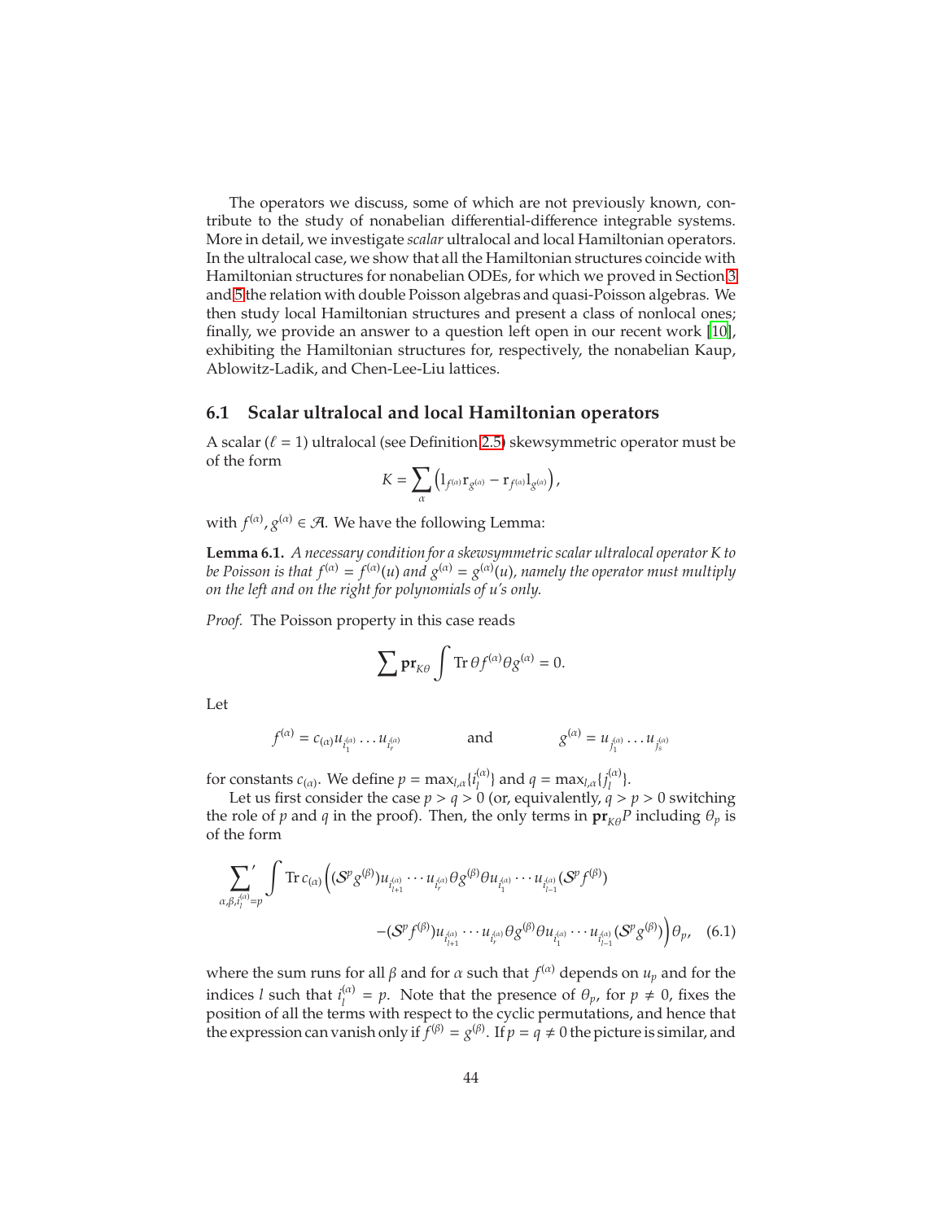The operators we discuss, some of which are not previously known, contribute to the study of nonabelian differential-difference integrable systems. More in detail, we investigate *scalar* ultralocal and local Hamiltonian operators. In the ultralocal case, we show that all the Hamiltonian structures coincide with Hamiltonian structures for nonabelian ODEs, for which we proved in Section 3 and 5 the relation with double Poisson algebras and quasi-Poisson algebras. We then study local Hamiltonian structures and present a class of nonlocal ones; finally, we provide an answer to a question left open in our recent work [10], exhibiting the Hamiltonian structures for, respectively, the nonabelian Kaup, Ablowitz-Ladik, and Chen-Lee-Liu lattices.

## 6.1 Scalar ultralocal and local Hamiltonian operators

A scalar ($\ell = 1$) ultralocal (see Definition 2.5) skewsymmetric operator must be of the form

$$K = \sum_{\alpha} \left( \mathrm{l}_{f^{(\alpha)}} \mathrm{r}_{g^{(\alpha)}} - \mathrm{r}_{f^{(\alpha)}} \mathrm{l}_{g^{(\alpha)}} \right),$$

with $f^{(\alpha)}, g^{(\alpha)} \in \mathcal{A}$. We have the following Lemma:

**Lemma 6.1.** *A necessary condition for a skewsymmetric scalar ultralocal operator $K$ to be Poisson is that $f^{(\alpha)} = f^{(\alpha)}(u)$ and $g^{(\alpha)} = g^{(\alpha)}(u)$, namely the operator must multiply on the left and on the right for polynomials of $u$'s only.*

*Proof.* The Poisson property in this case reads

$$\sum \mathbf{pr}_{K\theta} \int \operatorname{Tr} \theta f^{(\alpha)} \theta g^{(\alpha)} = 0.$$

Let

$$f^{(\alpha)} = c_{(\alpha)} u_{i_1^{(\alpha)}} \dots u_{i_r^{(\alpha)}} \qquad \text{and} \qquad g^{(\alpha)} = u_{j_1^{(\alpha)}} \dots u_{j_s^{(\alpha)}}$$

for constants $c_{(\alpha)}$. We define $p = \max_{l,\alpha}\{i_l^{(\alpha)}\}$ and $q = \max_{l,\alpha}\{j_l^{(\alpha)}\}$.

Let us first consider the case $p > q > 0$ (or, equivalently, $q > p > 0$ switching the role of $p$ and $q$ in the proof). Then, the only terms in $\mathbf{pr}_{K\theta} P$ including $\theta_p$ is of the form

$$\begin{aligned} \sum_{\alpha,\beta,i_l^{(\alpha)}=p}{}' \int \operatorname{Tr} c_{(\alpha)} \Big( &(\mathcal{S}^p g^{(\beta)}) u_{i_{l+1}^{(\alpha)}} \cdots u_{i_r^{(\alpha)}} \theta g^{(\beta)} \theta u_{i_1^{(\alpha)}} \cdots u_{i_{l-1}^{(\alpha)}} (\mathcal{S}^p f^{(\beta)}) \\ &- (\mathcal{S}^p f^{(\beta)}) u_{i_{l+1}^{(\alpha)}} \cdots u_{i_r^{(\alpha)}} \theta g^{(\beta)} \theta u_{i_1^{(\alpha)}} \cdots u_{i_{l-1}^{(\alpha)}} (\mathcal{S}^p g^{(\beta)}) \Big) \theta_p, \end{aligned} \tag{6.1}$$

where the sum runs for all $\beta$ and for $\alpha$ such that $f^{(\alpha)}$ depends on $u_p$ and for the indices $l$ such that $i_l^{(\alpha)} = p$. Note that the presence of $\theta_p$, for $p \neq 0$, fixes the position of all the terms with respect to the cyclic permutations, and hence that the expression can vanish only if $f^{(\beta)} = g^{(\beta)}$. If $p = q \neq 0$ the picture is similar, and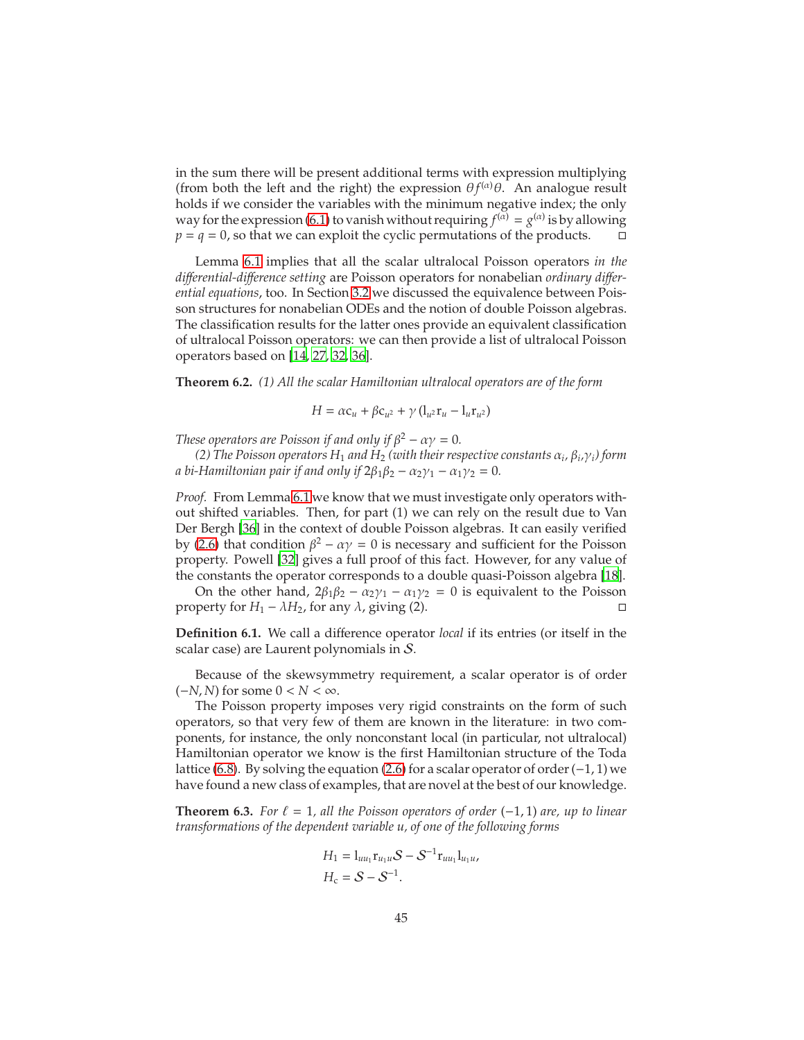in the sum there will be present additional terms with expression multiplying (from both the left and the right) the expression $\theta f^{(\alpha)}\theta$. An analogue result holds if we consider the variables with the minimum negative index; the only way for the expression (6.1) to vanish without requiring $f^{(\alpha)} = g^{(\alpha)}$ is by allowing $p = q = 0$, so that we can exploit the cyclic permutations of the products. □

Lemma 6.1 implies that all the scalar ultralocal Poisson operators *in the differential-difference setting* are Poisson operators for nonabelian *ordinary differential equations*, too. In Section 3.2 we discussed the equivalence between Poisson structures for nonabelian ODEs and the notion of double Poisson algebras. The classification results for the latter ones provide an equivalent classification of ultralocal Poisson operators: we can then provide a list of ultralocal Poisson operators based on [14, 27, 32, 36].

**Theorem 6.2.** *(1) All the scalar Hamiltonian ultralocal operators are of the form*

$$H = \alpha \mathrm{c}_u + \beta \mathrm{c}_{u^2} + \gamma\left(\mathrm{l}_{u^2}\mathrm{r}_u - \mathrm{l}_u\mathrm{r}_{u^2}\right)$$

*These operators are Poisson if and only if $\beta^2 - \alpha\gamma = 0$.*

*(2) The Poisson operators $H_1$ and $H_2$ (with their respective constants $\alpha_i$, $\beta_i$,$\gamma_i$) form a bi-Hamiltonian pair if and only if $2\beta_1\beta_2 - \alpha_2\gamma_1 - \alpha_1\gamma_2 = 0$.*

*Proof.* From Lemma 6.1 we know that we must investigate only operators without shifted variables. Then, for part (1) we can rely on the result due to Van Der Bergh [36] in the context of double Poisson algebras. It can easily verified by (2.6) that condition $\beta^2 - \alpha\gamma = 0$ is necessary and sufficient for the Poisson property. Powell [32] gives a full proof of this fact. However, for any value of the constants the operator corresponds to a double quasi-Poisson algebra [18].

On the other hand, $2\beta_1\beta_2 - \alpha_2\gamma_1 - \alpha_1\gamma_2 = 0$ is equivalent to the Poisson property for $H_1 - \lambda H_2$, for any $\lambda$, giving (2). □

**Definition 6.1.** We call a difference operator *local* if its entries (or itself in the scalar case) are Laurent polynomials in $\mathcal{S}$.

Because of the skewsymmetry requirement, a scalar operator is of order $(-N, N)$ for some $0 < N < \infty$.

The Poisson property imposes very rigid constraints on the form of such operators, so that very few of them are known in the literature: in two components, for instance, the only nonconstant local (in particular, not ultralocal) Hamiltonian operator we know is the first Hamiltonian structure of the Toda lattice (6.8). By solving the equation (2.6) for a scalar operator of order $(-1, 1)$ we have found a new class of examples, that are novel at the best of our knowledge.

**Theorem 6.3.** *For $\ell = 1$, all the Poisson operators of order $(-1, 1)$ are, up to linear transformations of the dependent variable $u$, of one of the following forms*

$$H_1 = \mathrm{l}_{uu_1}\mathrm{r}_{u_1u}\mathcal{S} - \mathcal{S}^{-1}\mathrm{r}_{uu_1}\mathrm{l}_{u_1u},$$
$$H_{\mathrm{c}} = \mathcal{S} - \mathcal{S}^{-1}.$$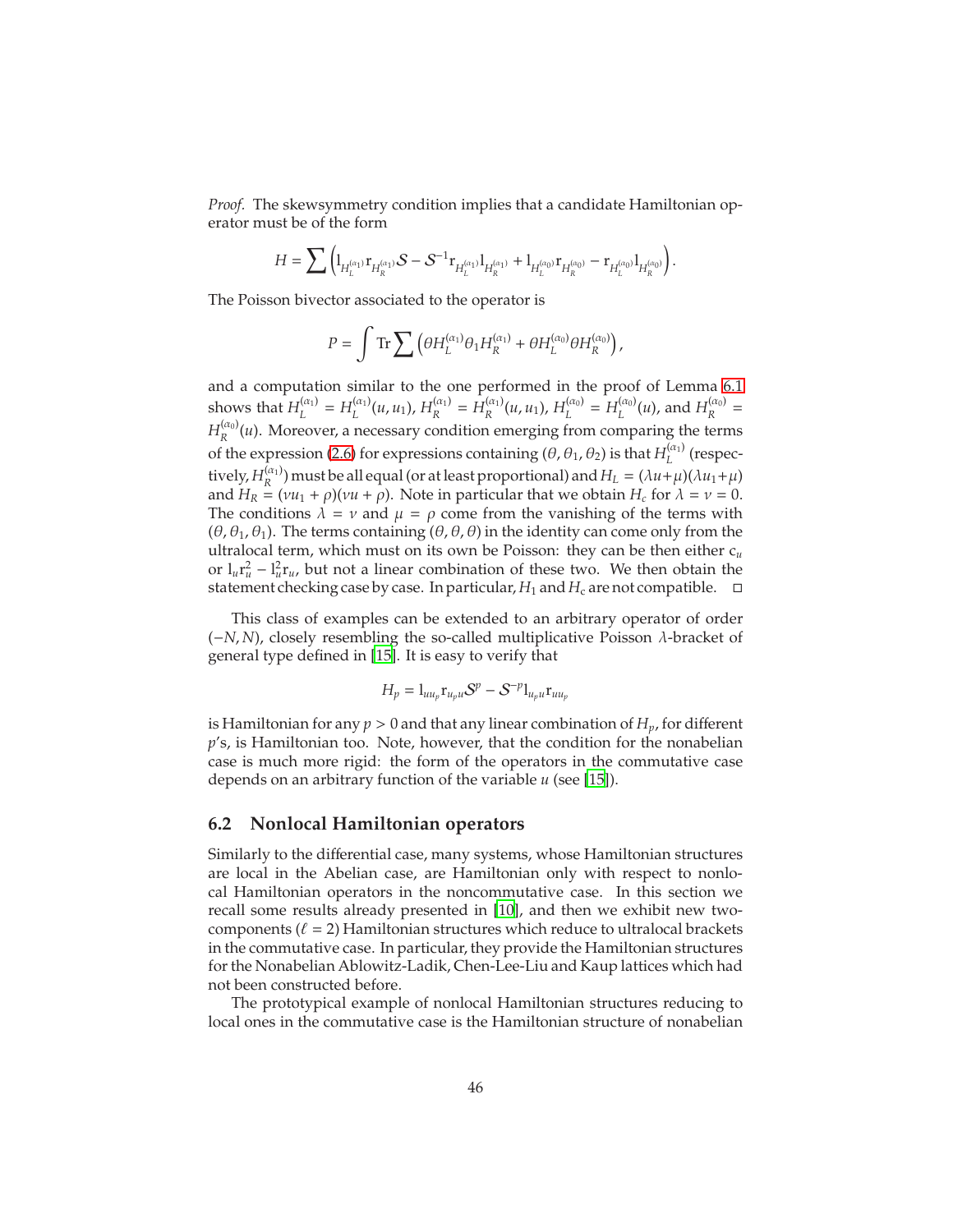*Proof.* The skewsymmetry condition implies that a candidate Hamiltonian operator must be of the form

$$H = \sum \left( \mathrm{l}_{H_L^{(\alpha_1)}} \mathrm{r}_{H_R^{(\alpha_1)}} \mathcal{S} - \mathcal{S}^{-1} \mathrm{r}_{H_L^{(\alpha_1)}} \mathrm{l}_{H_R^{(\alpha_1)}} + \mathrm{l}_{H_L^{(\alpha_0)}} \mathrm{r}_{H_R^{(\alpha_0)}} - \mathrm{r}_{H_L^{(\alpha_0)}} \mathrm{l}_{H_R^{(\alpha_0)}} \right).$$

The Poisson bivector associated to the operator is

$$P = \int \mathrm{Tr} \sum \left( \theta H_L^{(\alpha_1)} \theta_1 H_R^{(\alpha_1)} + \theta H_L^{(\alpha_0)} \theta H_R^{(\alpha_0)} \right),$$

and a computation similar to the one performed in the proof of Lemma 6.1 shows that $H_L^{(\alpha_1)} = H_L^{(\alpha_1)}(u, u_1)$, $H_R^{(\alpha_1)} = H_R^{(\alpha_1)}(u, u_1)$, $H_L^{(\alpha_0)} = H_L^{(\alpha_0)}(u)$, and $H_R^{(\alpha_0)} = H_R^{(\alpha_0)}(u)$. Moreover, a necessary condition emerging from comparing the terms of the expression (2.6) for expressions containing $(\theta, \theta_1, \theta_2)$ is that $H_L^{(\alpha_1)}$ (respectively, $H_R^{(\alpha_1)}$) must be all equal (or at least proportional) and $H_L = (\lambda u + \mu)(\lambda u_1 + \mu)$ and $H_R = (\nu u_1 + \rho)(\nu u + \rho)$. Note in particular that we obtain $H_c$ for $\lambda = \nu = 0$. The conditions $\lambda = \nu$ and $\mu = \rho$ come from the vanishing of the terms with $(\theta, \theta_1, \theta_1)$. The terms containing $(\theta, \theta, \theta)$ in the identity can come only from the ultralocal term, which must on its own be Poisson: they can be then either $\mathrm{c}_u$ or $\mathrm{l}_u \mathrm{r}_u^2 - \mathrm{l}_u^2 \mathrm{r}_u$, but not a linear combination of these two. We then obtain the statement checking case by case. In particular, $H_1$ and $H_c$ are not compatible. □

This class of examples can be extended to an arbitrary operator of order $(-N, N)$, closely resembling the so-called multiplicative Poisson $\lambda$-bracket of general type defined in [15]. It is easy to verify that

$$H_p = \mathrm{l}_{uu_p} \mathrm{r}_{u_p u} \mathcal{S}^p - \mathcal{S}^{-p} \mathrm{l}_{u_p u} \mathrm{r}_{uu_p}$$

is Hamiltonian for any $p > 0$ and that any linear combination of $H_p$, for different $p$'s, is Hamiltonian too. Note, however, that the condition for the nonabelian case is much more rigid: the form of the operators in the commutative case depends on an arbitrary function of the variable $u$ (see [15]).

## 6.2 Nonlocal Hamiltonian operators

Similarly to the differential case, many systems, whose Hamiltonian structures are local in the Abelian case, are Hamiltonian only with respect to nonlocal Hamiltonian operators in the noncommutative case. In this section we recall some results already presented in [10], and then we exhibit new two-components ($\ell = 2$) Hamiltonian structures which reduce to ultralocal brackets in the commutative case. In particular, they provide the Hamiltonian structures for the Nonabelian Ablowitz-Ladik, Chen-Lee-Liu and Kaup lattices which had not been constructed before.

The prototypical example of nonlocal Hamiltonian structures reducing to local ones in the commutative case is the Hamiltonian structure of nonabelian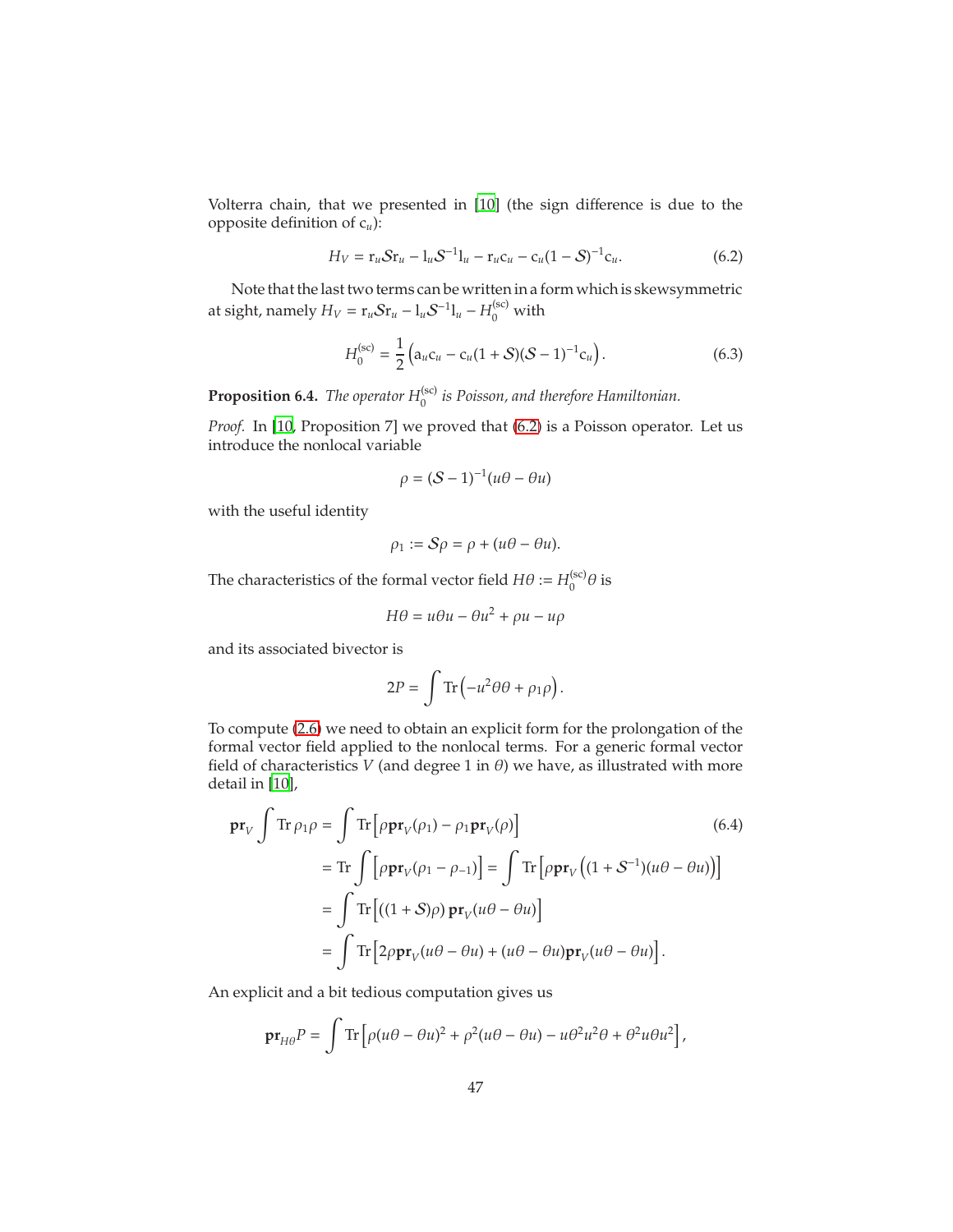Volterra chain, that we presented in [10] (the sign difference is due to the opposite definition of $\mathrm{c}_u$):

$$H_V = \mathrm{r}_u \mathcal{S} \mathrm{r}_u - \mathrm{l}_u \mathcal{S}^{-1} \mathrm{l}_u - \mathrm{r}_u \mathrm{c}_u - \mathrm{c}_u (1 - \mathcal{S})^{-1} \mathrm{c}_u. \tag{6.2}$$

Note that the last two terms can be written in a form which is skewsymmetric at sight, namely $H_V = \mathrm{r}_u \mathcal{S} \mathrm{r}_u - \mathrm{l}_u \mathcal{S}^{-1} \mathrm{l}_u - H_0^{(\mathrm{sc})}$ with

$$H_0^{(\mathrm{sc})} = \frac{1}{2}\left(\mathrm{a}_u \mathrm{c}_u - \mathrm{c}_u (1 + \mathcal{S})(\mathcal{S} - 1)^{-1} \mathrm{c}_u\right). \tag{6.3}$$

**Proposition 6.4.** *The operator $H_0^{(\mathrm{sc})}$ is Poisson, and therefore Hamiltonian.*

*Proof.* In [10, Proposition 7] we proved that (6.2) is a Poisson operator. Let us introduce the nonlocal variable

$$\rho = (\mathcal{S} - 1)^{-1}(u\theta - \theta u)$$

with the useful identity

$$\rho_1 := \mathcal{S}\rho = \rho + (u\theta - \theta u).$$

The characteristics of the formal vector field $H\theta := H_0^{(\mathrm{sc})}\theta$ is

$$H\theta = u\theta u - \theta u^2 + \rho u - u\rho$$

and its associated bivector is

$$2P = \int \mathrm{Tr}\left(-u^2\theta\theta + \rho_1\rho\right).$$

To compute (2.6) we need to obtain an explicit form for the prolongation of the formal vector field applied to the nonlocal terms. For a generic formal vector field of characteristics $V$ (and degree 1 in $\theta$) we have, as illustrated with more detail in [10],

$$\begin{aligned}
\mathbf{pr}_V \int \mathrm{Tr}\, \rho_1 \rho &= \int \mathrm{Tr}\left[\rho\, \mathbf{pr}_V(\rho_1) - \rho_1 \mathbf{pr}_V(\rho)\right] \\
&= \mathrm{Tr} \int \left[\rho\, \mathbf{pr}_V(\rho_1 - \rho_{-1})\right] = \int \mathrm{Tr}\left[\rho\, \mathbf{pr}_V\left((1 + \mathcal{S}^{-1})(u\theta - \theta u)\right)\right] \\
&= \int \mathrm{Tr}\left[((1 + \mathcal{S})\rho)\, \mathbf{pr}_V(u\theta - \theta u)\right] \\
&= \int \mathrm{Tr}\left[2\rho\, \mathbf{pr}_V(u\theta - \theta u) + (u\theta - \theta u)\mathbf{pr}_V(u\theta - \theta u)\right].
\end{aligned} \tag{6.4}$$

An explicit and a bit tedious computation gives us

$$\mathbf{pr}_{H\theta} P = \int \mathrm{Tr}\left[\rho(u\theta - \theta u)^2 + \rho^2(u\theta - \theta u) - u\theta^2 u^2\theta + \theta^2 u\theta u^2\right],$$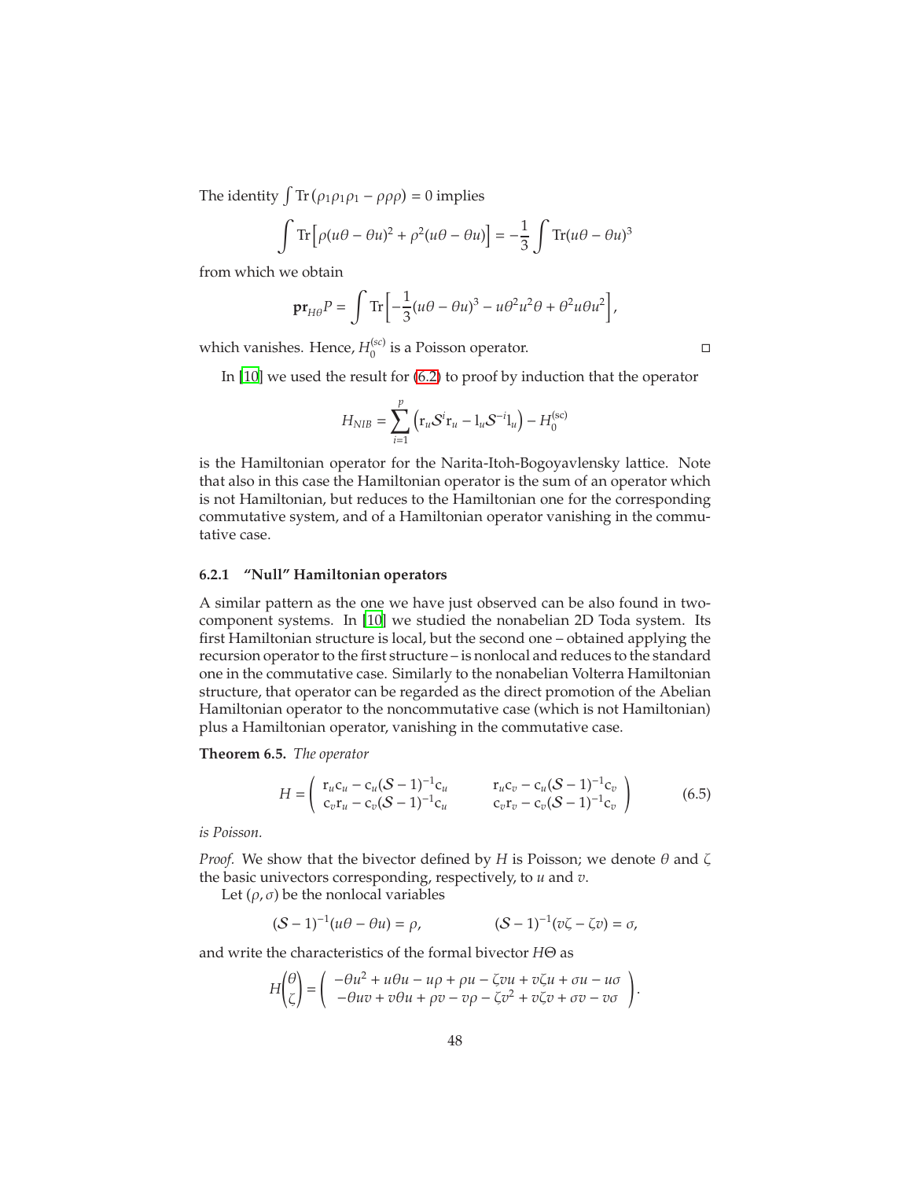The identity $\int \mathrm{Tr}\left(\rho_1\rho_1\rho_1 - \rho\rho\rho\right) = 0$ implies

$$\int \mathrm{Tr}\Big[\rho(u\theta - \theta u)^2 + \rho^2(u\theta - \theta u)\Big] = -\frac{1}{3}\int \mathrm{Tr}(u\theta - \theta u)^3$$

from which we obtain

$$\mathbf{pr}_{H\theta}P = \int \mathrm{Tr}\Big[-\frac{1}{3}(u\theta - \theta u)^3 - u\theta^2 u^2\theta + \theta^2 u\theta u^2\Big],$$

which vanishes. Hence, $H_0^{(sc)}$ is a Poisson operator. □

In [10] we used the result for (6.2) to proof by induction that the operator

$$H_{NIB} = \sum_{i=1}^{p}\left(\mathrm{r}_u\mathcal{S}^i\mathrm{r}_u - \mathrm{l}_u\mathcal{S}^{-i}\mathrm{l}_u\right) - H_0^{(\mathrm{sc})}$$

is the Hamiltonian operator for the Narita-Itoh-Bogoyavlensky lattice. Note that also in this case the Hamiltonian operator is the sum of an operator which is not Hamiltonian, but reduces to the Hamiltonian one for the corresponding commutative system, and of a Hamiltonian operator vanishing in the commutative case.

### 6.2.1 "Null" Hamiltonian operators

A similar pattern as the one we have just observed can be also found in two-component systems. In [10] we studied the nonabelian 2D Toda system. Its first Hamiltonian structure is local, but the second one – obtained applying the recursion operator to the first structure – is nonlocal and reduces to the standard one in the commutative case. Similarly to the nonabelian Volterra Hamiltonian structure, that operator can be regarded as the direct promotion of the Abelian Hamiltonian operator to the noncommutative case (which is not Hamiltonian) plus a Hamiltonian operator, vanishing in the commutative case.

**Theorem 6.5.** *The operator*

$$H = \begin{pmatrix} \mathrm{r}_u\mathrm{c}_u - \mathrm{c}_u(\mathcal{S}-1)^{-1}\mathrm{c}_u & \mathrm{r}_u\mathrm{c}_v - \mathrm{c}_u(\mathcal{S}-1)^{-1}\mathrm{c}_v \\ \mathrm{c}_v\mathrm{r}_u - \mathrm{c}_v(\mathcal{S}-1)^{-1}\mathrm{c}_u & \mathrm{c}_v\mathrm{r}_v - \mathrm{c}_v(\mathcal{S}-1)^{-1}\mathrm{c}_v \end{pmatrix} \tag{6.5}$$

*is Poisson.*

*Proof.* We show that the bivector defined by $H$ is Poisson; we denote $\theta$ and $\zeta$ the basic univectors corresponding, respectively, to $u$ and $v$.

Let $(\rho, \sigma)$ be the nonlocal variables

$$(\mathcal{S}-1)^{-1}(u\theta - \theta u) = \rho, \qquad (\mathcal{S}-1)^{-1}(v\zeta - \zeta v) = \sigma,$$

and write the characteristics of the formal bivector $H\Theta$ as

$$H\begin{pmatrix}\theta \\ \zeta\end{pmatrix} = \begin{pmatrix} -\theta u^2 + u\theta u - u\rho + \rho u - \zeta v u + v\zeta u + \sigma u - u\sigma \\ -\theta u v + v\theta u + \rho v - v\rho - \zeta v^2 + v\zeta v + \sigma v - v\sigma \end{pmatrix}.$$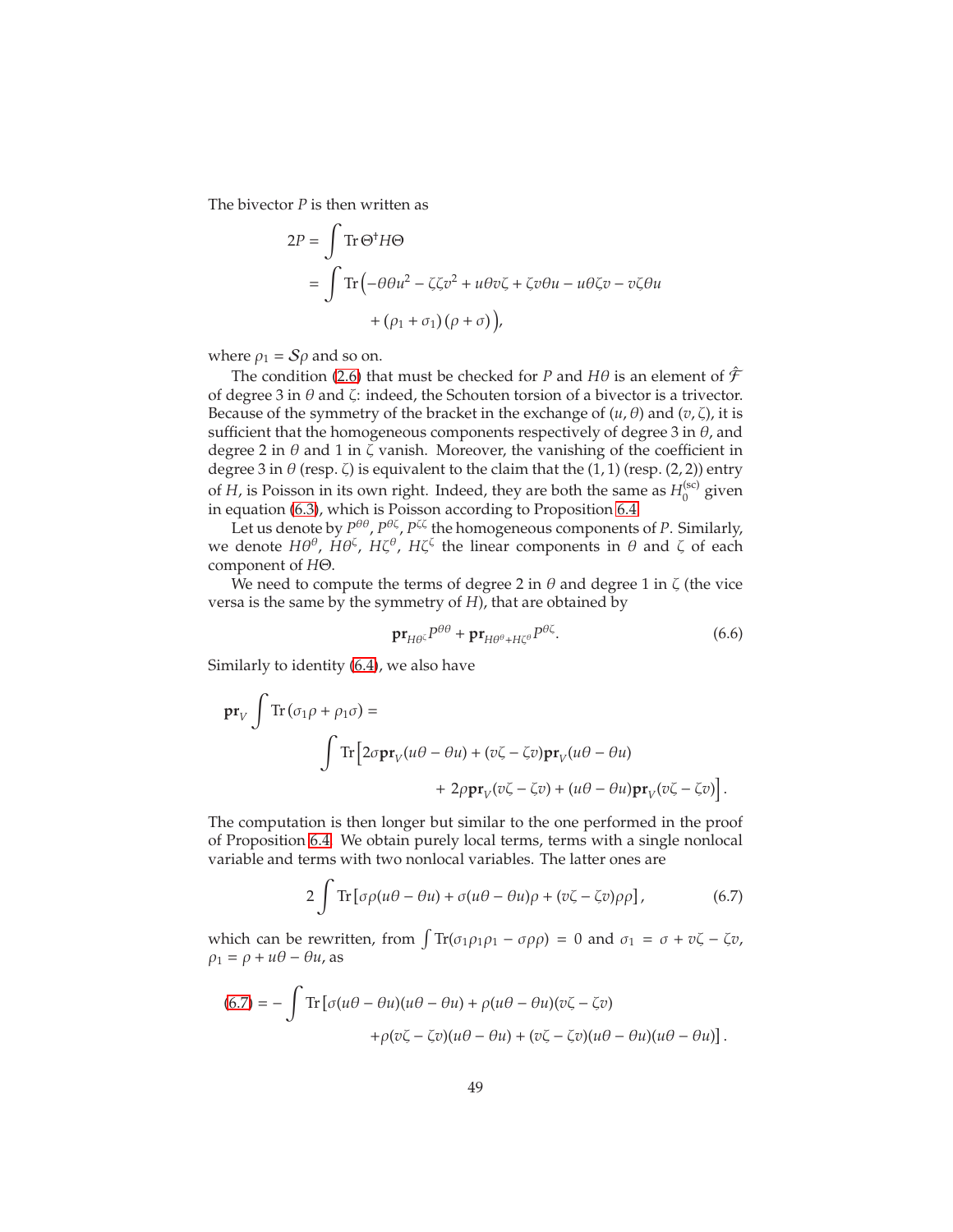The bivector $P$ is then written as

$$
\begin{aligned}
2P &= \int \operatorname{Tr} \Theta^{\dagger} H \Theta \\
&= \int \operatorname{Tr}\Big(-\theta\theta u^2 - \zeta\zeta v^2 + u\theta v\zeta + \zeta v \theta u - u\theta\zeta v - v\zeta\theta u \\
&\qquad\qquad + (\rho_1 + \sigma_1)(\rho + \sigma)\Big),
\end{aligned}
$$

where $\rho_1 = \mathcal{S}\rho$ and so on.

The condition (2.6) that must be checked for $P$ and $H\theta$ is an element of $\hat{\mathcal{F}}$ of degree 3 in $\theta$ and $\zeta$: indeed, the Schouten torsion of a bivector is a trivector. Because of the symmetry of the bracket in the exchange of $(u, \theta)$ and $(v, \zeta)$, it is sufficient that the homogeneous components respectively of degree 3 in $\theta$, and degree 2 in $\theta$ and 1 in $\zeta$ vanish. Moreover, the vanishing of the coefficient in degree 3 in $\theta$ (resp. $\zeta$) is equivalent to the claim that the $(1, 1)$ (resp. $(2, 2)$) entry of $H$, is Poisson in its own right. Indeed, they are both the same as $H_0^{(\mathrm{sc})}$ given in equation (6.3), which is Poisson according to Proposition 6.4.

Let us denote by $P^{\theta\theta}$, $P^{\theta\zeta}$, $P^{\zeta\zeta}$ the homogeneous components of $P$. Similarly, we denote $H\theta^{\theta}$, $H\theta^{\zeta}$, $H\zeta^{\theta}$, $H\zeta^{\zeta}$ the linear components in $\theta$ and $\zeta$ of each component of $H\Theta$.

We need to compute the terms of degree 2 in $\theta$ and degree 1 in $\zeta$ (the vice versa is the same by the symmetry of $H$), that are obtained by

$$
\mathbf{pr}_{H\theta^{\zeta}} P^{\theta\theta} + \mathbf{pr}_{H\theta^{\theta} + H\zeta^{\theta}} P^{\theta\zeta}. \tag{6.6}
$$

Similarly to identity (6.4), we also have

$$
\begin{aligned}
\mathbf{pr}_V \int \operatorname{Tr}(\sigma_1\rho + \rho_1\sigma) = \\
\int \operatorname{Tr}\Big[&2\sigma\mathbf{pr}_V(u\theta - \theta u) + (v\zeta - \zeta v)\mathbf{pr}_V(u\theta - \theta u) \\
&+ 2\rho\mathbf{pr}_V(v\zeta - \zeta v) + (u\theta - \theta u)\mathbf{pr}_V(v\zeta - \zeta v)\Big].
\end{aligned}
$$

The computation is then longer but similar to the one performed in the proof of Proposition 6.4. We obtain purely local terms, terms with a single nonlocal variable and terms with two nonlocal variables. The latter ones are

$$
2\int \operatorname{Tr}\left[\sigma\rho(u\theta - \theta u) + \sigma(u\theta - \theta u)\rho + (v\zeta - \zeta v)\rho\rho\right], \tag{6.7}
$$

which can be rewritten, from $\int \operatorname{Tr}(\sigma_1\rho_1\rho_1 - \sigma\rho\rho) = 0$ and $\sigma_1 = \sigma + v\zeta - \zeta v$, $\rho_1 = \rho + u\theta - \theta u$, as

$$
\begin{aligned}
(6.7) = -\int \operatorname{Tr}&\left[\sigma(u\theta - \theta u)(u\theta - \theta u) + \rho(u\theta - \theta u)(v\zeta - \zeta v)\right. \\
&\left. + \rho(v\zeta - \zeta v)(u\theta - \theta u) + (v\zeta - \zeta v)(u\theta - \theta u)(u\theta - \theta u)\right].
\end{aligned}
$$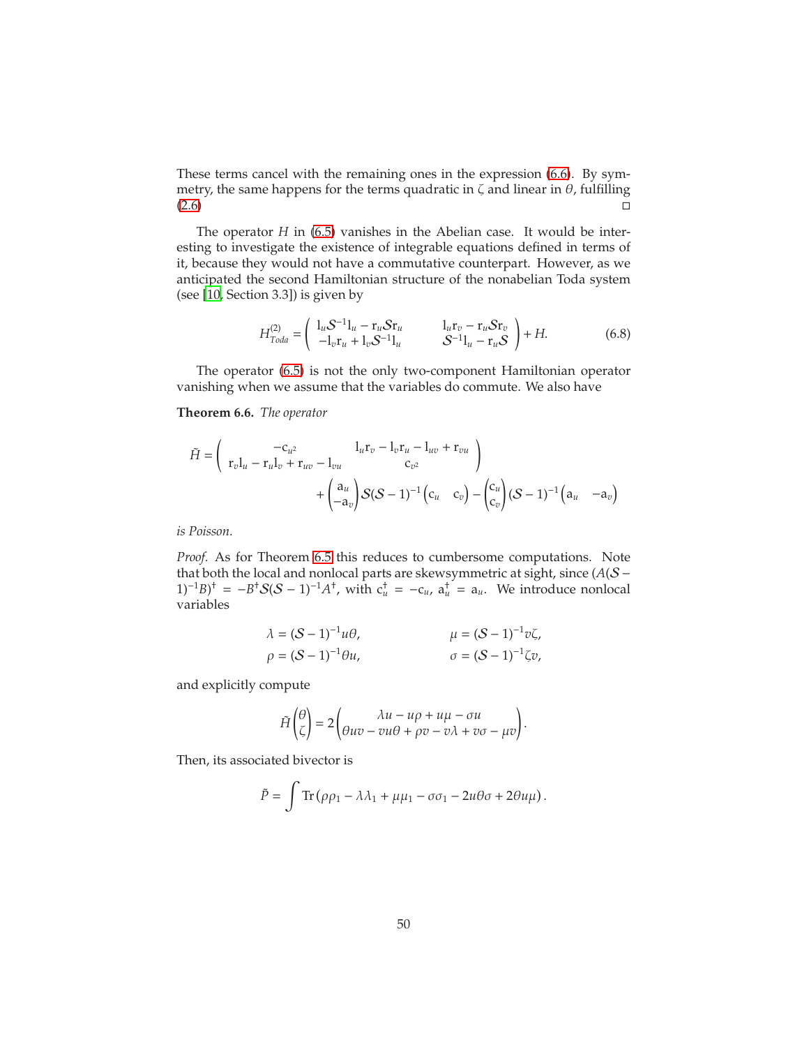These terms cancel with the remaining ones in the expression (6.6). By symmetry, the same happens for the terms quadratic in $\zeta$ and linear in $\theta$, fulfilling (2.6) $\square$

The operator $H$ in (6.5) vanishes in the Abelian case. It would be interesting to investigate the existence of integrable equations defined in terms of it, because they would not have a commutative counterpart. However, as we anticipated the second Hamiltonian structure of the nonabelian Toda system (see [10, Section 3.3]) is given by

$$H^{(2)}_{Toda} = \begin{pmatrix} \mathrm{l}_u\mathcal{S}^{-1}\mathrm{l}_u - \mathrm{r}_u\mathcal{S}\mathrm{r}_u & \mathrm{l}_u\mathrm{r}_v - \mathrm{r}_u\mathcal{S}\mathrm{r}_v \\ -\mathrm{l}_v\mathrm{r}_u + \mathrm{l}_v\mathcal{S}^{-1}\mathrm{l}_u & \mathcal{S}^{-1}\mathrm{l}_u - \mathrm{r}_u\mathcal{S} \end{pmatrix} + H. \tag{6.8}$$

The operator (6.5) is not the only two-component Hamiltonian operator vanishing when we assume that the variables do commute. We also have

**Theorem 6.6.** *The operator*

$$\tilde{H} = \begin{pmatrix} -\mathrm{c}_{u^2} & \mathrm{l}_u\mathrm{r}_v - \mathrm{l}_v\mathrm{r}_u - \mathrm{l}_{uv} + \mathrm{r}_{vu} \\ \mathrm{r}_v\mathrm{l}_u - \mathrm{r}_u\mathrm{l}_v + \mathrm{r}_{uv} - \mathrm{l}_{vu} & \mathrm{c}_{v^2} \end{pmatrix}$$
$$+ \begin{pmatrix} \mathrm{a}_u \\ -\mathrm{a}_v \end{pmatrix}\mathcal{S}(\mathcal{S}-1)^{-1}\begin{pmatrix} \mathrm{c}_u & \mathrm{c}_v \end{pmatrix} - \begin{pmatrix} \mathrm{c}_u \\ \mathrm{c}_v \end{pmatrix}(\mathcal{S}-1)^{-1}\begin{pmatrix} \mathrm{a}_u & -\mathrm{a}_v \end{pmatrix}$$

*is Poisson.*

*Proof.* As for Theorem 6.5 this reduces to cumbersome computations. Note that both the local and nonlocal parts are skewsymmetric at sight, since $(A(\mathcal{S}-1)^{-1}B)^\dagger = -B^\dagger\mathcal{S}(\mathcal{S}-1)^{-1}A^\dagger$, with $\mathrm{c}_u^\dagger = -\mathrm{c}_u$, $\mathrm{a}_u^\dagger = \mathrm{a}_u$. We introduce nonlocal variables

$$\lambda = (\mathcal{S}-1)^{-1}u\theta, \qquad \mu = (\mathcal{S}-1)^{-1}v\zeta,$$
$$\rho = (\mathcal{S}-1)^{-1}\theta u, \qquad \sigma = (\mathcal{S}-1)^{-1}\zeta v,$$

and explicitly compute

$$\tilde{H}\begin{pmatrix} \theta \\ \zeta \end{pmatrix} = 2\begin{pmatrix} \lambda u - u\rho + u\mu - \sigma u \\ \theta uv - vu\theta + \rho v - v\lambda + v\sigma - \mu v \end{pmatrix}.$$

Then, its associated bivector is

$$\tilde{P} = \int \mathrm{Tr}\left(\rho\rho_1 - \lambda\lambda_1 + \mu\mu_1 - \sigma\sigma_1 - 2u\theta\sigma + 2\theta u\mu\right).$$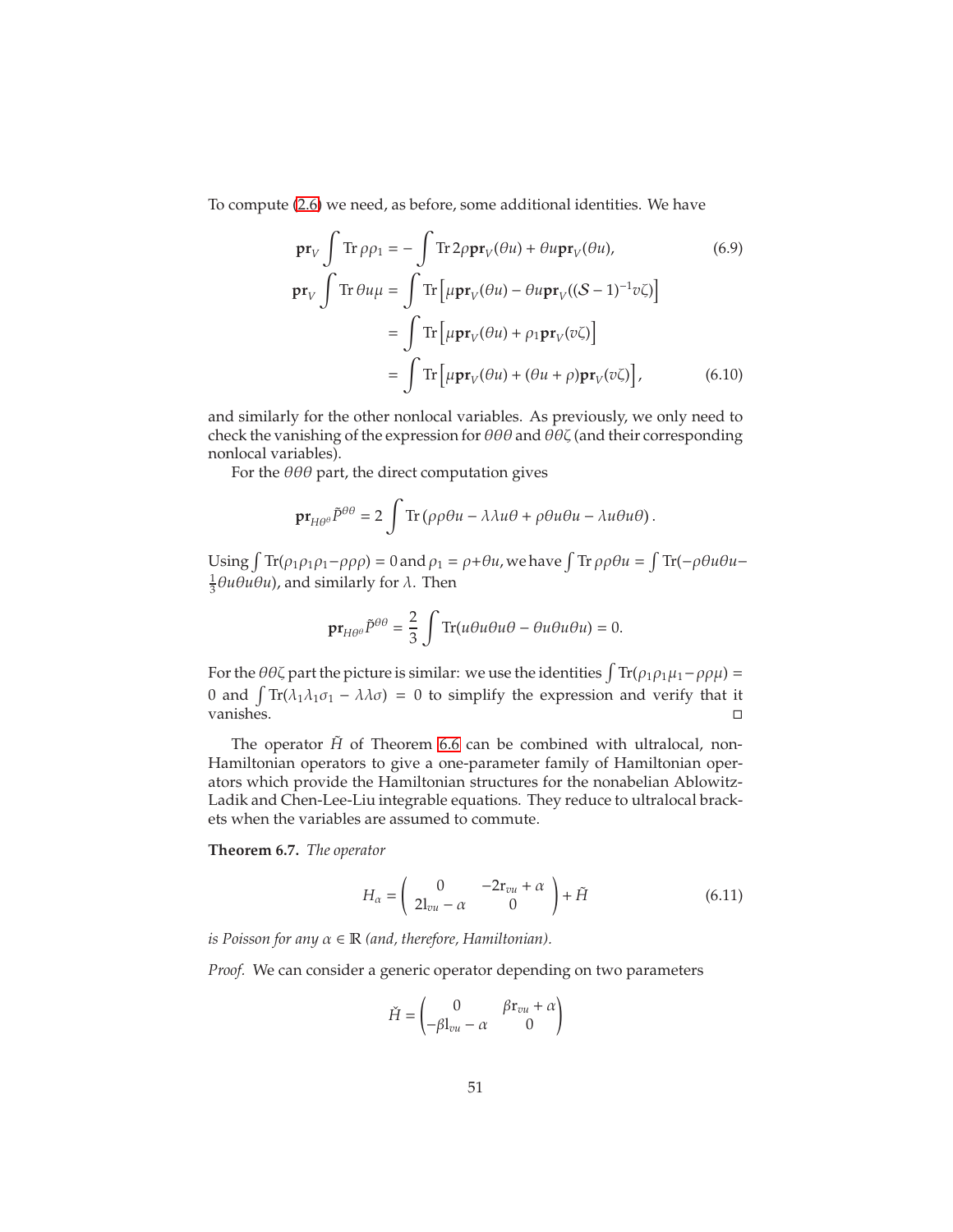To compute (2.6) we need, as before, some additional identities. We have

$$\mathbf{pr}_V \int \operatorname{Tr} \rho\rho_1 = -\int \operatorname{Tr} 2\rho \mathbf{pr}_V(\theta u) + \theta u \mathbf{pr}_V(\theta u), \tag{6.9}$$

$$\begin{aligned}
\mathbf{pr}_V \int \operatorname{Tr} \theta u \mu &= \int \operatorname{Tr} \left[ \mu \mathbf{pr}_V(\theta u) - \theta u \mathbf{pr}_V((\mathcal{S}-1)^{-1} v\zeta) \right] \\
&= \int \operatorname{Tr} \left[ \mu \mathbf{pr}_V(\theta u) + \rho_1 \mathbf{pr}_V(v\zeta) \right] \\
&= \int \operatorname{Tr} \left[ \mu \mathbf{pr}_V(\theta u) + (\theta u + \rho) \mathbf{pr}_V(v\zeta) \right],
\end{aligned} \tag{6.10}$$

and similarly for the other nonlocal variables. As previously, we only need to check the vanishing of the expression for $\theta\theta\theta$ and $\theta\theta\zeta$ (and their corresponding nonlocal variables).

For the $\theta\theta\theta$ part, the direct computation gives

$$\mathbf{pr}_{H\theta^\theta} \tilde{P}^{\theta\theta} = 2 \int \operatorname{Tr} \left( \rho\rho\theta u - \lambda\lambda u\theta + \rho\theta u\theta u - \lambda u\theta u\theta \right).$$

Using $\int \operatorname{Tr}(\rho_1\rho_1\rho_1 - \rho\rho\rho) = 0$ and $\rho_1 = \rho + \theta u$, we have $\int \operatorname{Tr} \rho\rho\theta u = \int \operatorname{Tr}(-\rho\theta u\theta u - \frac{1}{3}\theta u\theta u\theta u)$, and similarly for $\lambda$. Then

$$\mathbf{pr}_{H\theta^\theta} \tilde{P}^{\theta\theta} = \frac{2}{3} \int \operatorname{Tr}(u\theta u\theta u\theta - \theta u\theta u\theta u) = 0.$$

For the $\theta\theta\zeta$ part the picture is similar: we use the identities $\int \operatorname{Tr}(\rho_1\rho_1\mu_1 - \rho\rho\mu) = 0$ and $\int \operatorname{Tr}(\lambda_1\lambda_1\sigma_1 - \lambda\lambda\sigma) = 0$ to simplify the expression and verify that it vanishes. □

The operator $\tilde{H}$ of Theorem 6.6 can be combined with ultralocal, non-Hamiltonian operators to give a one-parameter family of Hamiltonian operators which provide the Hamiltonian structures for the nonabelian Ablowitz-Ladik and Chen-Lee-Liu integrable equations. They reduce to ultralocal brackets when the variables are assumed to commute.

**Theorem 6.7.** *The operator*

$$H_\alpha = \begin{pmatrix} 0 & -2\mathrm{r}_{vu} + \alpha \\ 2\mathrm{l}_{vu} - \alpha & 0 \end{pmatrix} + \tilde{H} \tag{6.11}$$

*is Poisson for any $\alpha \in \mathbb{R}$ (and, therefore, Hamiltonian).*

*Proof.* We can consider a generic operator depending on two parameters

$$\check{H} = \begin{pmatrix} 0 & \beta\mathrm{r}_{vu} + \alpha \\ -\beta\mathrm{l}_{vu} - \alpha & 0 \end{pmatrix}$$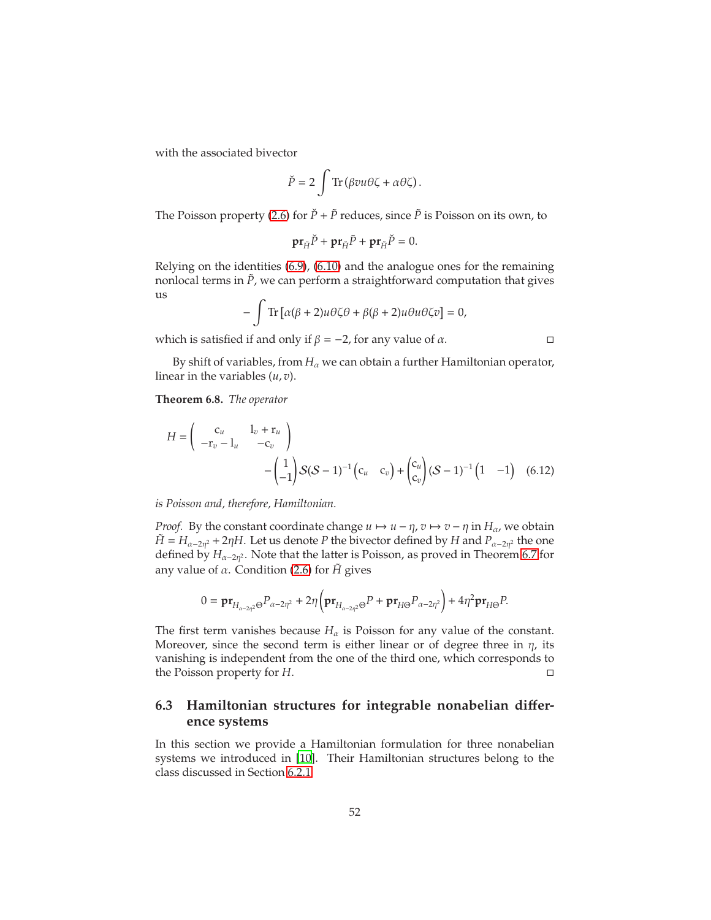with the associated bivector

$$\check{P} = 2\int \mathrm{Tr}\left(\beta v u \theta \zeta + \alpha \theta \zeta\right).$$

The Poisson property (2.6) for $\check{P} + \tilde{P}$ reduces, since $\tilde{P}$ is Poisson on its own, to

$$\mathbf{pr}_{\tilde{H}}\check{P} + \mathbf{pr}_{\check{H}}\tilde{P} + \mathbf{pr}_{\check{H}}\check{P} = 0.$$

Relying on the identities (6.9), (6.10) and the analogue ones for the remaining nonlocal terms in $\tilde{P}$, we can perform a straightforward computation that gives us

$$-\int \mathrm{Tr}\left[\alpha(\beta+2)u\theta\zeta\theta + \beta(\beta+2)u\theta u\theta\zeta v\right] = 0,$$

which is satisfied if and only if $\beta = -2$, for any value of $\alpha$. □

By shift of variables, from $H_\alpha$ we can obtain a further Hamiltonian operator, linear in the variables $(u, v)$.

**Theorem 6.8.** *The operator*

$$H = \begin{pmatrix} \mathrm{c}_u & \mathrm{l}_v + \mathrm{r}_u \\ -\mathrm{r}_v - \mathrm{l}_u & -\mathrm{c}_v \end{pmatrix} - \begin{pmatrix} 1 \\ -1 \end{pmatrix} \mathcal{S}(\mathcal{S}-1)^{-1} \begin{pmatrix} \mathrm{c}_u & \mathrm{c}_v \end{pmatrix} + \begin{pmatrix} \mathrm{c}_u \\ \mathrm{c}_v \end{pmatrix} (\mathcal{S}-1)^{-1} \begin{pmatrix} 1 & -1 \end{pmatrix} \quad (6.12)$$

*is Poisson and, therefore, Hamiltonian.*

*Proof.* By the constant coordinate change $u \mapsto u - \eta$, $v \mapsto v - \eta$ in $H_\alpha$, we obtain $\tilde{H} = H_{\alpha-2\eta^2} + 2\eta H$. Let us denote $P$ the bivector defined by $H$ and $P_{\alpha-2\eta^2}$ the one defined by $H_{\alpha-2\eta^2}$. Note that the latter is Poisson, as proved in Theorem 6.7 for any value of $\alpha$. Condition (2.6) for $\tilde{H}$ gives

$$0 = \mathbf{pr}_{H_{\alpha-2\eta^2}\Theta}P_{\alpha-2\eta^2} + 2\eta\left(\mathbf{pr}_{H_{\alpha-2\eta^2}\Theta}P + \mathbf{pr}_{H\Theta}P_{\alpha-2\eta^2}\right) + 4\eta^2\mathbf{pr}_{H\Theta}P.$$

The first term vanishes because $H_\alpha$ is Poisson for any value of the constant. Moreover, since the second term is either linear or of degree three in $\eta$, its vanishing is independent from the one of the third one, which corresponds to the Poisson property for $H$. □

### 6.3 Hamiltonian structures for integrable nonabelian difference systems

In this section we provide a Hamiltonian formulation for three nonabelian systems we introduced in [10]. Their Hamiltonian structures belong to the class discussed in Section 6.2.1.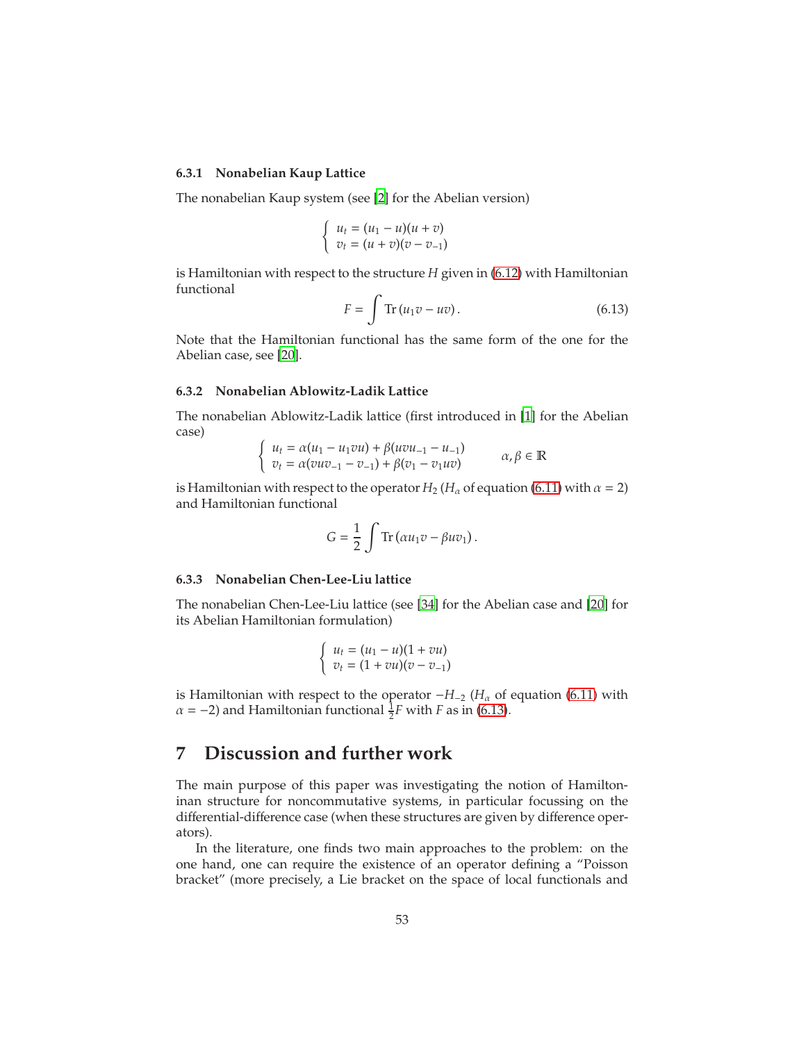#### 6.3.1 Nonabelian Kaup Lattice

The nonabelian Kaup system (see [2] for the Abelian version)

$$
\begin{cases} u_t = (u_1 - u)(u + v) \\ v_t = (u + v)(v - v_{-1}) \end{cases}
$$

is Hamiltonian with respect to the structure $H$ given in (6.12) with Hamiltonian functional

$$
F = \int \mathrm{Tr}\,(u_1 v - uv)\,. \tag{6.13}
$$

Note that the Hamiltonian functional has the same form of the one for the Abelian case, see [20].

#### 6.3.2 Nonabelian Ablowitz-Ladik Lattice

The nonabelian Ablowitz-Ladik lattice (first introduced in [1] for the Abelian case)

$$
\begin{cases} u_t = \alpha(u_1 - u_1 v u) + \beta(u v u_{-1} - u_{-1}) \\ v_t = \alpha(v u v_{-1} - v_{-1}) + \beta(v_1 - v_1 u v) \end{cases} \qquad \alpha, \beta \in \mathbb{R}
$$

is Hamiltonian with respect to the operator $H_2$ ($H_\alpha$ of equation (6.11) with $\alpha = 2$) and Hamiltonian functional

$$
G = \frac{1}{2} \int \mathrm{Tr}\,(\alpha u_1 v - \beta u v_1)\,.
$$

#### 6.3.3 Nonabelian Chen-Lee-Liu lattice

The nonabelian Chen-Lee-Liu lattice (see [34] for the Abelian case and [20] for its Abelian Hamiltonian formulation)

$$
\begin{cases} u_t = (u_1 - u)(1 + vu) \\ v_t = (1 + vu)(v - v_{-1}) \end{cases}
$$

is Hamiltonian with respect to the operator $-H_{-2}$ ($H_\alpha$ of equation (6.11) with $\alpha = -2$) and Hamiltonian functional $\frac{1}{2}F$ with $F$ as in (6.13).

# 7 Discussion and further work

The main purpose of this paper was investigating the notion of Hamiltonian structure for noncommutative systems, in particular focussing on the differential-difference case (when these structures are given by difference operators).

In the literature, one finds two main approaches to the problem: on the one hand, one can require the existence of an operator defining a "Poisson bracket" (more precisely, a Lie bracket on the space of local functionals and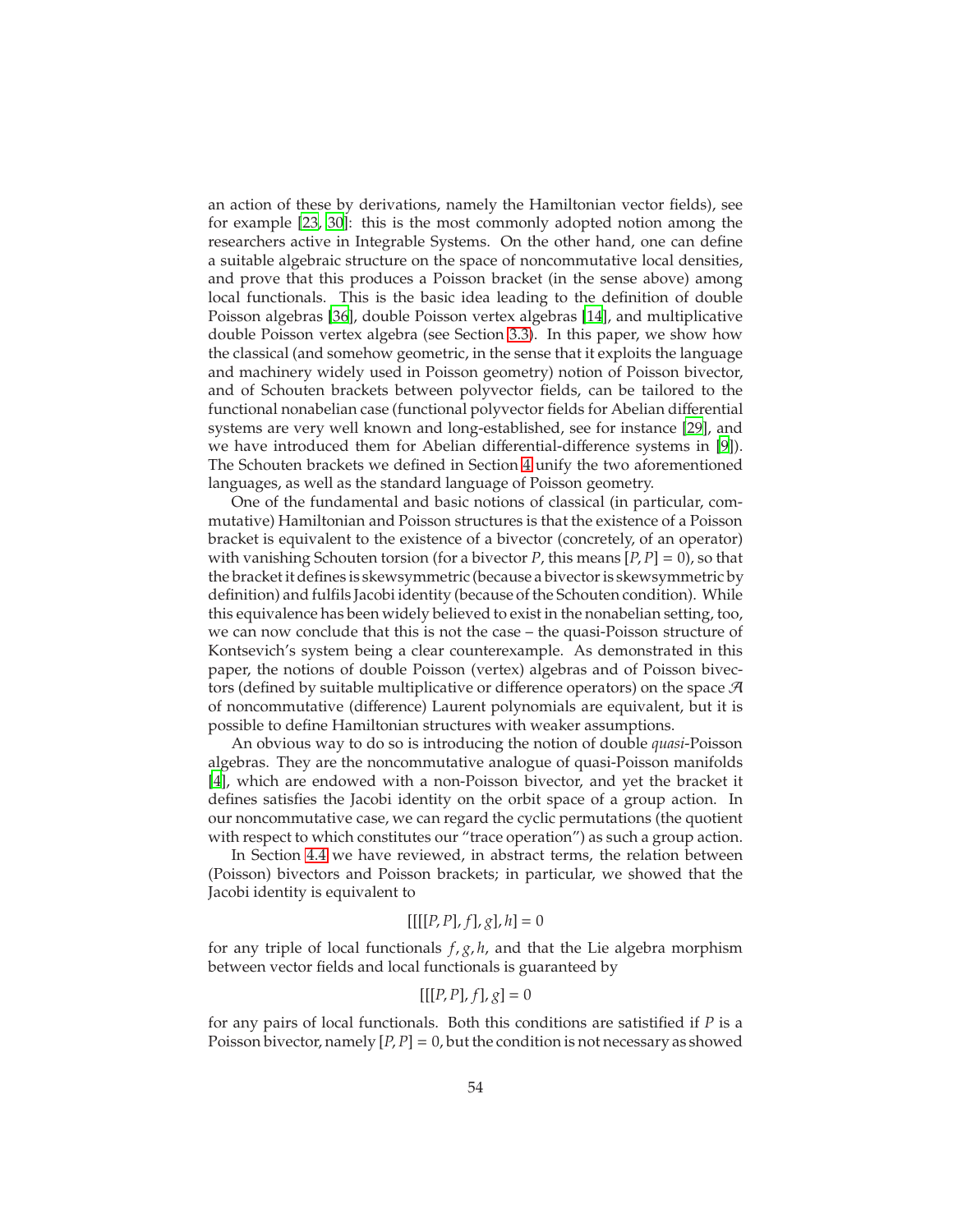an action of these by derivations, namely the Hamiltonian vector fields), see for example [23, 30]: this is the most commonly adopted notion among the researchers active in Integrable Systems. On the other hand, one can define a suitable algebraic structure on the space of noncommutative local densities, and prove that this produces a Poisson bracket (in the sense above) among local functionals. This is the basic idea leading to the definition of double Poisson algebras [36], double Poisson vertex algebras [14], and multiplicative double Poisson vertex algebra (see Section 3.3). In this paper, we show how the classical (and somehow geometric, in the sense that it exploits the language and machinery widely used in Poisson geometry) notion of Poisson bivector, and of Schouten brackets between polyvector fields, can be tailored to the functional nonabelian case (functional polyvector fields for Abelian differential systems are very well known and long-established, see for instance [29], and we have introduced them for Abelian differential-difference systems in [9]). The Schouten brackets we defined in Section 4 unify the two aforementioned languages, as well as the standard language of Poisson geometry.

One of the fundamental and basic notions of classical (in particular, commutative) Hamiltonian and Poisson structures is that the existence of a Poisson bracket is equivalent to the existence of a bivector (concretely, of an operator) with vanishing Schouten torsion (for a bivector $P$, this means $[P, P] = 0$), so that the bracket it defines is skewsymmetric (because a bivector is skewsymmetric by definition) and fulfils Jacobi identity (because of the Schouten condition). While this equivalence has been widely believed to exist in the nonabelian setting, too, we can now conclude that this is not the case – the quasi-Poisson structure of Kontsevich's system being a clear counterexample. As demonstrated in this paper, the notions of double Poisson (vertex) algebras and of Poisson bivectors (defined by suitable multiplicative or difference operators) on the space $\mathcal{A}$ of noncommutative (difference) Laurent polynomials are equivalent, but it is possible to define Hamiltonian structures with weaker assumptions.

An obvious way to do so is introducing the notion of double *quasi*-Poisson algebras. They are the noncommutative analogue of quasi-Poisson manifolds [4], which are endowed with a non-Poisson bivector, and yet the bracket it defines satisfies the Jacobi identity on the orbit space of a group action. In our noncommutative case, we can regard the cyclic permutations (the quotient with respect to which constitutes our "trace operation") as such a group action.

In Section 4.4 we have reviewed, in abstract terms, the relation between (Poisson) bivectors and Poisson brackets; in particular, we showed that the Jacobi identity is equivalent to

$$[[[[P, P], f], g], h] = 0$$

for any triple of local functionals $f, g, h$, and that the Lie algebra morphism between vector fields and local functionals is guaranteed by

$$[[[P, P], f], g] = 0$$

for any pairs of local functionals. Both this conditions are satistified if $P$ is a Poisson bivector, namely $[P, P] = 0$, but the condition is not necessary as showed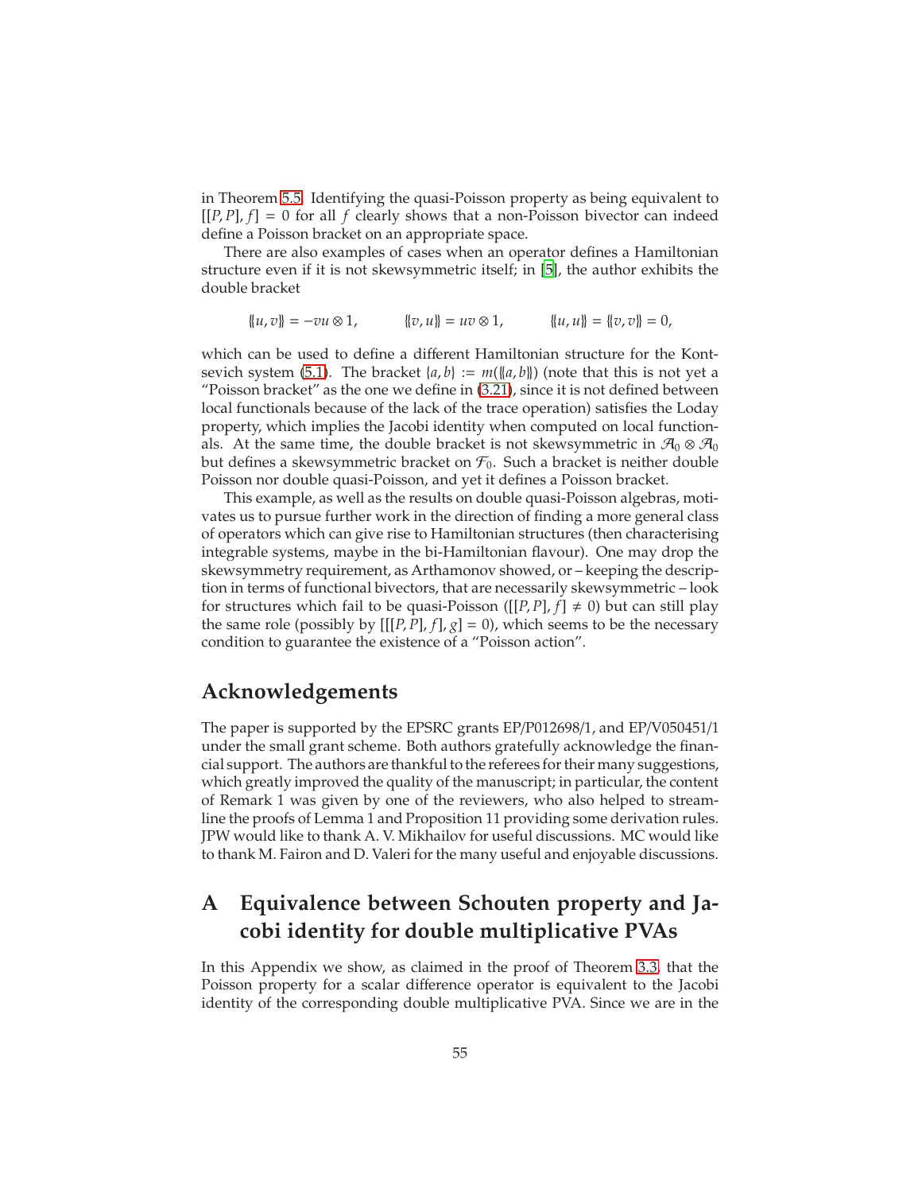in Theorem 5.5. Identifying the quasi-Poisson property as being equivalent to $[[P, P], f] = 0$ for all $f$ clearly shows that a non-Poisson bivector can indeed define a Poisson bracket on an appropriate space.

There are also examples of cases when an operator defines a Hamiltonian structure even if it is not skewsymmetric itself; in [5], the author exhibits the double bracket

$$\{\!\{u, v\}\!\} = -vu \otimes 1, \qquad \{\!\{v, u\}\!\} = uv \otimes 1, \qquad \{\!\{u, u\}\!\} = \{\!\{v, v\}\!\} = 0,$$

which can be used to define a different Hamiltonian structure for the Kontsevich system (5.1). The bracket $\{a, b\} := m(\{\!\{a, b\}\!\})$ (note that this is not yet a "Poisson bracket" as the one we define in (3.21), since it is not defined between local functionals because of the lack of the trace operation) satisfies the Loday property, which implies the Jacobi identity when computed on local functionals. At the same time, the double bracket is not skewsymmetric in $\mathcal{A}_0 \otimes \mathcal{A}_0$ but defines a skewsymmetric bracket on $\mathcal{F}_0$. Such a bracket is neither double Poisson nor double quasi-Poisson, and yet it defines a Poisson bracket.

This example, as well as the results on double quasi-Poisson algebras, motivates us to pursue further work in the direction of finding a more general class of operators which can give rise to Hamiltonian structures (then characterising integrable systems, maybe in the bi-Hamiltonian flavour). One may drop the skewsymmetry requirement, as Arthamonov showed, or – keeping the description in terms of functional bivectors, that are necessarily skewsymmetric – look for structures which fail to be quasi-Poisson ($[[P, P], f] \neq 0$) but can still play the same role (possibly by $[[[P, P], f], g] = 0$), which seems to be the necessary condition to guarantee the existence of a "Poisson action".

## Acknowledgements

The paper is supported by the EPSRC grants EP/P012698/1, and EP/V050451/1 under the small grant scheme. Both authors gratefully acknowledge the financial support. The authors are thankful to the referees for their many suggestions, which greatly improved the quality of the manuscript; in particular, the content of Remark 1 was given by one of the reviewers, who also helped to streamline the proofs of Lemma 1 and Proposition 11 providing some derivation rules. JPW would like to thank A. V. Mikhailov for useful discussions. MC would like to thank M. Fairon and D. Valeri for the many useful and enjoyable discussions.

## A Equivalence between Schouten property and Jacobi identity for double multiplicative PVAs

In this Appendix we show, as claimed in the proof of Theorem 3.3, that the Poisson property for a scalar difference operator is equivalent to the Jacobi identity of the corresponding double multiplicative PVA. Since we are in the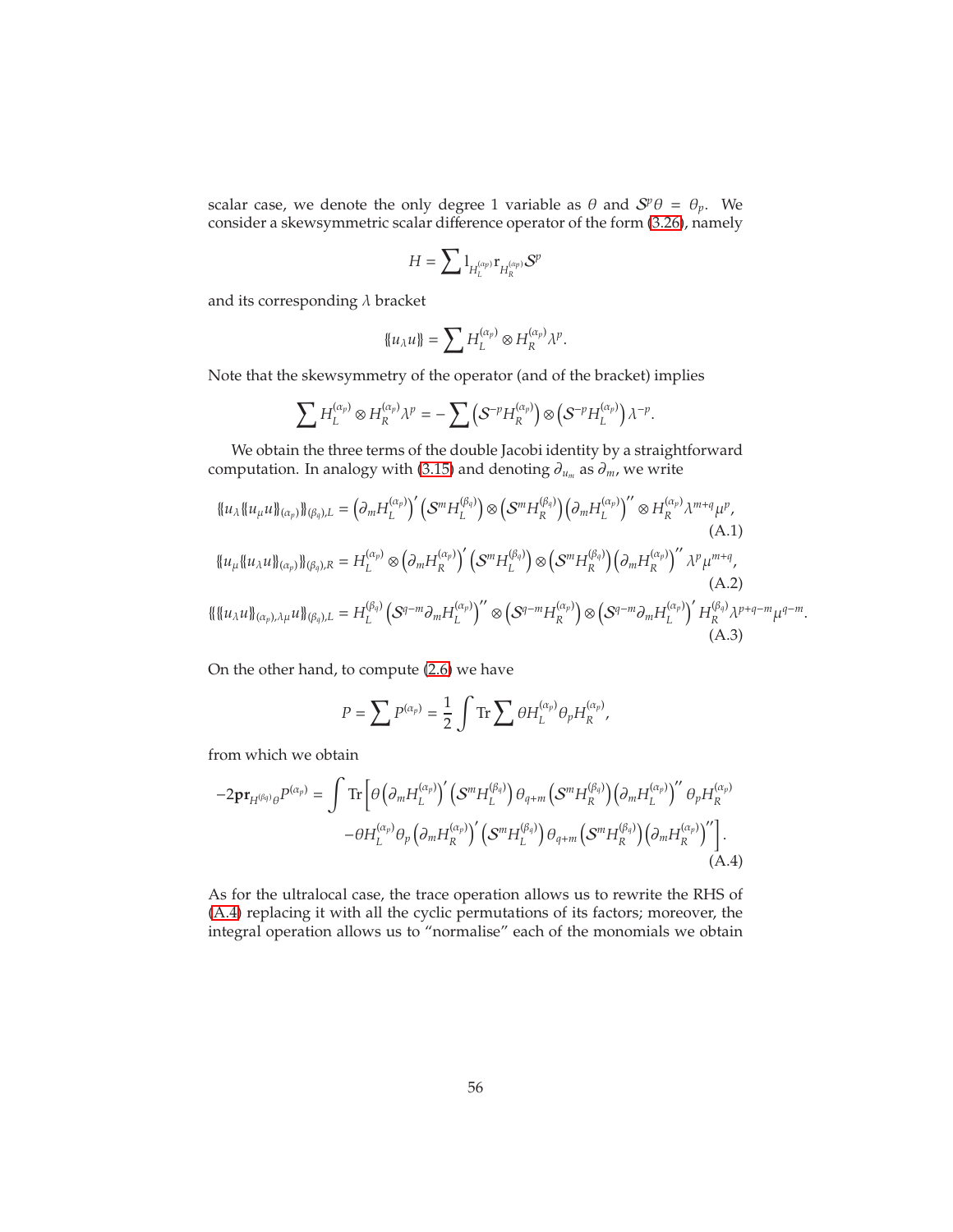scalar case, we denote the only degree 1 variable as $\theta$ and $\mathcal{S}^p\theta = \theta_p$. We consider a skewsymmetric scalar difference operator of the form (3.26), namely

$$H = \sum \mathrm{l}_{H_L^{(\alpha_p)}} \mathrm{r}_{H_R^{(\alpha_p)}} \mathcal{S}^p$$

and its corresponding $\lambda$ bracket

$$\{\!\{u_\lambda u\}\!\} = \sum H_L^{(\alpha_p)} \otimes H_R^{(\alpha_p)} \lambda^p.$$

Note that the skewsymmetry of the operator (and of the bracket) implies

$$\sum H_L^{(\alpha_p)} \otimes H_R^{(\alpha_p)} \lambda^p = -\sum \left(\mathcal{S}^{-p} H_R^{(\alpha_p)}\right) \otimes \left(\mathcal{S}^{-p} H_L^{(\alpha_p)}\right) \lambda^{-p}.$$

We obtain the three terms of the double Jacobi identity by a straightforward computation. In analogy with (3.15) and denoting $\partial_{u_m}$ as $\partial_m$, we write

$$\{\!\{u_\lambda \{\!\{u_\mu u\}\!\}_{(\alpha_p)}\}\!\}_{(\beta_q),L} = \left(\partial_m H_L^{(\alpha_p)}\right)' \left(\mathcal{S}^m H_L^{(\beta_q)}\right) \otimes \left(\mathcal{S}^m H_R^{(\beta_q)}\right) \left(\partial_m H_L^{(\alpha_p)}\right)'' \otimes H_R^{(\alpha_p)} \lambda^{m+q} \mu^p, \tag{A.1}$$

$$\{\!\{u_\mu \{\!\{u_\lambda u\}\!\}_{(\alpha_p)}\}\!\}_{(\beta_q),R} = H_L^{(\alpha_p)} \otimes \left(\partial_m H_R^{(\alpha_p)}\right)' \left(\mathcal{S}^m H_L^{(\beta_q)}\right) \otimes \left(\mathcal{S}^m H_R^{(\beta_q)}\right) \left(\partial_m H_R^{(\alpha_p)}\right)'' \lambda^p \mu^{m+q}, \tag{A.2}$$

$$\{\!\{\{\!\{u_\lambda u\}\!\}_{(\alpha_p),\lambda\mu} u\}\!\}_{(\beta_q),L} = H_L^{(\beta_q)} \left(\mathcal{S}^{q-m} \partial_m H_L^{(\alpha_p)}\right)'' \otimes \left(\mathcal{S}^{q-m} H_R^{(\alpha_p)}\right) \otimes \left(\mathcal{S}^{q-m} \partial_m H_L^{(\alpha_p)}\right)' H_R^{(\beta_q)} \lambda^{p+q-m} \mu^{q-m}. \tag{A.3}$$

On the other hand, to compute (2.6) we have

$$P = \sum P^{(\alpha_p)} = \frac{1}{2} \int \mathrm{Tr} \sum \theta H_L^{(\alpha_p)} \theta_p H_R^{(\alpha_p)},$$

from which we obtain

$$\begin{aligned}
-2\mathbf{pr}_{H^{(\beta_q)}\theta} P^{(\alpha_p)} = \int \mathrm{Tr} \Big[ & \theta \left(\partial_m H_L^{(\alpha_p)}\right)' \left(\mathcal{S}^m H_L^{(\beta_q)}\right) \theta_{q+m} \left(\mathcal{S}^m H_R^{(\beta_q)}\right) \left(\partial_m H_L^{(\alpha_p)}\right)'' \theta_p H_R^{(\alpha_p)} \\
& - \theta H_L^{(\alpha_p)} \theta_p \left(\partial_m H_R^{(\alpha_p)}\right)' \left(\mathcal{S}^m H_L^{(\beta_q)}\right) \theta_{q+m} \left(\mathcal{S}^m H_R^{(\beta_q)}\right) \left(\partial_m H_R^{(\alpha_p)}\right)'' \Big].
\end{aligned} \tag{A.4}$$

As for the ultralocal case, the trace operation allows us to rewrite the RHS of (A.4) replacing it with all the cyclic permutations of its factors; moreover, the integral operation allows us to "normalise" each of the monomials we obtain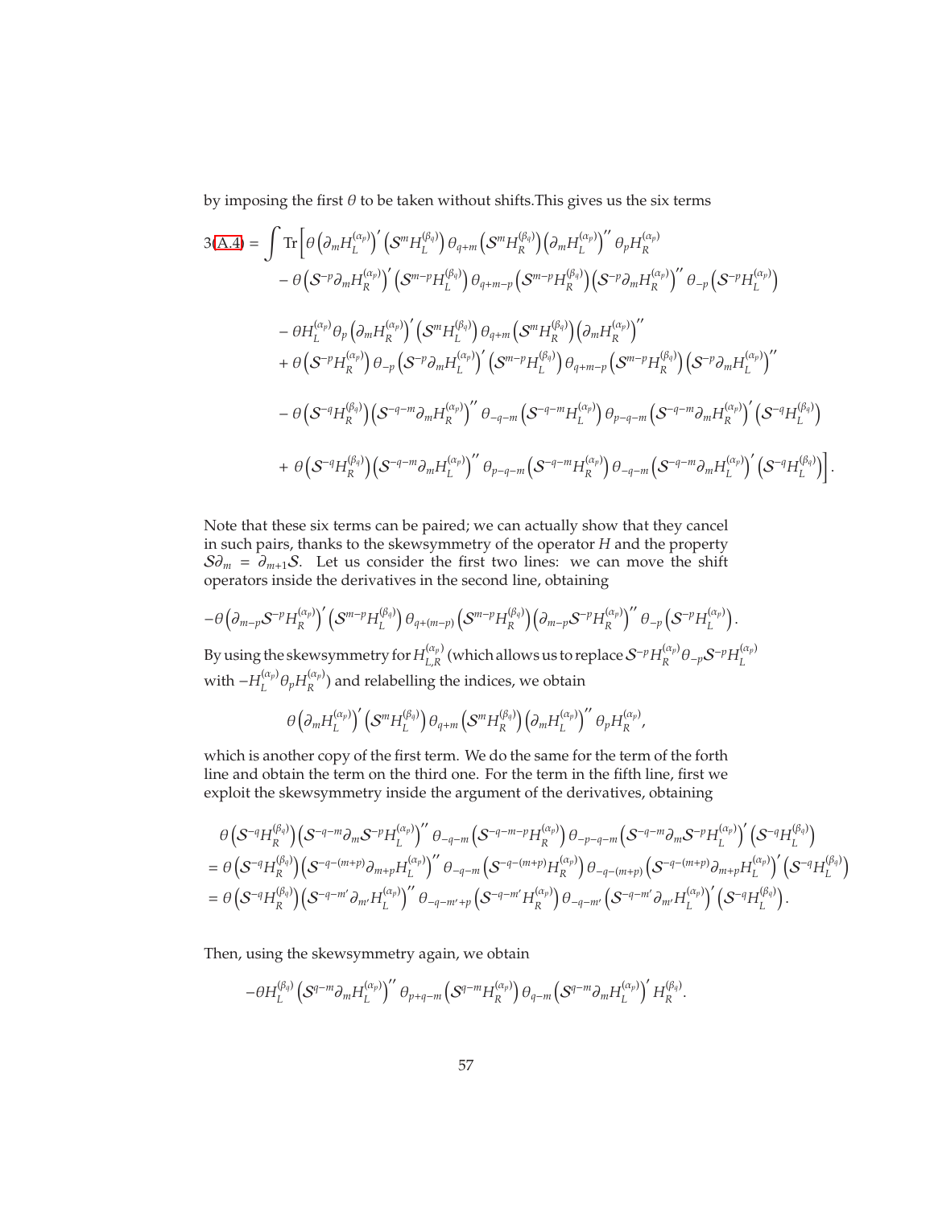by imposing the first $\theta$ to be taken without shifts.This gives us the six terms

$$
\begin{aligned}
3(\text{A.4}) = \int \mathrm{Tr}\Big[ & \theta \left(\partial_m H_L^{(\alpha_p)}\right)' \left(\mathcal{S}^m H_L^{(\beta_q)}\right) \theta_{q+m} \left(\mathcal{S}^m H_R^{(\beta_q)}\right) \left(\partial_m H_L^{(\alpha_p)}\right)'' \theta_p H_R^{(\alpha_p)} \\
& - \theta \left(\mathcal{S}^{-p} \partial_m H_R^{(\alpha_p)}\right)' \left(\mathcal{S}^{m-p} H_L^{(\beta_q)}\right) \theta_{q+m-p} \left(\mathcal{S}^{m-p} H_R^{(\beta_q)}\right) \left(\mathcal{S}^{-p} \partial_m H_R^{(\alpha_p)}\right)'' \theta_{-p} \left(\mathcal{S}^{-p} H_L^{(\alpha_p)}\right) \\
& - \theta H_L^{(\alpha_p)} \theta_p \left(\partial_m H_R^{(\alpha_p)}\right)' \left(\mathcal{S}^m H_L^{(\beta_q)}\right) \theta_{q+m} \left(\mathcal{S}^m H_R^{(\beta_q)}\right) \left(\partial_m H_R^{(\alpha_p)}\right)'' \\
& + \theta \left(\mathcal{S}^{-p} H_R^{(\alpha_p)}\right) \theta_{-p} \left(\mathcal{S}^{-p} \partial_m H_L^{(\alpha_p)}\right)' \left(\mathcal{S}^{m-p} H_L^{(\beta_q)}\right) \theta_{q+m-p} \left(\mathcal{S}^{m-p} H_R^{(\beta_q)}\right) \left(\mathcal{S}^{-p} \partial_m H_L^{(\alpha_p)}\right)'' \\
& - \theta \left(\mathcal{S}^{-q} H_R^{(\beta_q)}\right) \left(\mathcal{S}^{-q-m} \partial_m H_R^{(\alpha_p)}\right)'' \theta_{-q-m} \left(\mathcal{S}^{-q-m} H_L^{(\alpha_p)}\right) \theta_{p-q-m} \left(\mathcal{S}^{-q-m} \partial_m H_R^{(\alpha_p)}\right)' \left(\mathcal{S}^{-q} H_L^{(\beta_q)}\right) \\
& + \theta \left(\mathcal{S}^{-q} H_R^{(\beta_q)}\right) \left(\mathcal{S}^{-q-m} \partial_m H_L^{(\alpha_p)}\right)'' \theta_{p-q-m} \left(\mathcal{S}^{-q-m} H_R^{(\alpha_p)}\right) \theta_{-q-m} \left(\mathcal{S}^{-q-m} \partial_m H_L^{(\alpha_p)}\right)' \left(\mathcal{S}^{-q} H_L^{(\beta_q)}\right) \Big].
\end{aligned}
$$

Note that these six terms can be paired; we can actually show that they cancel in such pairs, thanks to the skewsymmetry of the operator $H$ and the property $\mathcal{S}\partial_m = \partial_{m+1}\mathcal{S}$. Let us consider the first two lines: we can move the shift operators inside the derivatives in the second line, obtaining

$$
-\theta \left(\partial_{m-p} \mathcal{S}^{-p} H_R^{(\alpha_p)}\right)' \left(\mathcal{S}^{m-p} H_L^{(\beta_q)}\right) \theta_{q+(m-p)} \left(\mathcal{S}^{m-p} H_R^{(\beta_q)}\right) \left(\partial_{m-p} \mathcal{S}^{-p} H_R^{(\alpha_p)}\right)'' \theta_{-p} \left(\mathcal{S}^{-p} H_L^{(\alpha_p)}\right).
$$

By using the skewsymmetry for $H_{L,R}^{(\alpha_p)}$ (which allows us to replace $\mathcal{S}^{-p} H_R^{(\alpha_p)} \theta_{-p} \mathcal{S}^{-p} H_L^{(\alpha_p)}$ with $-H_L^{(\alpha_p)} \theta_p H_R^{(\alpha_p)}$) and relabelling the indices, we obtain

$$
\theta \left(\partial_m H_L^{(\alpha_p)}\right)' \left(\mathcal{S}^m H_L^{(\beta_q)}\right) \theta_{q+m} \left(\mathcal{S}^m H_R^{(\beta_q)}\right) \left(\partial_m H_L^{(\alpha_p)}\right)'' \theta_p H_R^{(\alpha_p)},
$$

which is another copy of the first term. We do the same for the term of the forth line and obtain the term on the third one. For the term in the fifth line, first we exploit the skewsymmetry inside the argument of the derivatives, obtaining

$$
\begin{aligned}
& \theta \left(\mathcal{S}^{-q} H_R^{(\beta_q)}\right) \left(\mathcal{S}^{-q-m} \partial_m \mathcal{S}^{-p} H_L^{(\alpha_p)}\right)'' \theta_{-q-m} \left(\mathcal{S}^{-q-m-p} H_R^{(\alpha_p)}\right) \theta_{-p-q-m} \left(\mathcal{S}^{-q-m} \partial_m \mathcal{S}^{-p} H_L^{(\alpha_p)}\right)' \left(\mathcal{S}^{-q} H_L^{(\beta_q)}\right) \\
= {} & \theta \left(\mathcal{S}^{-q} H_R^{(\beta_q)}\right) \left(\mathcal{S}^{-q-(m+p)} \partial_{m+p} H_L^{(\alpha_p)}\right)'' \theta_{-q-m} \left(\mathcal{S}^{-q-(m+p)} H_R^{(\alpha_p)}\right) \theta_{-q-(m+p)} \left(\mathcal{S}^{-q-(m+p)} \partial_{m+p} H_L^{(\alpha_p)}\right)' \left(\mathcal{S}^{-q} H_L^{(\beta_q)}\right) \\
= {} & \theta \left(\mathcal{S}^{-q} H_R^{(\beta_q)}\right) \left(\mathcal{S}^{-q-m'} \partial_{m'} H_L^{(\alpha_p)}\right)'' \theta_{-q-m'+p} \left(\mathcal{S}^{-q-m'} H_R^{(\alpha_p)}\right) \theta_{-q-m'} \left(\mathcal{S}^{-q-m'} \partial_{m'} H_L^{(\alpha_p)}\right)' \left(\mathcal{S}^{-q} H_L^{(\beta_q)}\right).
\end{aligned}
$$

Then, using the skewsymmetry again, we obtain

$$
-\theta H_L^{(\beta_q)} \left(\mathcal{S}^{q-m} \partial_m H_L^{(\alpha_p)}\right)'' \theta_{p+q-m} \left(\mathcal{S}^{q-m} H_R^{(\alpha_p)}\right) \theta_{q-m} \left(\mathcal{S}^{q-m} \partial_m H_L^{(\alpha_p)}\right)' H_R^{(\beta_q)}.
$$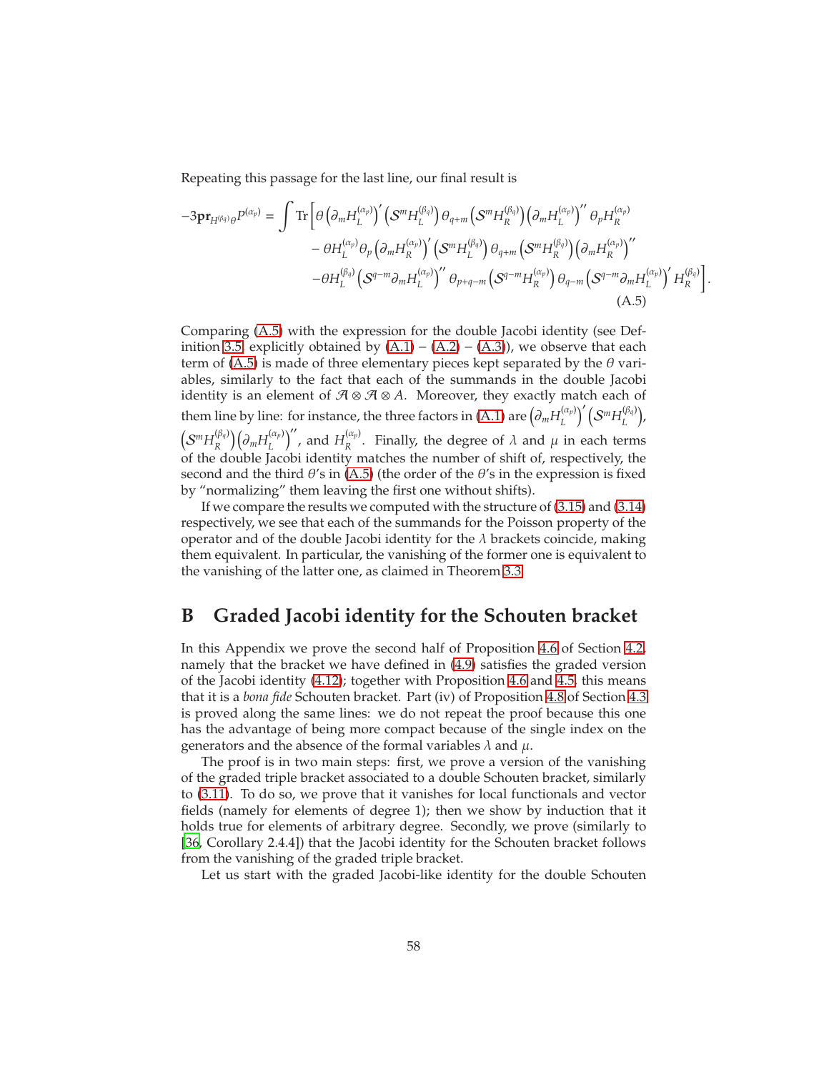Repeating this passage for the last line, our final result is

$$
\begin{aligned}
-3\mathbf{pr}_{H^{(\beta_q)}\theta}P^{(\alpha_p)} = \int \mathrm{Tr}\Big[&\theta \left(\partial_m H_L^{(\alpha_p)}\right)' \left(\mathcal{S}^m H_L^{(\beta_q)}\right)\theta_{q+m}\left(\mathcal{S}^m H_R^{(\beta_q)}\right)\left(\partial_m H_L^{(\alpha_p)}\right)'' \theta_p H_R^{(\alpha_p)} \\
&- \theta H_L^{(\alpha_p)}\theta_p \left(\partial_m H_R^{(\alpha_p)}\right)' \left(\mathcal{S}^m H_L^{(\beta_q)}\right)\theta_{q+m}\left(\mathcal{S}^m H_R^{(\beta_q)}\right)\left(\partial_m H_R^{(\alpha_p)}\right)'' \\
&-\theta H_L^{(\beta_q)}\left(\mathcal{S}^{q-m}\partial_m H_L^{(\alpha_p)}\right)'' \theta_{p+q-m}\left(\mathcal{S}^{q-m} H_R^{(\alpha_p)}\right)\theta_{q-m}\left(\mathcal{S}^{q-m}\partial_m H_L^{(\alpha_p)}\right)' H_R^{(\beta_q)}\Big].
\end{aligned}
\tag{A.5}
$$

Comparing (A.5) with the expression for the double Jacobi identity (see Definition 3.5, explicitly obtained by (A.1) – (A.2) – (A.3)), we observe that each term of (A.5) is made of three elementary pieces kept separated by the $\theta$ variables, similarly to the fact that each of the summands in the double Jacobi identity is an element of $\mathcal{A}\otimes\mathcal{A}\otimes A$. Moreover, they exactly match each of them line by line: for instance, the three factors in (A.1) are $\left(\partial_m H_L^{(\alpha_p)}\right)'\left(\mathcal{S}^m H_L^{(\beta_q)}\right)$, $\left(\mathcal{S}^m H_R^{(\beta_q)}\right)\left(\partial_m H_L^{(\alpha_p)}\right)''$, and $H_R^{(\alpha_p)}$. Finally, the degree of $\lambda$ and $\mu$ in each terms of the double Jacobi identity matches the number of shift of, respectively, the second and the third $\theta$'s in (A.5) (the order of the $\theta$'s in the expression is fixed by "normalizing" them leaving the first one without shifts).

If we compare the results we computed with the structure of (3.15) and (3.14) respectively, we see that each of the summands for the Poisson property of the operator and of the double Jacobi identity for the $\lambda$ brackets coincide, making them equivalent. In particular, the vanishing of the former one is equivalent to the vanishing of the latter one, as claimed in Theorem 3.3.

# B Graded Jacobi identity for the Schouten bracket

In this Appendix we prove the second half of Proposition 4.6 of Section 4.2, namely that the bracket we have defined in (4.9) satisfies the graded version of the Jacobi identity (4.12); together with Proposition 4.6 and 4.5, this means that it is a *bona fide* Schouten bracket. Part (iv) of Proposition 4.8 of Section 4.3 is proved along the same lines: we do not repeat the proof because this one has the advantage of being more compact because of the single index on the generators and the absence of the formal variables $\lambda$ and $\mu$.

The proof is in two main steps: first, we prove a version of the vanishing of the graded triple bracket associated to a double Schouten bracket, similarly to (3.11). To do so, we prove that it vanishes for local functionals and vector fields (namely for elements of degree 1); then we show by induction that it holds true for elements of arbitrary degree. Secondly, we prove (similarly to [36, Corollary 2.4.4]) that the Jacobi identity for the Schouten bracket follows from the vanishing of the graded triple bracket.

Let us start with the graded Jacobi-like identity for the double Schouten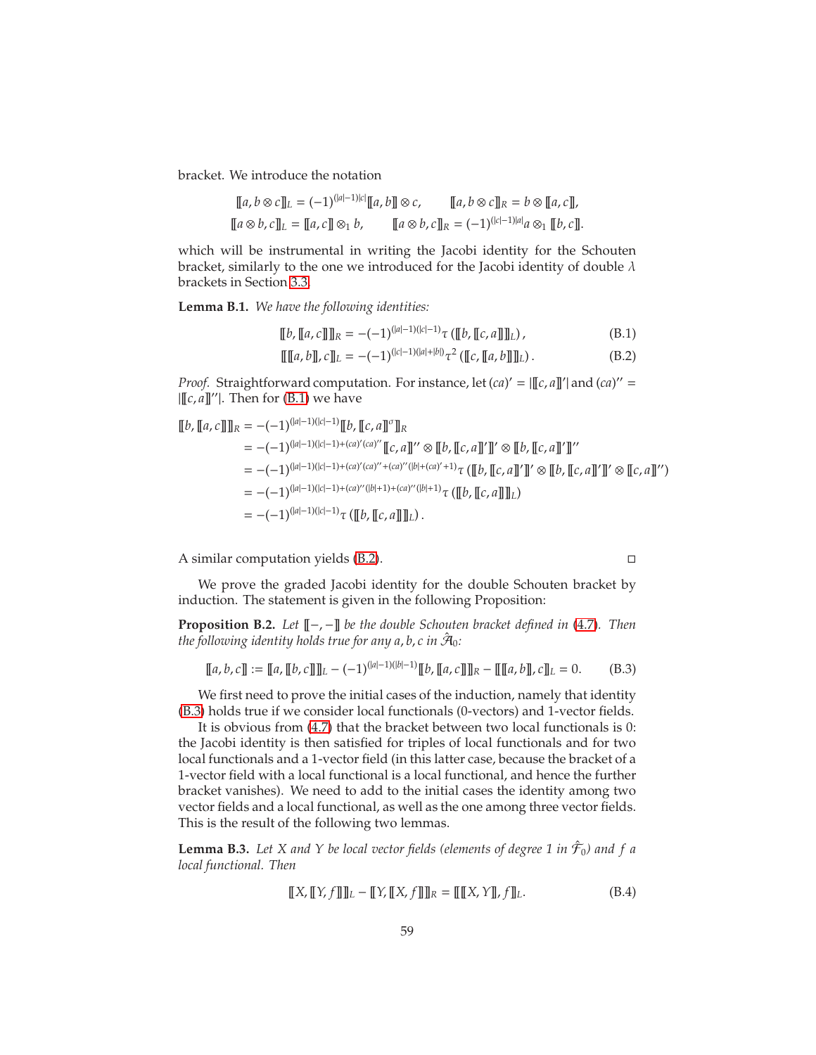bracket. We introduce the notation

$$
\begin{aligned}
[\![a, b\otimes c]\!]_L &= (-1)^{(|a|-1)|c|}[\![a,b]\!]\otimes c, \qquad & [\![a, b\otimes c]\!]_R &= b\otimes [\![a,c]\!],\\
[\![a\otimes b, c]\!]_L &= [\![a,c]\!]\otimes_1 b, \qquad & [\![a\otimes b, c]\!]_R &= (-1)^{(|c|-1)|a|}a\otimes_1 [\![b,c]\!].
\end{aligned}
$$

which will be instrumental in writing the Jacobi identity for the Schouten bracket, similarly to the one we introduced for the Jacobi identity of double $\lambda$ brackets in Section 3.3.

**Lemma B.1.** *We have the following identities:*

$$
[\![b, [\![a,c]\!]]\!]_R = -(-1)^{(|a|-1)(|c|-1)}\tau\left([\![b,[\![c,a]\!]]\!]_L\right), \tag{B.1}
$$

$$
[\![[\![a,b]\!],c]\!]_L = -(-1)^{(|c|-1)(|a|+|b|)}\tau^2\left([\![c,[\![a,b]\!]]\!]_L\right). \tag{B.2}
$$

*Proof.* Straightforward computation. For instance, let $(ca)' = |[\![c,a]\!]'|$ and $(ca)'' = |[\![c,a]\!]''|$. Then for (B.1) we have

$$
\begin{aligned}
[\![b, [\![a,c]\!]]\!]_R &= -(-1)^{(|a|-1)(|c|-1)}[\![b, [\![c,a]\!]^\sigma]\!]_R\\
&= -(-1)^{(|a|-1)(|c|-1)+(ca)'(ca)''}[\![c,a]\!]''\otimes[\![b,[\![c,a]\!]']\!]'\otimes[\![b,[\![c,a]\!]']\!]''\\
&= -(-1)^{(|a|-1)(|c|-1)+(ca)'(ca)''+(ca)''(|b|+(ca)'+1)}\tau\left([\![b,[\![c,a]\!]']\!]'\otimes[\![b,[\![c,a]\!]']\!]''\otimes[\![c,a]\!]''\right)\\
&= -(-1)^{(|a|-1)(|c|-1)+(ca)''(|b|+1)+(ca)''(|b|+1)}\tau\left([\![b,[\![c,a]\!]]\!]_L\right)\\
&= -(-1)^{(|a|-1)(|c|-1)}\tau\left([\![b,[\![c,a]\!]]\!]_L\right).
\end{aligned}
$$

A similar computation yields (B.2). □

We prove the graded Jacobi identity for the double Schouten bracket by induction. The statement is given in the following Proposition:

**Proposition B.2.** *Let $[\![-,-]\!]$ be the double Schouten bracket defined in (4.7). Then the following identity holds true for any $a, b, c$ in $\hat{\mathcal{A}}_0$:*

$$
[\![a,b,c]\!] := [\![a,[\![b,c]\!]]\!]_L - (-1)^{(|a|-1)(|b|-1)}[\![b,[\![a,c]\!]]\!]_R - [\![[\![a,b]\!],c]\!]_L = 0. \tag{B.3}
$$

We first need to prove the initial cases of the induction, namely that identity (B.3) holds true if we consider local functionals (0-vectors) and 1-vector fields.

It is obvious from (4.7) that the bracket between two local functionals is 0: the Jacobi identity is then satisfied for triples of local functionals and for two local functionals and a 1-vector field (in this latter case, because the bracket of a 1-vector field with a local functional is a local functional, and hence the further bracket vanishes). We need to add to the initial cases the identity among two vector fields and a local functional, as well as the one among three vector fields. This is the result of the following two lemmas.

**Lemma B.3.** *Let $X$ and $Y$ be local vector fields (elements of degree 1 in $\hat{\mathcal{F}}_0$) and $f$ a local functional. Then*

$$
[\![X,[\![Y,f]\!]]\!]_L - [\![Y,[\![X,f]\!]]\!]_R = [\![[\![X,Y]\!],f]\!]_L. \tag{B.4}
$$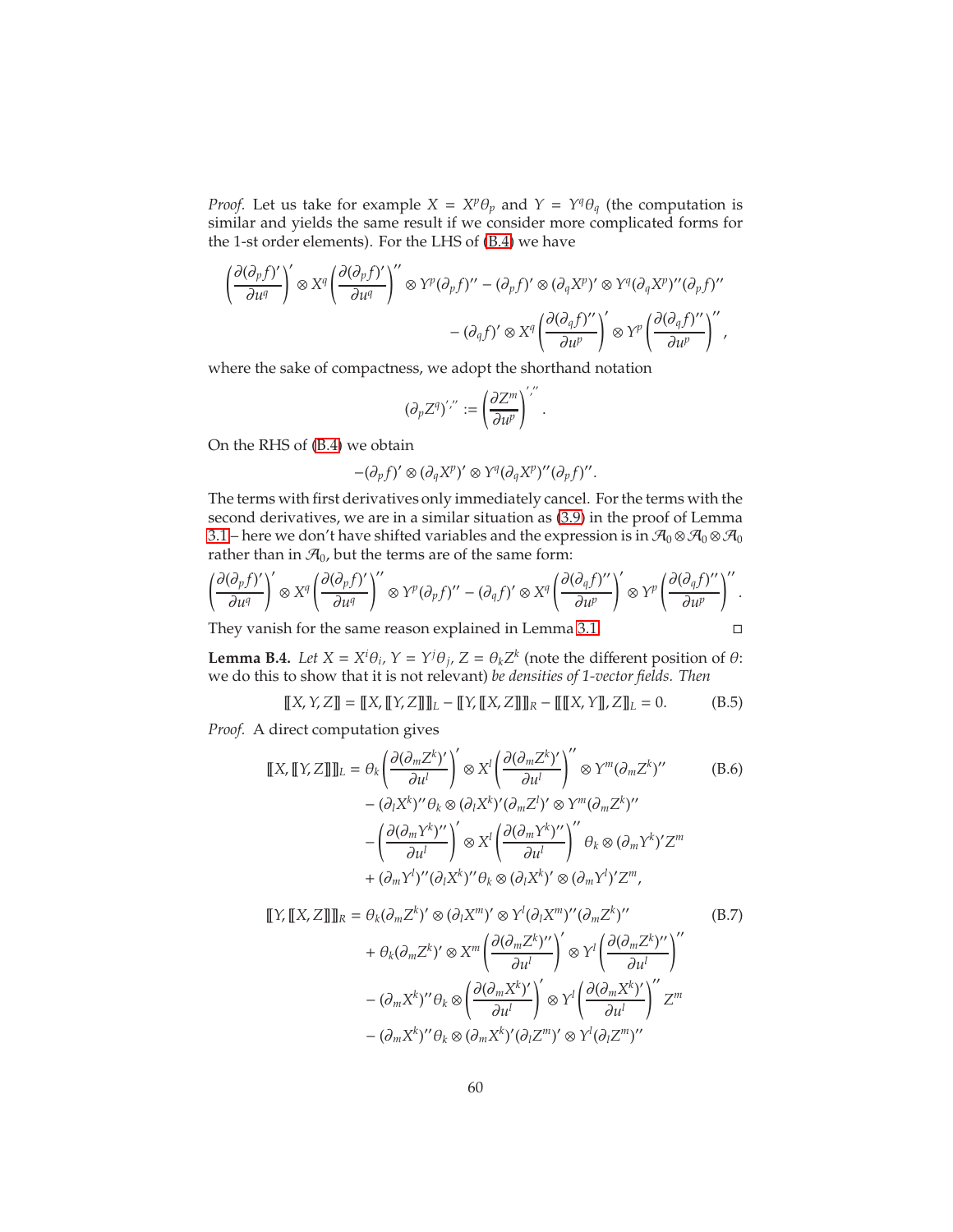*Proof.* Let us take for example $X = X^p\theta_p$ and $Y = Y^q\theta_q$ (the computation is similar and yields the same result if we consider more complicated forms for the 1-st order elements). For the LHS of (B.4) we have

$$\left(\frac{\partial(\partial_p f)'}{\partial u^q}\right)' \otimes X^q \left(\frac{\partial(\partial_p f)'}{\partial u^q}\right)'' \otimes Y^p(\partial_p f)'' - (\partial_p f)' \otimes (\partial_q X^p)' \otimes Y^q(\partial_q X^p)''(\partial_p f)''$$
$$- (\partial_q f)' \otimes X^q \left(\frac{\partial(\partial_q f)''}{\partial u^p}\right)' \otimes Y^p \left(\frac{\partial(\partial_q f)''}{\partial u^p}\right)'',$$

where the sake of compactness, we adopt the shorthand notation

$$(\partial_p Z^q)^{','' } := \left(\frac{\partial Z^m}{\partial u^p}\right)^{','' }.$$

On the RHS of (B.4) we obtain

$$-(\partial_p f)' \otimes (\partial_q X^p)' \otimes Y^q(\partial_q X^p)''(\partial_p f)''.$$

The terms with first derivatives only immediately cancel. For the terms with the second derivatives, we are in a similar situation as (3.9) in the proof of Lemma 3.1 – here we don't have shifted variables and the expression is in $\mathcal{A}_0 \otimes \mathcal{A}_0 \otimes \mathcal{A}_0$ rather than in $\mathcal{A}_0$, but the terms are of the same form:

$$\left(\frac{\partial(\partial_p f)'}{\partial u^q}\right)' \otimes X^q \left(\frac{\partial(\partial_p f)'}{\partial u^q}\right)'' \otimes Y^p(\partial_p f)'' - (\partial_q f)' \otimes X^q \left(\frac{\partial(\partial_q f)''}{\partial u^p}\right)' \otimes Y^p \left(\frac{\partial(\partial_q f)''}{\partial u^p}\right)''.$$

They vanish for the same reason explained in Lemma 3.1. □

**Lemma B.4.** *Let $X = X^i\theta_i$, $Y = Y^j\theta_j$, $Z = \theta_k Z^k$ (note the different position of $\theta$: we do this to show that it is not relevant) be densities of 1-vector fields. Then*

$$[\![X, Y, Z]\!] = [\![X, [\![Y, Z]\!]]\!]_L - [\![Y, [\![X, Z]\!]]\!]_R - [\![[\![X, Y]\!], Z]\!]_L = 0. \tag{B.5}$$

*Proof.* A direct computation gives

$$\begin{aligned}
[\![X, [\![Y, Z]\!]]\!]_L = {} & \theta_k \left(\frac{\partial(\partial_m Z^k)'}{\partial u^l}\right)' \otimes X^l \left(\frac{\partial(\partial_m Z^k)'}{\partial u^l}\right)'' \otimes Y^m(\partial_m Z^k)'' \\
& - (\partial_l X^k)''\theta_k \otimes (\partial_l X^k)'(\partial_m Z^l)' \otimes Y^m(\partial_m Z^k)'' \\
& - \left(\frac{\partial(\partial_m Y^k)''}{\partial u^l}\right)' \otimes X^l \left(\frac{\partial(\partial_m Y^k)''}{\partial u^l}\right)'' \theta_k \otimes (\partial_m Y^k)' Z^m \\
& + (\partial_m Y^l)''(\partial_l X^k)''\theta_k \otimes (\partial_l X^k)' \otimes (\partial_m Y^l)' Z^m,
\end{aligned} \tag{B.6}$$

$$\begin{aligned}
[\![Y, [\![X, Z]\!]]\!]_R = {} & \theta_k(\partial_m Z^k)' \otimes (\partial_l X^m)' \otimes Y^l(\partial_l X^m)''(\partial_m Z^k)'' \\
& + \theta_k(\partial_m Z^k)' \otimes X^m \left(\frac{\partial(\partial_m Z^k)''}{\partial u^l}\right)' \otimes Y^l \left(\frac{\partial(\partial_m Z^k)''}{\partial u^l}\right)'' \\
& - (\partial_m X^k)''\theta_k \otimes \left(\frac{\partial(\partial_m X^k)'}{\partial u^l}\right)' \otimes Y^l \left(\frac{\partial(\partial_m X^k)'}{\partial u^l}\right)'' Z^m \\
& - (\partial_m X^k)''\theta_k \otimes (\partial_m X^k)'(\partial_l Z^m)' \otimes Y^l(\partial_l Z^m)''
\end{aligned} \tag{B.7}$$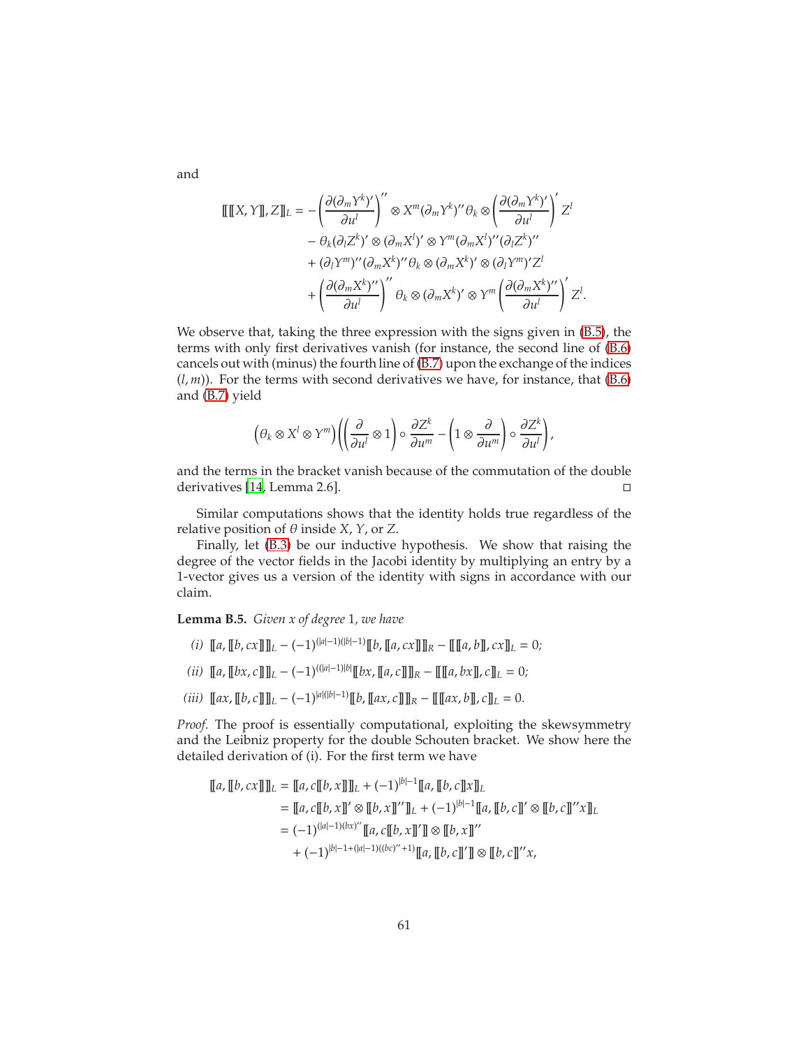and

$$
\begin{aligned}
[\![[\![X,Y]\!],Z]\!]_L = &-\left(\frac{\partial(\partial_m Y^k)'}{\partial u^l}\right)'' \otimes X^m(\partial_m Y^k)''\theta_k \otimes \left(\frac{\partial(\partial_m Y^k)'}{\partial u^l}\right)' Z^l \\
&- \theta_k(\partial_l Z^k)' \otimes (\partial_m X^l)' \otimes Y^m(\partial_m X^l)''(\partial_l Z^k)'' \\
&+ (\partial_l Y^m)''(\partial_m X^k)''\theta_k \otimes (\partial_m X^k)' \otimes (\partial_l Y^m)' Z^l \\
&+ \left(\frac{\partial(\partial_m X^k)''}{\partial u^l}\right)'' \theta_k \otimes (\partial_m X^k)' \otimes Y^m \left(\frac{\partial(\partial_m X^k)''}{\partial u^l}\right)' Z^l.
\end{aligned}
$$

We observe that, taking the three expression with the signs given in (B.5), the terms with only first derivatives vanish (for instance, the second line of (B.6) cancels out with (minus) the fourth line of (B.7) upon the exchange of the indices $(l,m)$). For the terms with second derivatives we have, for instance, that (B.6) and (B.7) yield

$$
\left(\theta_k \otimes X^l \otimes Y^m\right)\left(\left(\frac{\partial}{\partial u^l}\otimes 1\right)\circ \frac{\partial Z^k}{\partial u^m} - \left(1 \otimes \frac{\partial}{\partial u^m}\right)\circ \frac{\partial Z^k}{\partial u^l}\right),
$$

and the terms in the bracket vanish because of the commutation of the double derivatives [14, Lemma 2.6]. □

Similar computations shows that the identity holds true regardless of the relative position of $\theta$ inside $X$, $Y$, or $Z$.

Finally, let (B.3) be our inductive hypothesis. We show that raising the degree of the vector fields in the Jacobi identity by multiplying an entry by a 1-vector gives us a version of the identity with signs in accordance with our claim.

**Lemma B.5.** *Given $x$ of degree 1, we have*

*(i)* $[\![a,[\![b,cx]\!]]\!]_L - (-1)^{(|a|-1)(|b|-1)}[\![b,[\![a,cx]\!]]\!]_R - [\![[\![a,b]\!],cx]\!]_L = 0;$

*(ii)* $[\![a,[\![bx,c]\!]]\!]_L - (-1)^{((|a|-1)|b|}[\![bx,[\![a,c]\!]]\!]_R - [\![[\![a,bx]\!],c]\!]_L = 0;$

*(iii)* $[\![ax,[\![b,c]\!]]\!]_L - (-1)^{|a|(|b|-1)}[\![b,[\![ax,c]\!]]\!]_R - [\![[\![ax,b]\!],c]\!]_L = 0.$

*Proof.* The proof is essentially computational, exploiting the skewsymmetry and the Leibniz property for the double Schouten bracket. We show here the detailed derivation of (i). For the first term we have

$$
\begin{aligned}
[\![a,[\![b,cx]\!]]\!]_L &= [\![a,c[\![b,x]\!]]\!]_L + (-1)^{|b|-1}[\![a,[\![b,c]\!]x]\!]_L \\
&= [\![a,c[\![b,x]\!]'\otimes[\![b,x]\!]'']\!]_L + (-1)^{|b|-1}[\![a,[\![b,c]\!]'\otimes[\![b,c]\!]''x]\!]_L \\
&= (-1)^{(|a|-1)(bx)''}[\![a,c[\![b,x]\!]']\!]\otimes[\![b,x]\!]'' \\
&\quad + (-1)^{|b|-1+(|a|-1)((bc)''+1)}[\![a,[\![b,c]\!]']\!]\otimes[\![b,c]\!]''x,
\end{aligned}
$$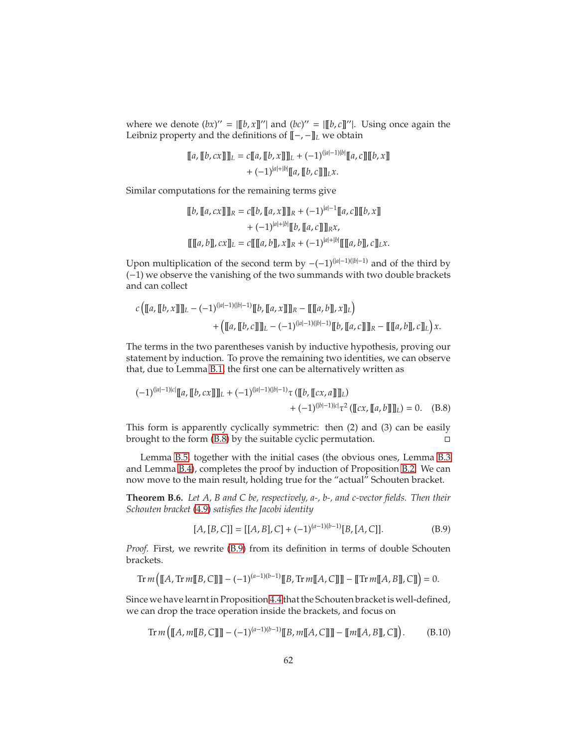where we denote $(bx)'' = |\llbracket b, x \rrbracket''|$ and $(bc)'' = |\llbracket b, c \rrbracket''|$. Using once again the Leibniz property and the definitions of $\llbracket -, - \rrbracket_L$ we obtain

$$
\begin{aligned}
\llbracket a, \llbracket b, cx \rrbracket \rrbracket_L = c \llbracket a, \llbracket b, x \rrbracket \rrbracket_L &+ (-1)^{(|a|-1)|b|} \llbracket a, c \rrbracket \llbracket b, x \rrbracket \\
&+ (-1)^{|a|+|b|} \llbracket a, \llbracket b, c \rrbracket \rrbracket_L x.
\end{aligned}
$$

Similar computations for the remaining terms give

$$
\begin{aligned}
\llbracket b, \llbracket a, cx \rrbracket \rrbracket_R = c \llbracket b, \llbracket a, x \rrbracket \rrbracket_R &+ (-1)^{|a|-1} \llbracket a, c \rrbracket \llbracket b, x \rrbracket \\
&+ (-1)^{|a|+|b|} \llbracket b, \llbracket a, c \rrbracket \rrbracket_R x, \\
\llbracket \llbracket a, b \rrbracket, cx \rrbracket_L = c \llbracket \llbracket a, b \rrbracket, x \rrbracket_R &+ (-1)^{|a|+|b|} \llbracket \llbracket a, b \rrbracket, c \rrbracket_L x.
\end{aligned}
$$

Upon multiplication of the second term by $-(-1)^{(|a|-1)(|b|-1)}$ and of the third by $(-1)$ we observe the vanishing of the two summands with two double brackets and can collect

$$
\begin{aligned}
c \Big( \llbracket a, \llbracket b, x \rrbracket \rrbracket_L - (-1)^{(|a|-1)(|b|-1)} \llbracket b, \llbracket a, x \rrbracket \rrbracket_R - \llbracket \llbracket a, b \rrbracket, x \rrbracket_L \Big) \\
+ \Big( \llbracket a, \llbracket b, c \rrbracket \rrbracket_L - (-1)^{(|a|-1)(|b|-1)} \llbracket b, \llbracket a, c \rrbracket \rrbracket_R - \llbracket \llbracket a, b \rrbracket, c \rrbracket_L \Big) x.
\end{aligned}
$$

The terms in the two parentheses vanish by inductive hypothesis, proving our statement by induction. To prove the remaining two identities, we can observe that, due to Lemma B.1, the first one can be alternatively written as

$$
\begin{aligned}
(-1)^{(|a|-1)|c|} \llbracket a, \llbracket b, cx \rrbracket \rrbracket_L + (-1)^{(|a|-1)(|b|-1)} \tau \left( \llbracket b, \llbracket cx, a \rrbracket \rrbracket_L \right) \\
+ (-1)^{(|b|-1)|c|} \tau^2 \left( \llbracket cx, \llbracket a, b \rrbracket \rrbracket_L \right) = 0. \quad \text{(B.8)}
\end{aligned}
$$

This form is apparently cyclically symmetric: then (2) and (3) can be easily brought to the form (B.8) by the suitable cyclic permutation. □

Lemma B.5, together with the initial cases (the obvious ones, Lemma B.3 and Lemma B.4), completes the proof by induction of Proposition B.2. We can now move to the main result, holding true for the "actual" Schouten bracket.

**Theorem B.6.** *Let $A$, $B$ and $C$ be, respectively, $a$-, $b$-, and $c$-vector fields. Then their Schouten bracket (4.9) satisfies the Jacobi identity*

$$
[A, [B, C]] = [[A, B], C] + (-1)^{(a-1)(b-1)} [B, [A, C]]. \quad \text{(B.9)}
$$

*Proof.* First, we rewrite (B.9) from its definition in terms of double Schouten brackets.

$$
\operatorname{Tr} m \Big( \llbracket A, \operatorname{Tr} m \llbracket B, C \rrbracket \rrbracket - (-1)^{(a-1)(b-1)} \llbracket B, \operatorname{Tr} m \llbracket A, C \rrbracket \rrbracket - \llbracket \operatorname{Tr} m \llbracket A, B \rrbracket, C \rrbracket \Big) = 0.
$$

Since we have learnt in Proposition 4.4 that the Schouten bracket is well-defined, we can drop the trace operation inside the brackets, and focus on

$$
\operatorname{Tr} m \Big( \llbracket A, m \llbracket B, C \rrbracket \rrbracket - (-1)^{(a-1)(b-1)} \llbracket B, m \llbracket A, C \rrbracket \rrbracket - \llbracket m \llbracket A, B \rrbracket, C \rrbracket \Big). \quad \text{(B.10)}
$$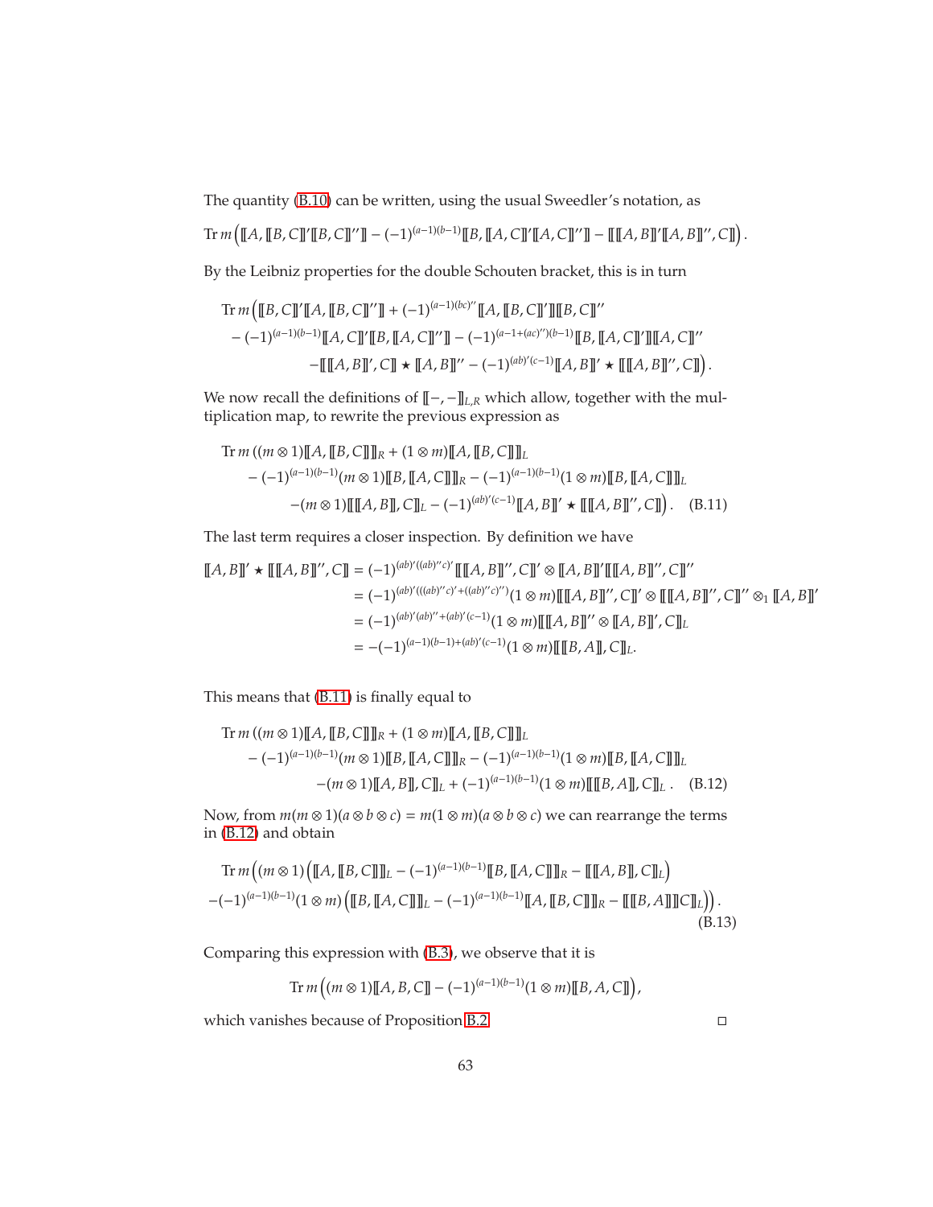The quantity (B.10) can be written, using the usual Sweedler's notation, as

$$\operatorname{Tr} m\left( [\![A, [\![B,C]\!]'[\![B,C]\!]'']\!] - (-1)^{(a-1)(b-1)} [\![B, [\![A,C]\!]'[\![A,C]\!]'']\!] - [\![ [\![A,B]\!]'[\![A,B]\!]'', C]\!] \right).$$

By the Leibniz properties for the double Schouten bracket, this is in turn

$$\begin{aligned}
&\operatorname{Tr} m\Big( [\![B,C]\!]'[\![A,[\![B,C]\!]'']\!] + (-1)^{(a-1)(bc)''}[\![A,[\![B,C]\!]']\!][\![B,C]\!]'' \\
&\quad - (-1)^{(a-1)(b-1)}[\![A,C]\!]'[\![B,[\![A,C]\!]'']\!] - (-1)^{(a-1+(ac)'')(b-1)}[\![B,[\![A,C]\!]']\!][\![A,C]\!]'' \\
&\qquad -[\![ [\![A,B]\!]', C]\!] \star [\![A,B]\!]'' - (-1)^{(ab)'(c-1)}[\![A,B]\!]' \star [\![ [\![A,B]\!]'', C]\!] \Big).
\end{aligned}$$

We now recall the definitions of $[\![-,-]\!]_{L,R}$ which allow, together with the multiplication map, to rewrite the previous expression as

$$\begin{aligned}
&\operatorname{Tr} m\,((m\otimes 1)[\![A,[\![B,C]\!]]\!]_R + (1\otimes m)[\![A,[\![B,C]\!]]\!]_L \\
&\quad - (-1)^{(a-1)(b-1)}(m\otimes 1)[\![B,[\![A,C]\!]]\!]_R - (-1)^{(a-1)(b-1)}(1\otimes m)[\![B,[\![A,C]\!]]\!]_L \\
&\qquad -(m\otimes 1)[\![ [\![A,B]\!], C]\!]_L - (-1)^{(ab)'(c-1)}[\![A,B]\!]' \star [\![ [\![A,B]\!]'', C]\!] \Big). \qquad \text{(B.11)}
\end{aligned}$$

The last term requires a closer inspection. By definition we have

$$\begin{aligned}
[\![A,B]\!]' \star [\![ [\![A,B]\!]'', C]\!] &= (-1)^{(ab)'((ab)''c)'}[\![ [\![A,B]\!]'', C]\!]' \otimes [\![A,B]\!]'[\![ [\![A,B]\!]'', C]\!]'' \\
&= (-1)^{(ab)'(((ab)''c)'+((ab)''c)'')}(1\otimes m)[\![ [\![A,B]\!]'', C]\!]' \otimes [\![ [\![A,B]\!]'', C]\!]'' \otimes_1 [\![A,B]\!]' \\
&= (-1)^{(ab)'(ab)''+(ab)'(c-1)}(1\otimes m)[\![ [\![A,B]\!]'' \otimes [\![A,B]\!]', C]\!]_L \\
&= -(-1)^{(a-1)(b-1)+(ab)'(c-1)}(1\otimes m)[\![ [\![B,A]\!], C]\!]_L.
\end{aligned}$$

This means that (B.11) is finally equal to

$$\begin{aligned}
&\operatorname{Tr} m\,((m\otimes 1)[\![A,[\![B,C]\!]]\!]_R + (1\otimes m)[\![A,[\![B,C]\!]]\!]_L \\
&\quad - (-1)^{(a-1)(b-1)}(m\otimes 1)[\![B,[\![A,C]\!]]\!]_R - (-1)^{(a-1)(b-1)}(1\otimes m)[\![B,[\![A,C]\!]]\!]_L \\
&\qquad -(m\otimes 1)[\![A,B]\!], C]\!]_L + (-1)^{(a-1)(b-1)}(1\otimes m)[\![ [\![B,A]\!], C]\!]_L\,. \qquad \text{(B.12)}
\end{aligned}$$

Now, from $m(m\otimes 1)(a\otimes b\otimes c) = m(1\otimes m)(a\otimes b\otimes c)$ we can rearrange the terms in (B.12) and obtain

$$\begin{aligned}
&\operatorname{Tr} m\Big((m\otimes 1)\left([\![A,[\![B,C]\!]]\!]_L - (-1)^{(a-1)(b-1)}[\![B,[\![A,C]\!]]\!]_R - [\![ [\![A,B]\!], C]\!]_L\right) \\
&-(-1)^{(a-1)(b-1)}(1\otimes m)\left([\![B,[\![A,C]\!]]\!]_L - (-1)^{(a-1)(b-1)}[\![A,[\![B,C]\!]]\!]_R - [\![ [\![B,A]\!]]\!]C]\!]_L\right)\Big). \\
&\hfill \text{(B.13)}
\end{aligned}$$

Comparing this expression with (B.3), we observe that it is

$$\operatorname{Tr} m\left((m\otimes 1)[\![A,B,C]\!] - (-1)^{(a-1)(b-1)}(1\otimes m)[\![B,A,C]\!]\right),$$

which vanishes because of Proposition B.2. □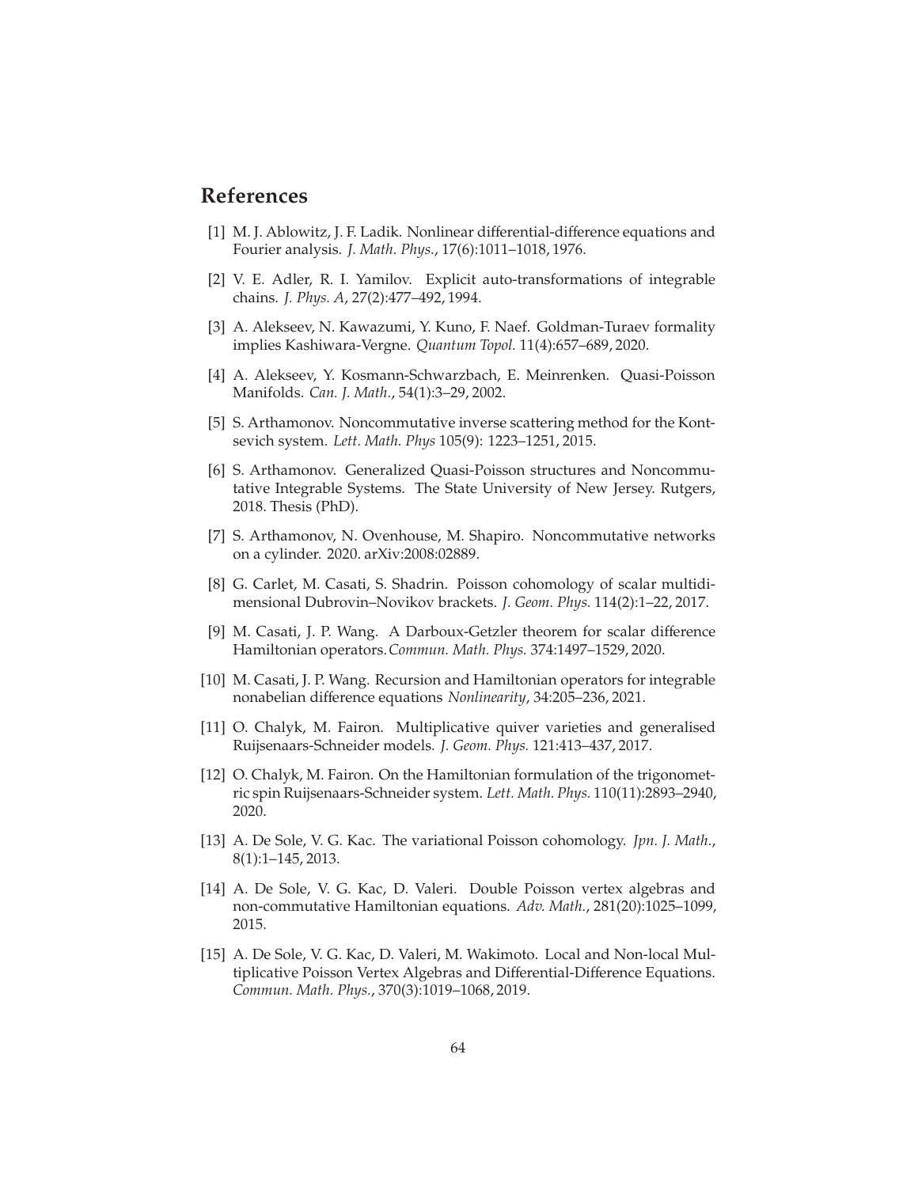# References

[1] M. J. Ablowitz, J. F. Ladik. Nonlinear differential-difference equations and Fourier analysis. *J. Math. Phys.*, 17(6):1011–1018, 1976.

[2] V. E. Adler, R. I. Yamilov. Explicit auto-transformations of integrable chains. *J. Phys. A*, 27(2):477–492, 1994.

[3] A. Alekseev, N. Kawazumi, Y. Kuno, F. Naef. Goldman-Turaev formality implies Kashiwara-Vergne. *Quantum Topol.* 11(4):657–689, 2020.

[4] A. Alekseev, Y. Kosmann-Schwarzbach, E. Meinrenken. Quasi-Poisson Manifolds. *Can. J. Math.*, 54(1):3–29, 2002.

[5] S. Arthamonov. Noncommutative inverse scattering method for the Kontsevich system. *Lett. Math. Phys* 105(9): 1223–1251, 2015.

[6] S. Arthamonov. Generalized Quasi-Poisson structures and Noncommutative Integrable Systems. The State University of New Jersey. Rutgers, 2018. Thesis (PhD).

[7] S. Arthamonov, N. Ovenhouse, M. Shapiro. Noncommutative networks on a cylinder. 2020. arXiv:2008:02889.

[8] G. Carlet, M. Casati, S. Shadrin. Poisson cohomology of scalar multidimensional Dubrovin–Novikov brackets. *J. Geom. Phys.* 114(2):1–22, 2017.

[9] M. Casati, J. P. Wang. A Darboux-Getzler theorem for scalar difference Hamiltonian operators.*Commun. Math. Phys.* 374:1497–1529, 2020.

[10] M. Casati, J. P. Wang. Recursion and Hamiltonian operators for integrable nonabelian difference equations *Nonlinearity*, 34:205–236, 2021.

[11] O. Chalyk, M. Fairon. Multiplicative quiver varieties and generalised Ruijsenaars-Schneider models. *J. Geom. Phys.* 121:413–437, 2017.

[12] O. Chalyk, M. Fairon. On the Hamiltonian formulation of the trigonometric spin Ruijsenaars-Schneider system. *Lett. Math. Phys.* 110(11):2893–2940, 2020.

[13] A. De Sole, V. G. Kac. The variational Poisson cohomology. *Jpn. J. Math.*, 8(1):1–145, 2013.

[14] A. De Sole, V. G. Kac, D. Valeri. Double Poisson vertex algebras and non-commutative Hamiltonian equations. *Adv. Math.*, 281(20):1025–1099, 2015.

[15] A. De Sole, V. G. Kac, D. Valeri, M. Wakimoto. Local and Non-local Multiplicative Poisson Vertex Algebras and Differential-Difference Equations. *Commun. Math. Phys.*, 370(3):1019–1068, 2019.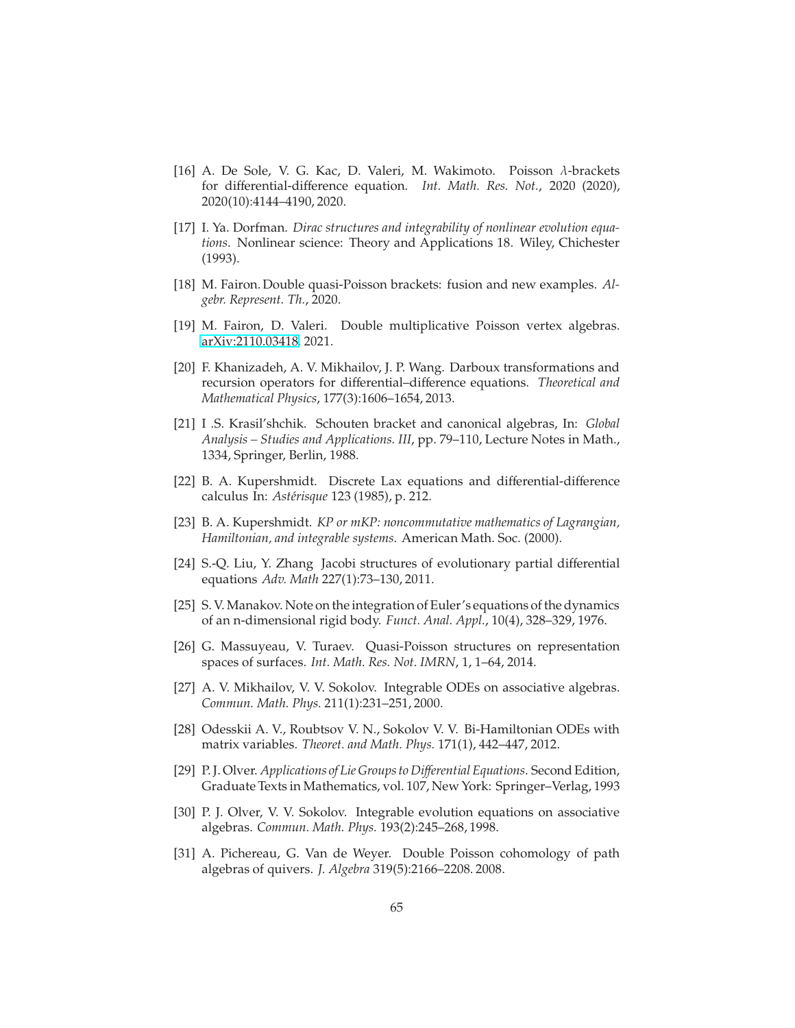[16] A. De Sole, V. G. Kac, D. Valeri, M. Wakimoto. Poisson $\lambda$-brackets for differential-difference equation. *Int. Math. Res. Not.*, 2020 (2020), 2020(10):4144–4190, 2020.

[17] I. Ya. Dorfman. *Dirac structures and integrability of nonlinear evolution equations*. Nonlinear science: Theory and Applications 18. Wiley, Chichester (1993).

[18] M. Fairon. Double quasi-Poisson brackets: fusion and new examples. *Algebr. Represent. Th.*, 2020.

[19] M. Fairon, D. Valeri. Double multiplicative Poisson vertex algebras. arXiv:2110.03418, 2021.

[20] F. Khanizadeh, A. V. Mikhailov, J. P. Wang. Darboux transformations and recursion operators for differential–difference equations. *Theoretical and Mathematical Physics*, 177(3):1606–1654, 2013.

[21] I .S. Krasil'shchik. Schouten bracket and canonical algebras, In: *Global Analysis – Studies and Applications. III*, pp. 79–110, Lecture Notes in Math., 1334, Springer, Berlin, 1988.

[22] B. A. Kupershmidt. Discrete Lax equations and differential-difference calculus In: *Astérisque* 123 (1985), p. 212.

[23] B. A. Kupershmidt. *KP or mKP: noncommutative mathematics of Lagrangian, Hamiltonian, and integrable systems*. American Math. Soc. (2000).

[24] S.-Q. Liu, Y. Zhang Jacobi structures of evolutionary partial differential equations *Adv. Math* 227(1):73–130, 2011.

[25] S. V. Manakov. Note on the integration of Euler's equations of the dynamics of an n-dimensional rigid body. *Funct. Anal. Appl.*, 10(4), 328–329, 1976.

[26] G. Massuyeau, V. Turaev. Quasi-Poisson structures on representation spaces of surfaces. *Int. Math. Res. Not. IMRN*, 1, 1–64, 2014.

[27] A. V. Mikhailov, V. V. Sokolov. Integrable ODEs on associative algebras. *Commun. Math. Phys.* 211(1):231–251, 2000.

[28] Odesskii A. V., Roubtsov V. N., Sokolov V. V. Bi-Hamiltonian ODEs with matrix variables. *Theoret. and Math. Phys.* 171(1), 442–447, 2012.

[29] P. J. Olver. *Applications of Lie Groups to Differential Equations*. Second Edition, Graduate Texts in Mathematics, vol. 107, New York: Springer–Verlag, 1993

[30] P. J. Olver, V. V. Sokolov. Integrable evolution equations on associative algebras. *Commun. Math. Phys.* 193(2):245–268, 1998.

[31] A. Pichereau, G. Van de Weyer. Double Poisson cohomology of path algebras of quivers. *J. Algebra* 319(5):2166–2208. 2008.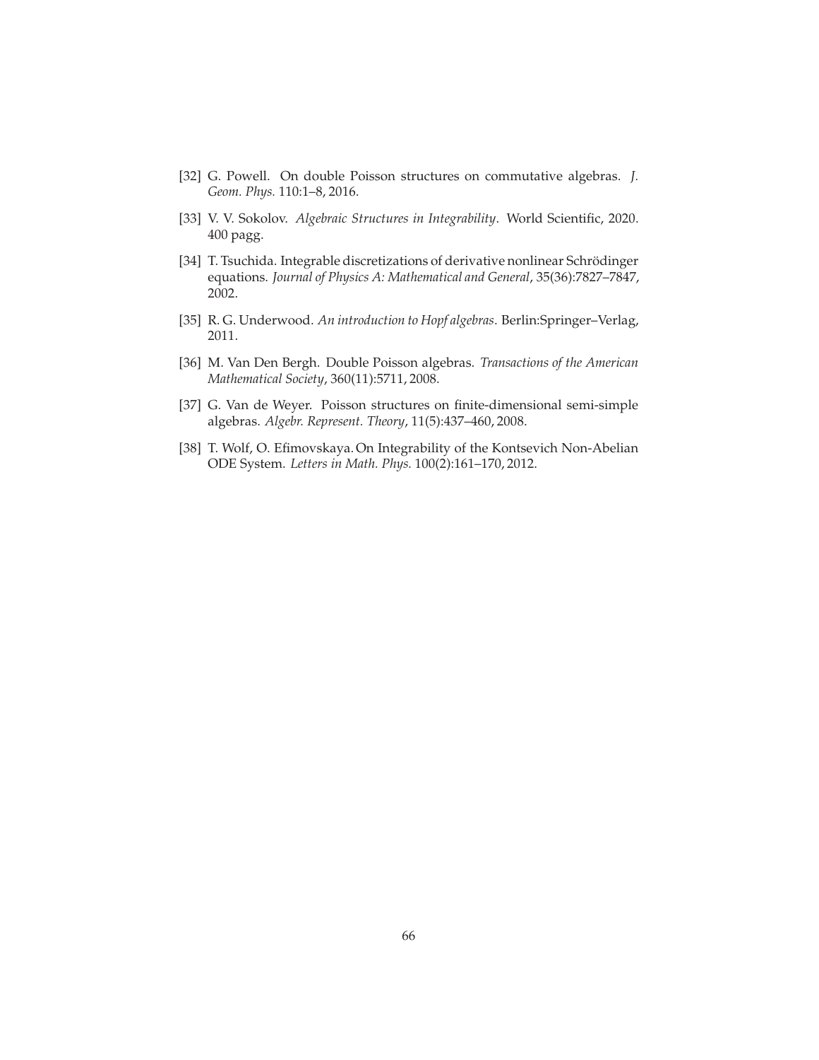[32] G. Powell. On double Poisson structures on commutative algebras. *J. Geom. Phys.* 110:1–8, 2016.

[33] V. V. Sokolov. *Algebraic Structures in Integrability*. World Scientific, 2020. 400 pagg.

[34] T. Tsuchida. Integrable discretizations of derivative nonlinear Schrödinger equations. *Journal of Physics A: Mathematical and General*, 35(36):7827–7847, 2002.

[35] R. G. Underwood. *An introduction to Hopf algebras*. Berlin:Springer–Verlag, 2011.

[36] M. Van Den Bergh. Double Poisson algebras. *Transactions of the American Mathematical Society*, 360(11):5711, 2008.

[37] G. Van de Weyer. Poisson structures on finite-dimensional semi-simple algebras. *Algebr. Represent. Theory*, 11(5):437–460, 2008.

[38] T. Wolf, O. Efimovskaya. On Integrability of the Kontsevich Non-Abelian ODE System. *Letters in Math. Phys.* 100(2):161–170, 2012.